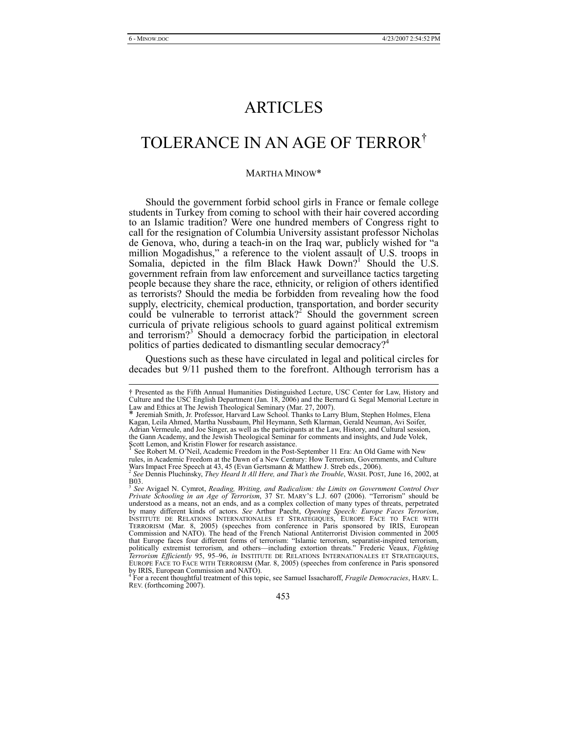# ARTICLES

# TOLERANCE IN AN AGE OF TERROR†

MARTHA MINOW*

Should the government forbid school girls in France or female college students in Turkey from coming to school with their hair covered according to an Islamic tradition? Were one hundred members of Congress right to call for the resignation of Columbia University assistant professor Nicholas de Genova, who, during a teach-in on the Iraq war, publicly wished for "a million Mogadishus," a reference to the violent assault of U.S. troops in Somalia, depicted in the film Black Hawk Down?[1] Should the U.S. government refrain from law enforcement and surveillance tactics targeting people because they share the race, ethnicity, or religion of others identified as terrorists? Should the media be forbidden from revealing how the food supply, electricity, chemical production, transportation, and border security could be vulnerable to terrorist attack?[2] Should the government screen curricula of private religious schools to guard against political extremism and terrorism?[3] Should a democracy forbid the participation in electoral politics of parties dedicated to dismantling secular democracy?[4]

Questions such as these have circulated in legal and political circles for decades but 9/11 pushed them to the forefront. Although terrorism has a

---

† Presented as the Fifth Annual Humanities Distinguished Lecture, USC Center for Law, History and Culture and the USC English Department (Jan. 18, 2006) and the Bernard G. Segal Memorial Lecture in Law and Ethics at The Jewish Theological Seminary (Mar. 27, 2007).

\* Jeremiah Smith, Jr. Professor, Harvard Law School. Thanks to Larry Blum, Stephen Holmes, Elena Kagan, Leila Ahmed, Martha Nussbaum, Phil Heymann, Seth Klarman, Gerald Neuman, Avi Soifer, Adrian Vermeule, and Joe Singer, as well as the participants at the Law, History, and Cultural session, the Gann Academy, and the Jewish Theological Seminar for comments and insights, and Jude Volek, Scott Lemon, and Kristin Flower for research assistance.

[1] See Robert M. O'Neil, Academic Freedom in the Post-September 11 Era: An Old Game with New rules, in Academic Freedom at the Dawn of a New Century: How Terrorism, Governments, and Culture Wars Impact Free Speech at 43, 45 (Evan Gertsmann & Matthew J. Streb eds., 2006).

[2] *See* Dennis Pluchinsky, *They Heard It All Here, and That's the Trouble*, WASH. POST, June 16, 2002, at B03.

[3] *See* Avigael N. Cymrot, *Reading, Writing, and Radicalism: the Limits on Government Control Over Private Schooling in an Age of Terrorism*, 37 ST. MARY'S L.J. 607 (2006). "Terrorism" should be understood as a means, not an ends, and as a complex collection of many types of threats, perpetrated by many different kinds of actors. *See* Arthur Paecht, *Opening Speech: Europe Faces Terrorism*, INSTITUTE DE RELATIONS INTERNATIONALES ET STRATEGIQUES, EUROPE FACE TO FACE WITH TERRORISM (Mar. 8, 2005) (speeches from conference in Paris sponsored by IRIS, European Commission and NATO). The head of the French National Antiterrorist Division commented in 2005 that Europe faces four different forms of terrorism: "Islamic terrorism, separatist-inspired terrorism, politically extremist terrorism, and others—including extortion threats." Frederic Veaux, *Fighting Terrorism Efficiently* 95, 95–96, *in* INSTITUTE DE RELATIONS INTERNATIONALES ET STRATEGIQUES, EUROPE FACE TO FACE WITH TERRORISM (Mar. 8, 2005) (speeches from conference in Paris sponsored by IRIS, European Commission and NATO).

[4] For a recent thoughtful treatment of this topic, see Samuel Issacharoff, *Fragile Democracies*, HARV. L. REV. (forthcoming 2007).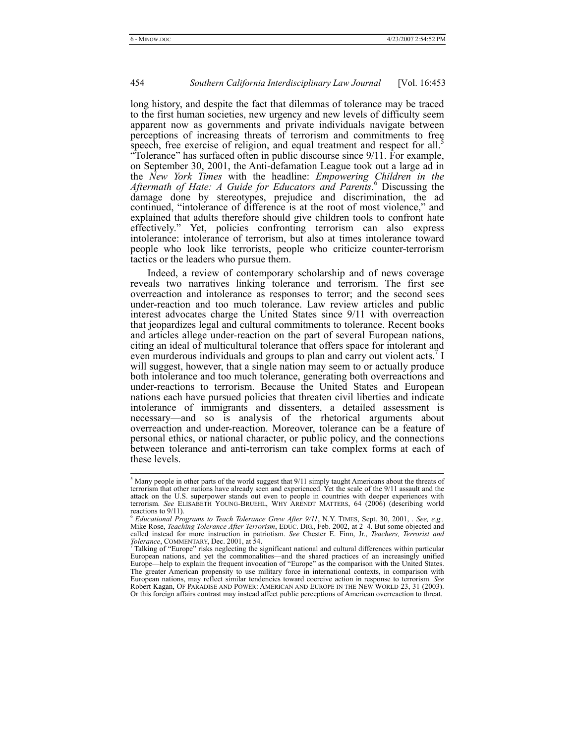long history, and despite the fact that dilemmas of tolerance may be traced to the first human societies, new urgency and new levels of difficulty seem apparent now as governments and private individuals navigate between perceptions of increasing threats of terrorism and commitments to free speech, free exercise of religion, and equal treatment and respect for all.[5] "Tolerance" has surfaced often in public discourse since 9/11. For example, on September 30, 2001, the Anti-defamation League took out a large ad in the *New York Times* with the headline: *Empowering Children in the Aftermath of Hate: A Guide for Educators and Parents*.[6] Discussing the damage done by stereotypes, prejudice and discrimination, the ad continued, "intolerance of difference is at the root of most violence," and explained that adults therefore should give children tools to confront hate effectively." Yet, policies confronting terrorism can also express intolerance: intolerance of terrorism, but also at times intolerance toward people who look like terrorists, people who criticize counter-terrorism tactics or the leaders who pursue them.

Indeed, a review of contemporary scholarship and of news coverage reveals two narratives linking tolerance and terrorism. The first see overreaction and intolerance as responses to terror; and the second sees under-reaction and too much tolerance. Law review articles and public interest advocates charge the United States since 9/11 with overreaction that jeopardizes legal and cultural commitments to tolerance. Recent books and articles allege under-reaction on the part of several European nations, citing an ideal of multicultural tolerance that offers space for intolerant and even murderous individuals and groups to plan and carry out violent acts.[7] I will suggest, however, that a single nation may seem to or actually produce both intolerance and too much tolerance, generating both overreactions and under-reactions to terrorism. Because the United States and European nations each have pursued policies that threaten civil liberties and indicate intolerance of immigrants and dissenters, a detailed assessment is necessary—and so is analysis of the rhetorical arguments about overreaction and under-reaction. Moreover, tolerance can be a feature of personal ethics, or national character, or public policy, and the connections between tolerance and anti-terrorism can take complex forms at each of these levels.

---

[5] Many people in other parts of the world suggest that 9/11 simply taught Americans about the threats of terrorism that other nations have already seen and experienced. Yet the scale of the 9/11 assault and the attack on the U.S. superpower stands out even to people in countries with deeper experiences with terrorism. *See* ELISABETH YOUNG-BRUEHL, WHY ARENDT MATTERS, 64 (2006) (describing world reactions to 9/11).

[6] *Educational Programs to Teach Tolerance Grew After 9/11*, N.Y. TIMES, Sept. 30, 2001, . *See, e.g.,* Mike Rose, *Teaching Tolerance After Terrorism*, EDUC. DIG., Feb. 2002, at 2–4. But some objected and called instead for more instruction in patriotism. *See* Chester E. Finn, Jr., *Teachers, Terrorist and Tolerance*, COMMENTARY, Dec. 2001, at 54.

[7] Talking of "Europe" risks neglecting the significant national and cultural differences within particular European nations, and yet the commonalities—and the shared practices of an increasingly unified Europe—help to explain the frequent invocation of "Europe" as the comparison with the United States. The greater American propensity to use military force in international contexts, in comparison with European nations, may reflect similar tendencies toward coercive action in response to terrorism. *See* Robert Kagan, OF PARADISE AND POWER: AMERICAN AND EUROPE IN THE NEW WORLD 23, 31 (2003). Or this foreign affairs contrast may instead affect public perceptions of American overreaction to threat.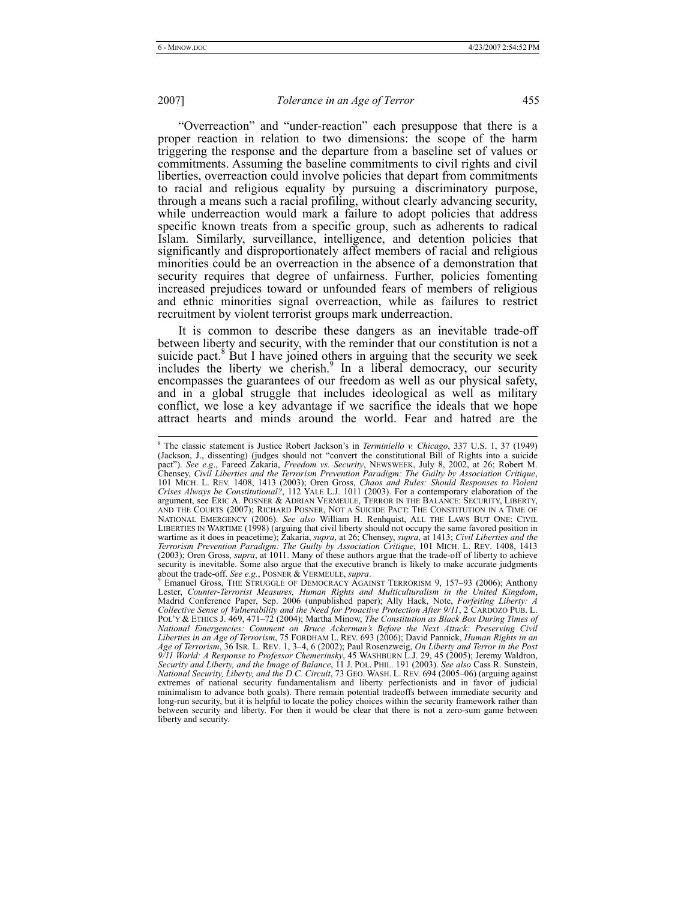"Overreaction" and "under-reaction" each presuppose that there is a proper reaction in relation to two dimensions: the scope of the harm triggering the response and the departure from a baseline set of values or commitments. Assuming the baseline commitments to civil rights and civil liberties, overreaction could involve policies that depart from commitments to racial and religious equality by pursuing a discriminatory purpose, through a means such a racial profiling, without clearly advancing security, while underreaction would mark a failure to adopt policies that address specific known treats from a specific group, such as adherents to radical Islam. Similarly, surveillance, intelligence, and detention policies that significantly and disproportionately affect members of racial and religious minorities could be an overreaction in the absence of a demonstration that security requires that degree of unfairness. Further, policies fomenting increased prejudices toward or unfounded fears of members of religious and ethnic minorities signal overreaction, while as failures to restrict recruitment by violent terrorist groups mark underreaction.

It is common to describe these dangers as an inevitable trade-off between liberty and security, with the reminder that our constitution is not a suicide pact.[8] But I have joined others in arguing that the security we seek includes the liberty we cherish.[9] In a liberal democracy, our security encompasses the guarantees of our freedom as well as our physical safety, and in a global struggle that includes ideological as well as military conflict, we lose a key advantage if we sacrifice the ideals that we hope attract hearts and minds around the world. Fear and hatred are the

---

[8] The classic statement is Justice Robert Jackson's in *Terminiello v. Chicago*, 337 U.S. 1, 37 (1949) (Jackson, J., dissenting) (judges should not "convert the constitutional Bill of Rights into a suicide pact"). *See e.g*., Fareed Zakaria, *Freedom vs. Security*, NEWSWEEK, July 8, 2002, at 26; Robert M. Chensey, *Civil Liberties and the Terrorism Prevention Paradigm: The Guilty by Association Critique*, 101 MICH. L. REV. 1408, 1413 (2003); Oren Gross, *Chaos and Rules: Should Responses to Violent Crises Always be Constitutional?*, 112 YALE L.J. 1011 (2003). For a contemporary elaboration of the argument, see ERIC A. POSNER & ADRIAN VERMEULE, TERROR IN THE BALANCE: SECURITY, LIBERTY, AND THE COURTS (2007); RICHARD POSNER, NOT A SUICIDE PACT: THE CONSTITUTION IN A TIME OF NATIONAL EMERGENCY (2006). *See also* William H. Renhquist, ALL THE LAWS BUT ONE: CIVIL LIBERTIES IN WARTIME (1998) (arguing that civil liberty should not occupy the same favored position in wartime as it does in peacetime); Zakaria, *supra*, at 26; Chensey, *supra*, at 1413; *Civil Liberties and the Terrorism Prevention Paradigm: The Guilty by Association Critique*, 101 MICH. L. REV. 1408, 1413 (2003); Oren Gross, *supra*, at 1011. Many of these authors argue that the trade-off of liberty to achieve security is inevitable. Some also argue that the executive branch is likely to make accurate judgments about the trade-off. *See e.g.*, POSNER & VERMEULE, *supra*.

[9] Emanuel Gross, THE STRUGGLE OF DEMOCRACY AGAINST TERRORISM 9, 157–93 (2006); Anthony Lester, *Counter-Terrorist Measures, Human Rights and Multiculturalism in the United Kingdom*, Madrid Conference Paper, Sep. 2006 (unpublished paper); Ally Hack, Note, *Forfeiting Liberty: A Collective Sense of Vulnerability and the Need for Proactive Protection After 9/11*, 2 CARDOZO PUB. L. POL'Y & ETHICS J. 469, 471–72 (2004); Martha Minow, *The Constitution as Black Box During Times of National Emergencies: Comment on Bruce Ackerman's Before the Next Attack: Preserving Civil Liberties in an Age of Terrorism*, 75 FORDHAM L. REV. 693 (2006); David Pannick, *Human Rights in an Age of Terrorism*, 36 ISR. L. REV. 1, 3–4, 6 (2002); Paul Rosenzweig, *On Liberty and Terror in the Post 9/11 World: A Response to Professor Chemerinsky*, 45 WASHBURN L.J. 29, 45 (2005); Jeremy Waldron, *Security and Liberty, and the Image of Balance*, 11 J. POL. PHIL. 191 (2003). *See also* Cass R. Sunstein, *National Security, Liberty, and the D.C. Circuit*, 73 GEO. WASH. L. REV. 694 (2005–06) (arguing against extremes of national security fundamentalism and liberty perfectionists and in favor of judicial minimalism to advance both goals). There remain potential tradeoffs between immediate security and long-run security, but it is helpful to locate the policy choices within the security framework rather than between security and liberty. For then it would be clear that there is not a zero-sum game between liberty and security.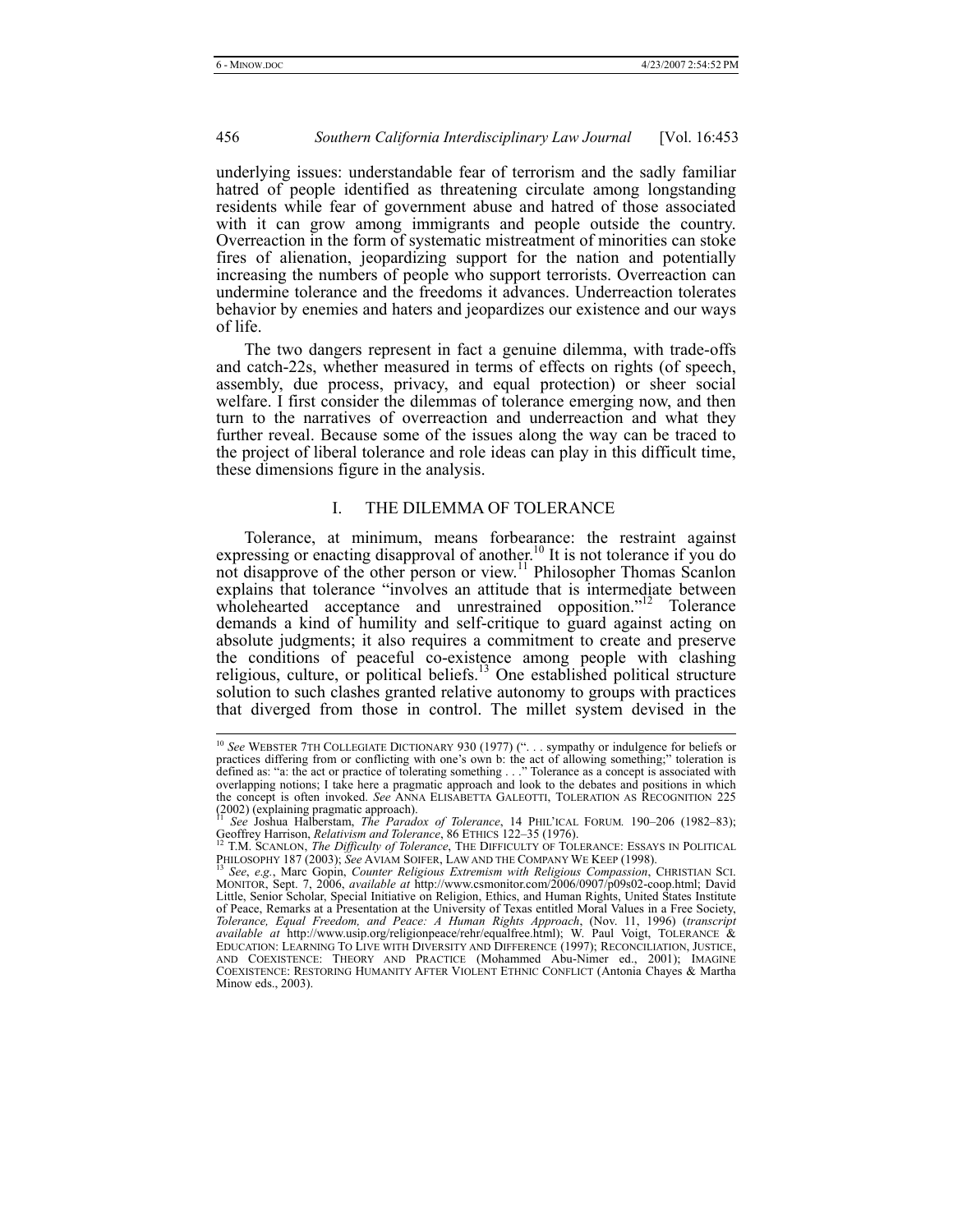underlying issues: understandable fear of terrorism and the sadly familiar hatred of people identified as threatening circulate among longstanding residents while fear of government abuse and hatred of those associated with it can grow among immigrants and people outside the country. Overreaction in the form of systematic mistreatment of minorities can stoke fires of alienation, jeopardizing support for the nation and potentially increasing the numbers of people who support terrorists. Overreaction can undermine tolerance and the freedoms it advances. Underreaction tolerates behavior by enemies and haters and jeopardizes our existence and our ways of life.

The two dangers represent in fact a genuine dilemma, with trade-offs and catch-22s, whether measured in terms of effects on rights (of speech, assembly, due process, privacy, and equal protection) or sheer social welfare. I first consider the dilemmas of tolerance emerging now, and then turn to the narratives of overreaction and underreaction and what they further reveal. Because some of the issues along the way can be traced to the project of liberal tolerance and role ideas can play in this difficult time, these dimensions figure in the analysis.

## I. THE DILEMMA OF TOLERANCE

Tolerance, at minimum, means forbearance: the restraint against expressing or enacting disapproval of another.[10] It is not tolerance if you do not disapprove of the other person or view.[11] Philosopher Thomas Scanlon explains that tolerance "involves an attitude that is intermediate between wholehearted acceptance and unrestrained opposition."[12] Tolerance demands a kind of humility and self-critique to guard against acting on absolute judgments; it also requires a commitment to create and preserve the conditions of peaceful co-existence among people with clashing religious, culture, or political beliefs.[13] One established political structure solution to such clashes granted relative autonomy to groups with practices that diverged from those in control. The millet system devised in the

---

[10] *See* WEBSTER 7TH COLLEGIATE DICTIONARY 930 (1977) (". . . sympathy or indulgence for beliefs or practices differing from or conflicting with one's own b: the act of allowing something;" toleration is defined as: "a: the act or practice of tolerating something . . ." Tolerance as a concept is associated with overlapping notions; I take here a pragmatic approach and look to the debates and positions in which the concept is often invoked. *See* ANNA ELISABETTA GALEOTTI, TOLERATION AS RECOGNITION 225 (2002) (explaining pragmatic approach).

[11] *See* Joshua Halberstam, *The Paradox of Tolerance*, 14 PHIL'ICAL FORUM. 190–206 (1982–83); Geoffrey Harrison, *Relativism and Tolerance*, 86 ETHICS 122–35 (1976).

[12] T.M. SCANLON, *The Difficulty of Tolerance*, THE DIFFICULTY OF TOLERANCE: ESSAYS IN POLITICAL PHILOSOPHY 187 (2003); *See* AVIAM SOIFER, LAW AND THE COMPANY WE KEEP (1998).

[13] *See*, *e.g.*, Marc Gopin, *Counter Religious Extremism with Religious Compassion*, CHRISTIAN SCI. MONITOR, Sept. 7, 2006, *available at* http://www.csmonitor.com/2006/0907/p09s02-coop.html; David Little, Senior Scholar, Special Initiative on Religion, Ethics, and Human Rights, United States Institute of Peace, Remarks at a Presentation at the University of Texas entitled Moral Values in a Free Society, *Tolerance, Equal Freedom, and Peace: A Human Rights Approach*, (Nov. 11, 1996) (*transcript available at* http://www.usip.org/religionpeace/rehr/equalfree.html); W. Paul Voigt, TOLERANCE & EDUCATION: LEARNING TO LIVE WITH DIVERSITY AND DIFFERENCE (1997); RECONCILIATION, JUSTICE, AND COEXISTENCE: THEORY AND PRACTICE (Mohammed Abu-Nimer ed., 2001); IMAGINE COEXISTENCE: RESTORING HUMANITY AFTER VIOLENT ETHNIC CONFLICT (Antonia Chayes & Martha Minow eds., 2003).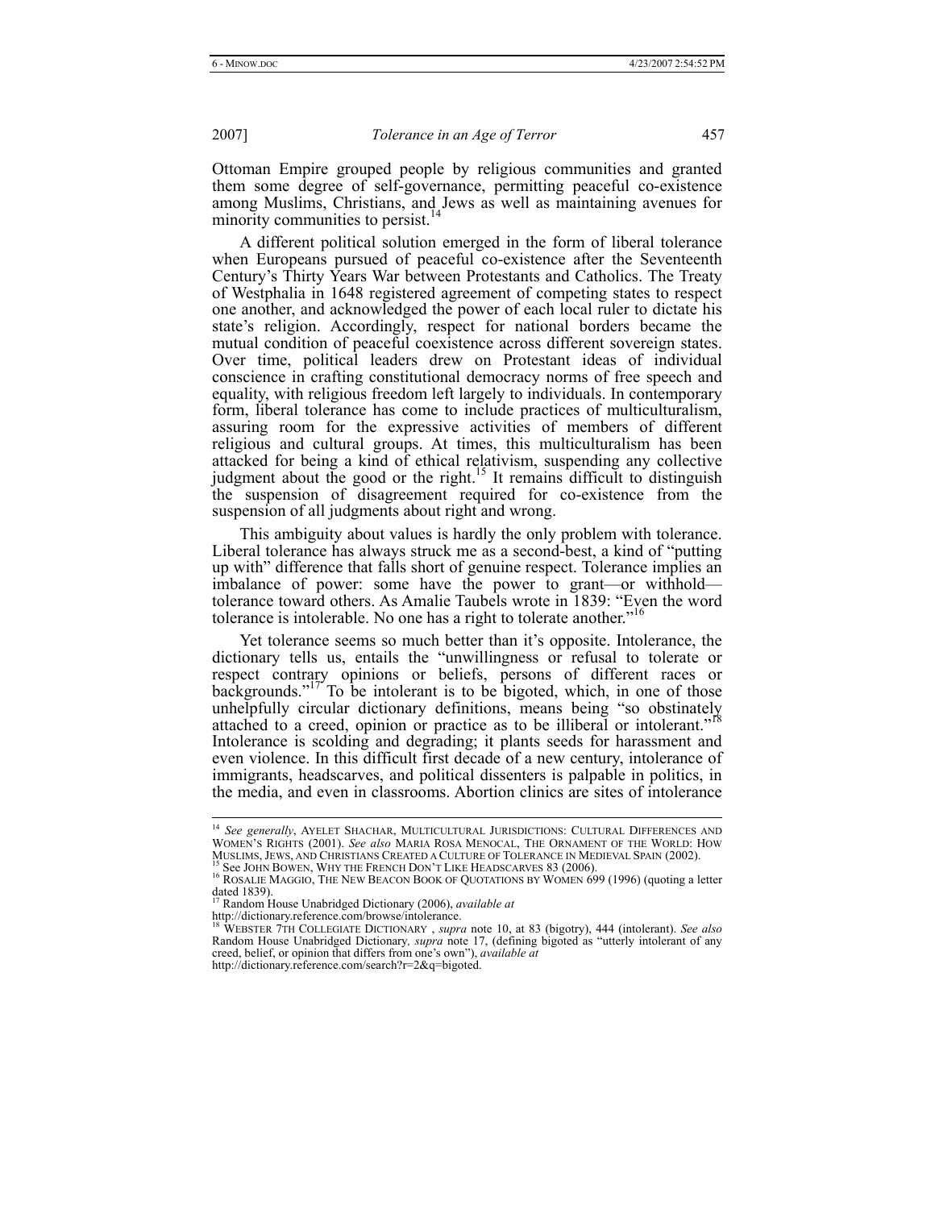Ottoman Empire grouped people by religious communities and granted them some degree of self-governance, permitting peaceful co-existence among Muslims, Christians, and Jews as well as maintaining avenues for minority communities to persist.[14]

A different political solution emerged in the form of liberal tolerance when Europeans pursued of peaceful co-existence after the Seventeenth Century's Thirty Years War between Protestants and Catholics. The Treaty of Westphalia in 1648 registered agreement of competing states to respect one another, and acknowledged the power of each local ruler to dictate his state's religion. Accordingly, respect for national borders became the mutual condition of peaceful coexistence across different sovereign states. Over time, political leaders drew on Protestant ideas of individual conscience in crafting constitutional democracy norms of free speech and equality, with religious freedom left largely to individuals. In contemporary form, liberal tolerance has come to include practices of multiculturalism, assuring room for the expressive activities of members of different religious and cultural groups. At times, this multiculturalism has been attacked for being a kind of ethical relativism, suspending any collective judgment about the good or the right.[15] It remains difficult to distinguish the suspension of disagreement required for co-existence from the suspension of all judgments about right and wrong.

This ambiguity about values is hardly the only problem with tolerance. Liberal tolerance has always struck me as a second-best, a kind of "putting up with" difference that falls short of genuine respect. Tolerance implies an imbalance of power: some have the power to grant—or withhold—tolerance toward others. As Amalie Taubels wrote in 1839: "Even the word tolerance is intolerable. No one has a right to tolerate another."[16]

Yet tolerance seems so much better than it's opposite. Intolerance, the dictionary tells us, entails the "unwillingness or refusal to tolerate or respect contrary opinions or beliefs, persons of different races or backgrounds."[17] To be intolerant is to be bigoted, which, in one of those unhelpfully circular dictionary definitions, means being "so obstinately attached to a creed, opinion or practice as to be illiberal or intolerant."[18] Intolerance is scolding and degrading; it plants seeds for harassment and even violence. In this difficult first decade of a new century, intolerance of immigrants, headscarves, and political dissenters is palpable in politics, in the media, and even in classrooms. Abortion clinics are sites of intolerance

---

[14] *See generally*, AYELET SHACHAR, MULTICULTURAL JURISDICTIONS: CULTURAL DIFFERENCES AND WOMEN'S RIGHTS (2001). *See also* MARIA ROSA MENOCAL, THE ORNAMENT OF THE WORLD: HOW MUSLIMS, JEWS, AND CHRISTIANS CREATED A CULTURE OF TOLERANCE IN MEDIEVAL SPAIN (2002).

[15] See JOHN BOWEN, WHY THE FRENCH DON'T LIKE HEADSCARVES 83 (2006).

[16] ROSALIE MAGGIO, THE NEW BEACON BOOK OF QUOTATIONS BY WOMEN 699 (1996) (quoting a letter dated 1839).

[17] Random House Unabridged Dictionary (2006), *available at* http://dictionary.reference.com/browse/intolerance.

[18] WEBSTER 7TH COLLEGIATE DICTIONARY , *supra* note 10, at 83 (bigotry), 444 (intolerant). *See also* Random House Unabridged Dictionary*, supra* note 17, (defining bigoted as "utterly intolerant of any creed, belief, or opinion that differs from one's own"), *available at* http://dictionary.reference.com/search?r=2&q=bigoted.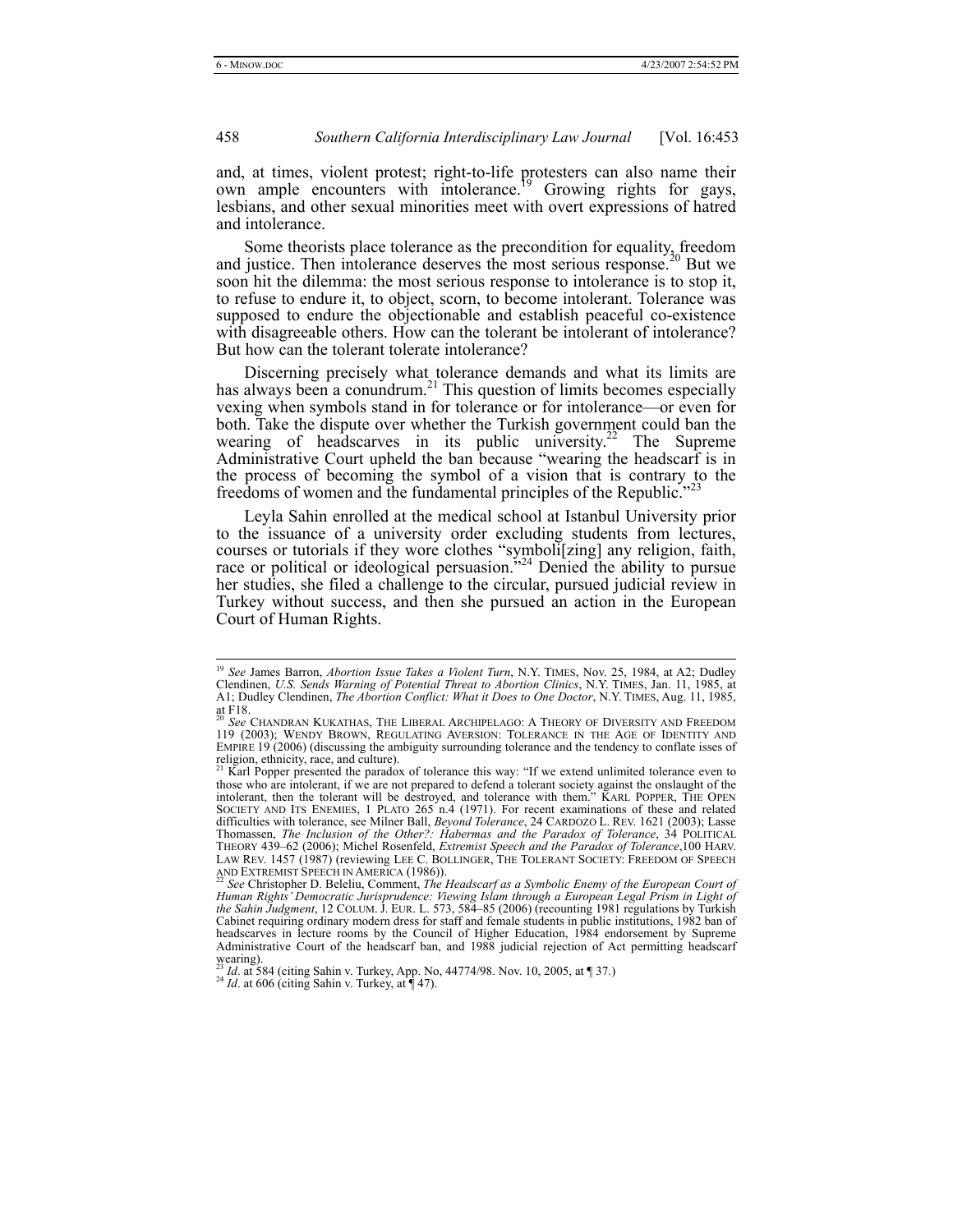and, at times, violent protest; right-to-life protesters can also name their own ample encounters with intolerance.[19] Growing rights for gays, lesbians, and other sexual minorities meet with overt expressions of hatred and intolerance.

Some theorists place tolerance as the precondition for equality, freedom and justice. Then intolerance deserves the most serious response.[20] But we soon hit the dilemma: the most serious response to intolerance is to stop it, to refuse to endure it, to object, scorn, to become intolerant. Tolerance was supposed to endure the objectionable and establish peaceful co-existence with disagreeable others. How can the tolerant be intolerant of intolerance? But how can the tolerant tolerate intolerance?

Discerning precisely what tolerance demands and what its limits are has always been a conundrum.[21] This question of limits becomes especially vexing when symbols stand in for tolerance or for intolerance—or even for both. Take the dispute over whether the Turkish government could ban the wearing of headscarves in its public university.[22] The Supreme Administrative Court upheld the ban because "wearing the headscarf is in the process of becoming the symbol of a vision that is contrary to the freedoms of women and the fundamental principles of the Republic."[23]

Leyla Sahin enrolled at the medical school at Istanbul University prior to the issuance of a university order excluding students from lectures, courses or tutorials if they wore clothes "symboli[zing] any religion, faith, race or political or ideological persuasion."[24] Denied the ability to pursue her studies, she filed a challenge to the circular, pursued judicial review in Turkey without success, and then she pursued an action in the European Court of Human Rights.

---

[19] *See* James Barron, *Abortion Issue Takes a Violent Turn*, N.Y. TIMES, Nov. 25, 1984, at A2; Dudley Clendinen, *U.S. Sends Warning of Potential Threat to Abortion Clinics*, N.Y. TIMES, Jan. 11, 1985, at A1; Dudley Clendinen, *The Abortion Conflict: What it Does to One Doctor*, N.Y. TIMES, Aug. 11, 1985, at F18.

[20] *See* CHANDRAN KUKATHAS, THE LIBERAL ARCHIPELAGO: A THEORY OF DIVERSITY AND FREEDOM 119 (2003); WENDY BROWN, REGULATING AVERSION: TOLERANCE IN THE AGE OF IDENTITY AND EMPIRE 19 (2006) (discussing the ambiguity surrounding tolerance and the tendency to conflate isses of religion, ethnicity, race, and culture).

[21] Karl Popper presented the paradox of tolerance this way: "If we extend unlimited tolerance even to those who are intolerant, if we are not prepared to defend a tolerant society against the onslaught of the intolerant, then the tolerant will be destroyed, and tolerance with them." KARL POPPER, THE OPEN SOCIETY AND ITS ENEMIES, 1 PLATO 265 n.4 (1971). For recent examinations of these and related difficulties with tolerance, see Milner Ball, *Beyond Tolerance*, 24 CARDOZO L. REV. 1621 (2003); Lasse Thomassen, *The Inclusion of the Other?: Habermas and the Paradox of Tolerance*, 34 POLITICAL THEORY 439–62 (2006); Michel Rosenfeld, *Extremist Speech and the Paradox of Tolerance*,100 HARV. LAW REV. 1457 (1987) (reviewing LEE C. BOLLINGER, THE TOLERANT SOCIETY: FREEDOM OF SPEECH AND EXTREMIST SPEECH IN AMERICA (1986)).

[22] *See* Christopher D. Beleliu, Comment, *The Headscarf as a Symbolic Enemy of the European Court of Human Rights' Democratic Jurisprudence: Viewing Islam through a European Legal Prism in Light of the Sahin Judgment*, 12 COLUM. J. EUR. L. 573, 584–85 (2006) (recounting 1981 regulations by Turkish Cabinet requiring ordinary modern dress for staff and female students in public institutions, 1982 ban of headscarves in lecture rooms by the Council of Higher Education, 1984 endorsement by Supreme Administrative Court of the headscarf ban, and 1988 judicial rejection of Act permitting headscarf wearing).

[23] *Id*. at 584 (citing Sahin v. Turkey, App. No, 44774/98. Nov. 10, 2005, at ¶ 37.)

[24] *Id*. at 606 (citing Sahin v. Turkey, at ¶ 47).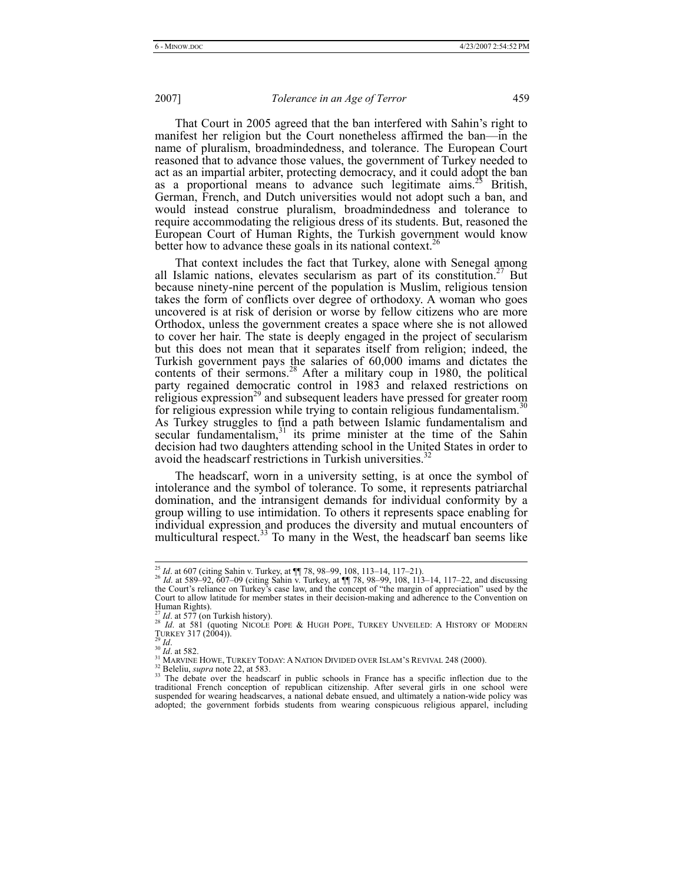That Court in 2005 agreed that the ban interfered with Sahin's right to manifest her religion but the Court nonetheless affirmed the ban—in the name of pluralism, broadmindedness, and tolerance. The European Court reasoned that to advance those values, the government of Turkey needed to act as an impartial arbiter, protecting democracy, and it could adopt the ban as a proportional means to advance such legitimate aims.[25] British, German, French, and Dutch universities would not adopt such a ban, and would instead construe pluralism, broadmindedness and tolerance to require accommodating the religious dress of its students. But, reasoned the European Court of Human Rights, the Turkish government would know better how to advance these goals in its national context.[26]

That context includes the fact that Turkey, alone with Senegal among all Islamic nations, elevates secularism as part of its constitution.[27] But because ninety-nine percent of the population is Muslim, religious tension takes the form of conflicts over degree of orthodoxy. A woman who goes uncovered is at risk of derision or worse by fellow citizens who are more Orthodox, unless the government creates a space where she is not allowed to cover her hair. The state is deeply engaged in the project of secularism but this does not mean that it separates itself from religion; indeed, the Turkish government pays the salaries of 60,000 imams and dictates the contents of their sermons.[28] After a military coup in 1980, the political party regained democratic control in 1983 and relaxed restrictions on religious expression[29] and subsequent leaders have pressed for greater room for religious expression while trying to contain religious fundamentalism.[30] As Turkey struggles to find a path between Islamic fundamentalism and secular fundamentalism,[31] its prime minister at the time of the Sahin decision had two daughters attending school in the United States in order to avoid the headscarf restrictions in Turkish universities.[32]

The headscarf, worn in a university setting, is at once the symbol of intolerance and the symbol of tolerance. To some, it represents patriarchal domination, and the intransigent demands for individual conformity by a group willing to use intimidation. To others it represents space enabling for individual expression and produces the diversity and mutual encounters of multicultural respect.[33] To many in the West, the headscarf ban seems like

---

[25] *Id*. at 607 (citing Sahin v. Turkey, at ¶¶ 78, 98–99, 108, 113–14, 117–21).

[26] *Id*. at 589–92, 607–09 (citing Sahin v. Turkey, at ¶¶ 78, 98–99, 108, 113–14, 117–22, and discussing the Court's reliance on Turkey's case law, and the concept of "the margin of appreciation" used by the Court to allow latitude for member states in their decision-making and adherence to the Convention on Human Rights).

[27] *Id*. at 577 (on Turkish history).

[28] *Id*. at 581 (quoting NICOLE POPE & HUGH POPE, TURKEY UNVEILED: A HISTORY OF MODERN TURKEY 317 (2004)).

[29] *Id*.

[30] *Id*. at 582.

[31] MARVINE HOWE, TURKEY TODAY: A NATION DIVIDED OVER ISLAM'S REVIVAL 248 (2000).

[32] Beleliu, *supra* note 22, at 583.

[33] The debate over the headscarf in public schools in France has a specific inflection due to the traditional French conception of republican citizenship. After several girls in one school were suspended for wearing headscarves, a national debate ensued, and ultimately a nation-wide policy was adopted; the government forbids students from wearing conspicuous religious apparel, including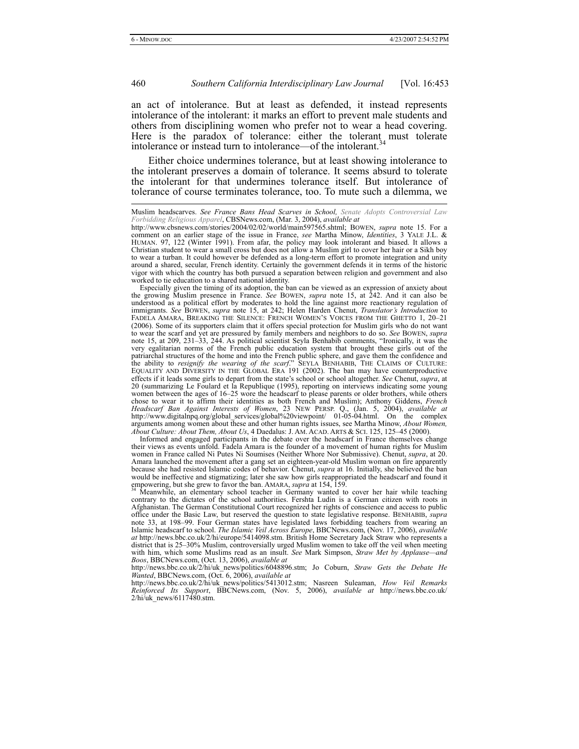an act of intolerance. But at least as defended, it instead represents intolerance of the intolerant: it marks an effort to prevent male students and others from disciplining women who prefer not to wear a head covering. Here is the paradox of tolerance: either the tolerant must tolerate intolerance or instead turn to intolerance—of the intolerant.[34]

Either choice undermines tolerance, but at least showing intolerance to the intolerant preserves a domain of tolerance. It seems absurd to tolerate the intolerant for that undermines tolerance itself. But intolerance of tolerance of course terminates tolerance, too. To mute such a dilemma, we

---

Muslim headscarves. *See France Bans Head Scarves in School, Senate Adopts Controversial Law Forbidding Religious Apparel*, CBSNews.com, (Mar. 3, 2004), *available at* http://www.cbsnews.com/stories/2004/02/02/world/main597565.shtml; BOWEN, *supra* note 15. For a comment on an earlier stage of the issue in France, *see* Martha Minow, *Identities*, 3 YALE J.L. & HUMAN. 97, 122 (Winter 1991). From afar, the policy may look intolerant and biased. It allows a Christian student to wear a small cross but does not allow a Muslim girl to cover her hair or a Sikh boy to wear a turban. It could however be defended as a long-term effort to promote integration and unity around a shared, secular, French identity. Certainly the government defends it in terms of the historic vigor with which the country has both pursued a separation between religion and government and also worked to tie education to a shared national identity.

Especially given the timing of its adoption, the ban can be viewed as an expression of anxiety about the growing Muslim presence in France. *See* BOWEN, *supra* note 15, at 242. And it can also be understood as a political effort by moderates to hold the line against more reactionary regulation of immigrants. *See* BOWEN, *supra* note 15, at 242; Helen Harden Chenut, *Translator's Introduction* to FADELA AMARA, BREAKING THE SILENCE: FRENCH WOMEN'S VOICES FROM THE GHETTO 1, 20–21 (2006). Some of its supporters claim that it offers special protection for Muslim girls who do not want to wear the scarf and yet are pressured by family members and neighbors to do so. *See* BOWEN, *supra* note 15, at 209, 231–33, 244. As political scientist Seyla Benhabib comments, "Ironically, it was the very egalitarian norms of the French public education system that brought these girls out of the patriarchal structures of the home and into the French public sphere, and gave them the confidence and the ability to *resignify the wearing of the scarf*." SEYLA BENHABIB, THE CLAIMS OF CULTURE: EQUALITY AND DIVERSITY IN THE GLOBAL ERA 191 (2002). The ban may have counterproductive effects if it leads some girls to depart from the state's school or school altogether. *See* Chenut, *supra*, at 20 (summarizing Le Foulard et la Republique (1995), reporting on interviews indicating some young women between the ages of 16–25 wore the headscarf to please parents or older brothers, while others chose to wear it to affirm their identities as both French and Muslim); Anthony Giddens, *French Headscarf Ban Against Interests of Women*, 23 NEW PERSP. Q., (Jan. 5, 2004), *available at* http://www.digitalnpq.org/global_services/global%20viewpoint/ 01-05-04.html. On the complex arguments among women about these and other human rights issues, see Martha Minow, *About Women, About Culture: About Them, About Us*, 4 Daedalus: J. AM. ACAD. ARTS & SCI. 125, 125–45 (2000).

Informed and engaged participants in the debate over the headscarf in France themselves change their views as events unfold. Fadela Amara is the founder of a movement of human rights for Muslim women in France called Ni Putes Ni Soumises (Neither Whore Nor Submissive). Chenut, *supra*, at 20. Amara launched the movement after a gang set an eighteen-year-old Muslim woman on fire apparently because she had resisted Islamic codes of behavior. Chenut, *supra* at 16. Initially, she believed the ban would be ineffective and stigmatizing; later she saw how girls reappropriated the headscarf and found it empowering, but she grew to favor the ban. AMARA, *supra* at 154, 159.

[34] Meanwhile, an elementary school teacher in Germany wanted to cover her hair while teaching contrary to the dictates of the school authorities. Fershta Ludin is a German citizen with roots in Afghanistan. The German Constitutional Court recognized her rights of conscience and access to public office under the Basic Law, but reserved the question to state legislative response. BENHABIB, *supra* note 33, at 198–99. Four German states have legislated laws forbidding teachers from wearing an Islamic headscarf to school. *The Islamic Veil Across Europe*, BBCNews.com, (Nov. 17, 2006), *available at* http://news.bbc.co.uk/2/hi/europe/5414098.stm. British Home Secretary Jack Straw who represents a district that is 25–30% Muslim, controversially urged Muslim women to take off the veil when meeting with him, which some Muslims read as an insult. *See* Mark Simpson, *Straw Met by Applause—and Boos*, BBCNews.com, (Oct. 13, 2006), *available at* http://news.bbc.co.uk/2/hi/uk_news/politics/6048896.stm; Jo Coburn, *Straw Gets the Debate He Wanted*, BBCNews.com, (Oct. 6, 2006), *available at* http://news.bbc.co.uk/2/hi/uk_news/politics/5413012.stm; Nasreen Suleaman, *How Veil Remarks Reinforced Its Support*, BBCNews.com, (Nov. 5, 2006), *available at* http://news.bbc.co.uk/2/hi/uk_news/6117480.stm.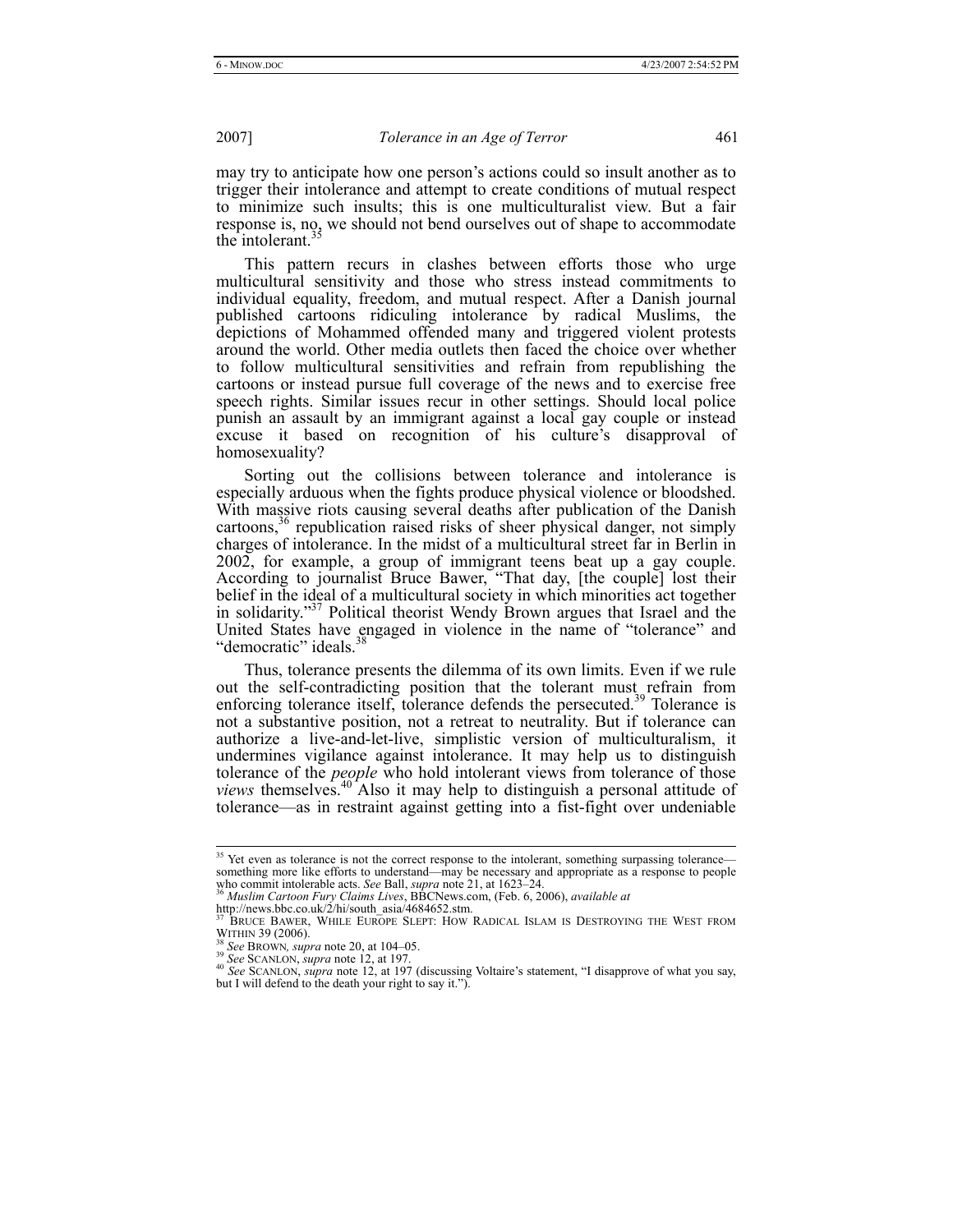may try to anticipate how one person's actions could so insult another as to trigger their intolerance and attempt to create conditions of mutual respect to minimize such insults; this is one multiculturalist view. But a fair response is, no, we should not bend ourselves out of shape to accommodate the intolerant.[35]

This pattern recurs in clashes between efforts those who urge multicultural sensitivity and those who stress instead commitments to individual equality, freedom, and mutual respect. After a Danish journal published cartoons ridiculing intolerance by radical Muslims, the depictions of Mohammed offended many and triggered violent protests around the world. Other media outlets then faced the choice over whether to follow multicultural sensitivities and refrain from republishing the cartoons or instead pursue full coverage of the news and to exercise free speech rights. Similar issues recur in other settings. Should local police punish an assault by an immigrant against a local gay couple or instead excuse it based on recognition of his culture's disapproval of homosexuality?

Sorting out the collisions between tolerance and intolerance is especially arduous when the fights produce physical violence or bloodshed. With massive riots causing several deaths after publication of the Danish cartoons,[36] republication raised risks of sheer physical danger, not simply charges of intolerance. In the midst of a multicultural street far in Berlin in 2002, for example, a group of immigrant teens beat up a gay couple. According to journalist Bruce Bawer, "That day, [the couple] lost their belief in the ideal of a multicultural society in which minorities act together in solidarity."[37] Political theorist Wendy Brown argues that Israel and the United States have engaged in violence in the name of "tolerance" and "democratic" ideals.[38]

Thus, tolerance presents the dilemma of its own limits. Even if we rule out the self-contradicting position that the tolerant must refrain from enforcing tolerance itself, tolerance defends the persecuted.[39] Tolerance is not a substantive position, not a retreat to neutrality. But if tolerance can authorize a live-and-let-live, simplistic version of multiculturalism, it undermines vigilance against intolerance. It may help us to distinguish tolerance of the *people* who hold intolerant views from tolerance of those *views* themselves.[40] Also it may help to distinguish a personal attitude of tolerance—as in restraint against getting into a fist-fight over undeniable

---

[35] Yet even as tolerance is not the correct response to the intolerant, something surpassing tolerance—something more like efforts to understand—may be necessary and appropriate as a response to people who commit intolerable acts. *See* Ball, *supra* note 21, at 1623–24.

[36] *Muslim Cartoon Fury Claims Lives*, BBCNews.com, (Feb. 6, 2006), *available at* http://news.bbc.co.uk/2/hi/south_asia/4684652.stm.

[37] BRUCE BAWER, WHILE EUROPE SLEPT: HOW RADICAL ISLAM IS DESTROYING THE WEST FROM WITHIN 39 (2006).

[38] *See* BROWN, *supra* note 20, at 104–05.

[39] *See* SCANLON, *supra* note 12, at 197.

[40] *See* SCANLON, *supra* note 12, at 197 (discussing Voltaire's statement, "I disapprove of what you say, but I will defend to the death your right to say it.").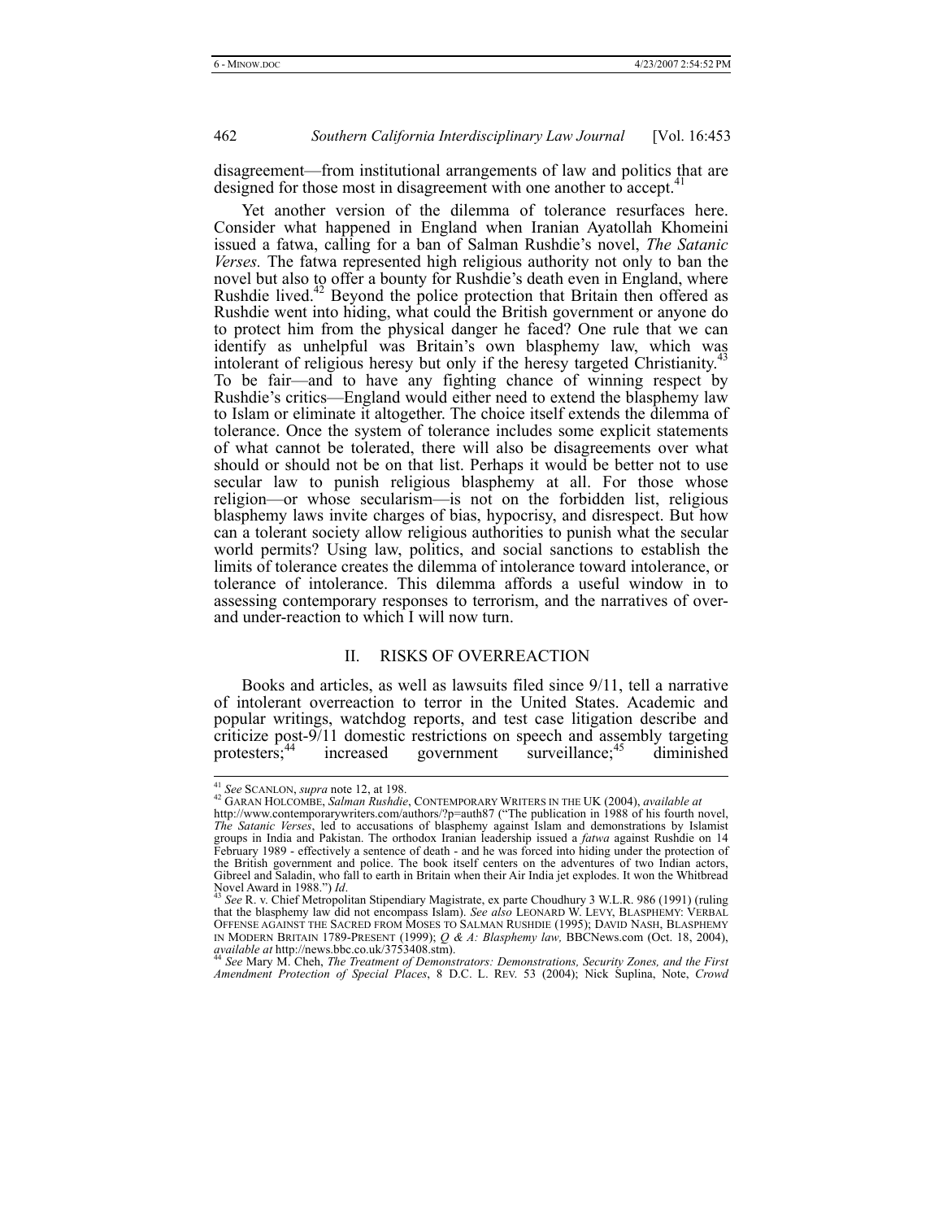disagreement—from institutional arrangements of law and politics that are designed for those most in disagreement with one another to accept.[41]

Yet another version of the dilemma of tolerance resurfaces here. Consider what happened in England when Iranian Ayatollah Khomeini issued a fatwa, calling for a ban of Salman Rushdie's novel, *The Satanic Verses.* The fatwa represented high religious authority not only to ban the novel but also to offer a bounty for Rushdie's death even in England, where Rushdie lived.[42] Beyond the police protection that Britain then offered as Rushdie went into hiding, what could the British government or anyone do to protect him from the physical danger he faced? One rule that we can identify as unhelpful was Britain's own blasphemy law, which was intolerant of religious heresy but only if the heresy targeted Christianity.[43] To be fair—and to have any fighting chance of winning respect by Rushdie's critics—England would either need to extend the blasphemy law to Islam or eliminate it altogether. The choice itself extends the dilemma of tolerance. Once the system of tolerance includes some explicit statements of what cannot be tolerated, there will also be disagreements over what should or should not be on that list. Perhaps it would be better not to use secular law to punish religious blasphemy at all. For those whose religion—or whose secularism—is not on the forbidden list, religious blasphemy laws invite charges of bias, hypocrisy, and disrespect. But how can a tolerant society allow religious authorities to punish what the secular world permits? Using law, politics, and social sanctions to establish the limits of tolerance creates the dilemma of intolerance toward intolerance, or tolerance of intolerance. This dilemma affords a useful window in to assessing contemporary responses to terrorism, and the narratives of over- and under-reaction to which I will now turn.

## II. RISKS OF OVERREACTION

Books and articles, as well as lawsuits filed since 9/11, tell a narrative of intolerant overreaction to terror in the United States. Academic and popular writings, watchdog reports, and test case litigation describe and criticize post-9/11 domestic restrictions on speech and assembly targeting protesters;[44] increased government surveillance;[45] diminished

---

[41] *See* SCANLON, *supra* note 12, at 198.

[42] GARAN HOLCOMBE, *Salman Rushdie*, CONTEMPORARY WRITERS IN THE UK (2004), *available at* http://www.contemporarywriters.com/authors/?p=auth87 ("The publication in 1988 of his fourth novel, *The Satanic Verses*, led to accusations of blasphemy against Islam and demonstrations by Islamist groups in India and Pakistan. The orthodox Iranian leadership issued a *fatwa* against Rushdie on 14 February 1989 - effectively a sentence of death - and he was forced into hiding under the protection of the British government and police. The book itself centers on the adventures of two Indian actors, Gibreel and Saladin, who fall to earth in Britain when their Air India jet explodes. It won the Whitbread Novel Award in 1988.") *Id*.

[43] *See* R. v. Chief Metropolitan Stipendiary Magistrate, ex parte Choudhury 3 W.L.R. 986 (1991) (ruling that the blasphemy law did not encompass Islam). *See also* LEONARD W. LEVY, BLASPHEMY: VERBAL OFFENSE AGAINST THE SACRED FROM MOSES TO SALMAN RUSHDIE (1995); DAVID NASH, BLASPHEMY IN MODERN BRITAIN 1789-PRESENT (1999); *Q & A: Blasphemy law,* BBCNews.com (Oct. 18, 2004), *available at* http://news.bbc.co.uk/3753408.stm).

[44] *See* Mary M. Cheh, *The Treatment of Demonstrators: Demonstrations, Security Zones, and the First Amendment Protection of Special Places*, 8 D.C. L. REV. 53 (2004); Nick Suplina, Note, *Crowd*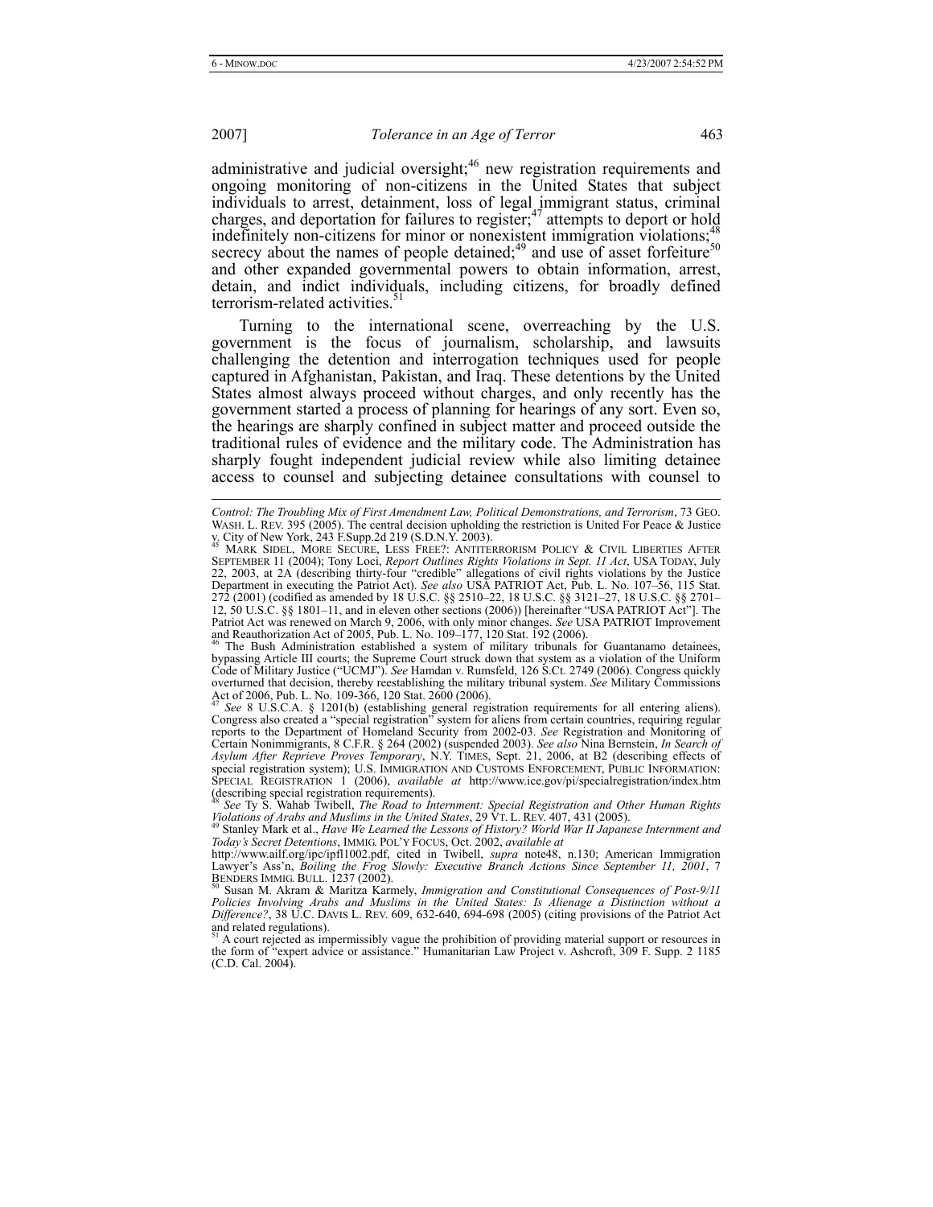administrative and judicial oversight;[46] new registration requirements and ongoing monitoring of non-citizens in the United States that subject individuals to arrest, detainment, loss of legal immigrant status, criminal charges, and deportation for failures to register;[47] attempts to deport or hold indefinitely non-citizens for minor or nonexistent immigration violations;[48] secrecy about the names of people detained;[49] and use of asset forfeiture[50] and other expanded governmental powers to obtain information, arrest, detain, and indict individuals, including citizens, for broadly defined terrorism-related activities.[51]

Turning to the international scene, overreaching by the U.S. government is the focus of journalism, scholarship, and lawsuits challenging the detention and interrogation techniques used for people captured in Afghanistan, Pakistan, and Iraq. These detentions by the United States almost always proceed without charges, and only recently has the government started a process of planning for hearings of any sort. Even so, the hearings are sharply confined in subject matter and proceed outside the traditional rules of evidence and the military code. The Administration has sharply fought independent judicial review while also limiting detainee access to counsel and subjecting detainee consultations with counsel to

---

*Control: The Troubling Mix of First Amendment Law, Political Demonstrations, and Terrorism*, 73 GEO. WASH. L. REV. 395 (2005). The central decision upholding the restriction is United For Peace & Justice v. City of New York, 243 F.Supp.2d 219 (S.D.N.Y. 2003).

[45] MARK SIDEL, MORE SECURE, LESS FREE?: ANTITERRORISM POLICY & CIVIL LIBERTIES AFTER SEPTEMBER 11 (2004); Tony Loci, *Report Outlines Rights Violations in Sept. 11 Act*, USA TODAY, July 22, 2003, at 2A (describing thirty-four "credible" allegations of civil rights violations by the Justice Department in executing the Patriot Act). *See also* USA PATRIOT Act, Pub. L. No. 107–56, 115 Stat. 272 (2001) (codified as amended by 18 U.S.C. §§ 2510–22, 18 U.S.C. §§ 3121–27, 18 U.S.C. §§ 2701–12, 50 U.S.C. §§ 1801–11, and in eleven other sections (2006)) [hereinafter "USA PATRIOT Act"]. The Patriot Act was renewed on March 9, 2006, with only minor changes. *See* USA PATRIOT Improvement and Reauthorization Act of 2005, Pub. L. No. 109–177, 120 Stat. 192 (2006).

[46] The Bush Administration established a system of military tribunals for Guantanamo detainees, bypassing Article III courts; the Supreme Court struck down that system as a violation of the Uniform Code of Military Justice ("UCMJ"). *See* Hamdan v. Rumsfeld, 126 S.Ct. 2749 (2006). Congress quickly overturned that decision, thereby reestablishing the military tribunal system. *See* Military Commissions Act of 2006, Pub. L. No. 109-366, 120 Stat. 2600 (2006).

[47] *See* 8 U.S.C.A. § 1201(b) (establishing general registration requirements for all entering aliens). Congress also created a "special registration" system for aliens from certain countries, requiring regular reports to the Department of Homeland Security from 2002-03. *See* Registration and Monitoring of Certain Nonimmigrants, 8 C.F.R. § 264 (2002) (suspended 2003). *See also* Nina Bernstein, *In Search of Asylum After Reprieve Proves Temporary*, N.Y. TIMES, Sept. 21, 2006, at B2 (describing effects of special registration system); U.S. IMMIGRATION AND CUSTOMS ENFORCEMENT, PUBLIC INFORMATION: SPECIAL REGISTRATION 1 (2006), *available at* http://www.ice.gov/pi/specialregistration/index.htm (describing special registration requirements).

[48] *See* Ty S. Wahab Twibell, *The Road to Internment: Special Registration and Other Human Rights Violations of Arabs and Muslims in the United States*, 29 VT. L. REV. 407, 431 (2005).

[49] Stanley Mark et al., *Have We Learned the Lessons of History? World War II Japanese Internment and Today's Secret Detentions*, IMMIG. POL'Y FOCUS, Oct. 2002, *available at* http://www.ailf.org/ipc/ipfl1002.pdf, cited in Twibell, *supra* note48, n.130; American Immigration Lawyer's Ass'n, *Boiling the Frog Slowly: Executive Branch Actions Since September 11, 2001*, 7 BENDERS IMMIG. BULL. 1237 (2002).

[50] Susan M. Akram & Maritza Karmely, *Immigration and Constitutional Consequences of Post-9/11 Policies Involving Arabs and Muslims in the United States: Is Alienage a Distinction without a Difference?*, 38 U.C. DAVIS L. REV. 609, 632-640, 694-698 (2005) (citing provisions of the Patriot Act and related regulations).

[51] A court rejected as impermissibly vague the prohibition of providing material support or resources in the form of "expert advice or assistance." Humanitarian Law Project v. Ashcroft, 309 F. Supp. 2 1185 (C.D. Cal. 2004).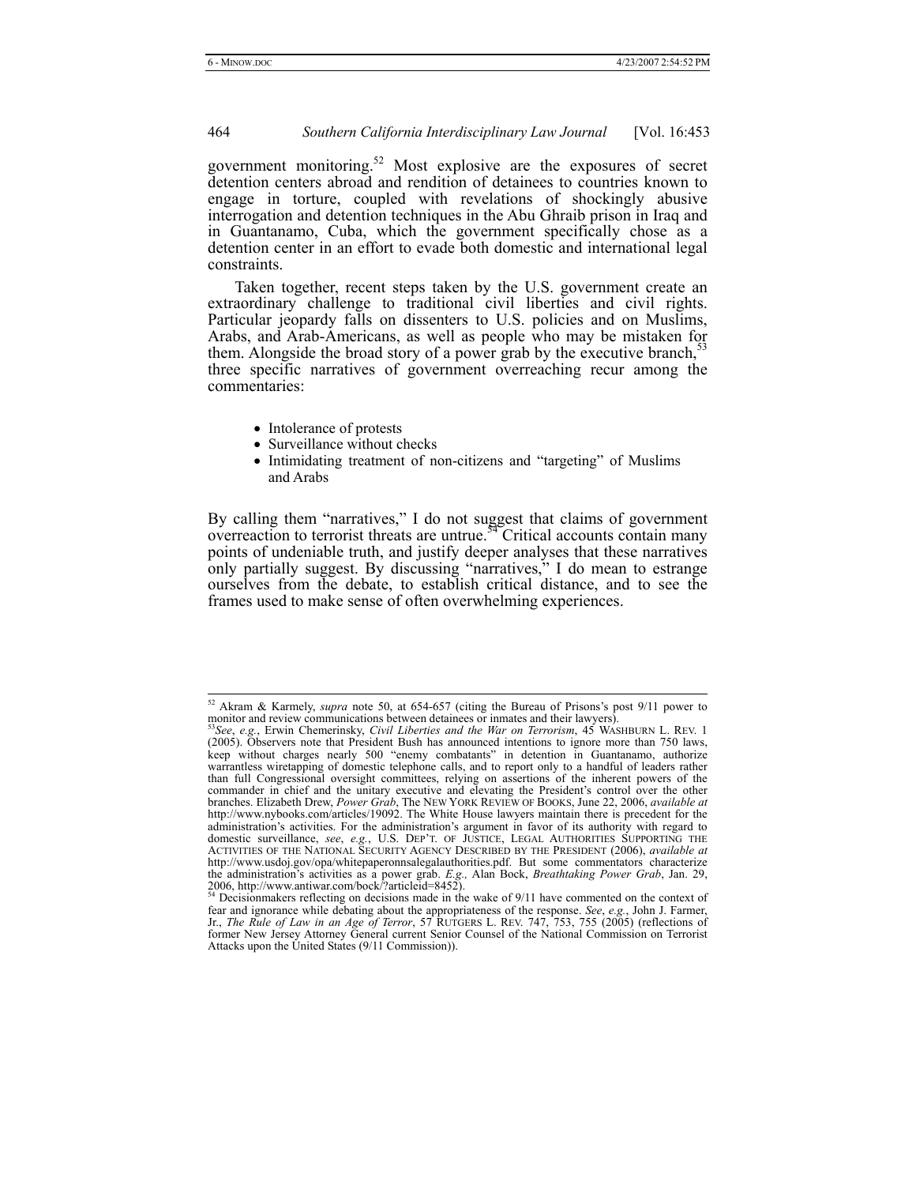government monitoring.[52] Most explosive are the exposures of secret detention centers abroad and rendition of detainees to countries known to engage in torture, coupled with revelations of shockingly abusive interrogation and detention techniques in the Abu Ghraib prison in Iraq and in Guantanamo, Cuba, which the government specifically chose as a detention center in an effort to evade both domestic and international legal constraints.

Taken together, recent steps taken by the U.S. government create an extraordinary challenge to traditional civil liberties and civil rights. Particular jeopardy falls on dissenters to U.S. policies and on Muslims, Arabs, and Arab-Americans, as well as people who may be mistaken for them. Alongside the broad story of a power grab by the executive branch,[53] three specific narratives of government overreaching recur among the commentaries:

- Intolerance of protests
- Surveillance without checks
- Intimidating treatment of non-citizens and "targeting" of Muslims and Arabs

By calling them "narratives," I do not suggest that claims of government overreaction to terrorist threats are untrue.[54] Critical accounts contain many points of undeniable truth, and justify deeper analyses that these narratives only partially suggest. By discussing "narratives," I do mean to estrange ourselves from the debate, to establish critical distance, and to see the frames used to make sense of often overwhelming experiences.

---

[52] Akram & Karmely, *supra* note 50, at 654-657 (citing the Bureau of Prisons's post 9/11 power to monitor and review communications between detainees or inmates and their lawyers).

[53] *See*, *e.g.*, Erwin Chemerinsky, *Civil Liberties and the War on Terrorism*, 45 WASHBURN L. REV. 1 (2005). Observers note that President Bush has announced intentions to ignore more than 750 laws, keep without charges nearly 500 "enemy combatants" in detention in Guantanamo, authorize warrantless wiretapping of domestic telephone calls, and to report only to a handful of leaders rather than full Congressional oversight committees, relying on assertions of the inherent powers of the commander in chief and the unitary executive and elevating the President's control over the other branches. Elizabeth Drew, *Power Grab*, The NEW YORK REVIEW OF BOOKS, June 22, 2006, *available at* http://www.nybooks.com/articles/19092. The White House lawyers maintain there is precedent for the administration's activities. For the administration's argument in favor of its authority with regard to domestic surveillance, *see*, *e.g.*, U.S. DEP'T. OF JUSTICE, LEGAL AUTHORITIES SUPPORTING THE ACTIVITIES OF THE NATIONAL SECURITY AGENCY DESCRIBED BY THE PRESIDENT (2006), *available at* http://www.usdoj.gov/opa/whitepaperonnsalegalauthorities.pdf. But some commentators characterize the administration's activities as a power grab. *E.g.,* Alan Bock, *Breathtaking Power Grab*, Jan. 29, 2006, http://www.antiwar.com/bock/?articleid=8452).

[54] Decisionmakers reflecting on decisions made in the wake of 9/11 have commented on the context of fear and ignorance while debating about the appropriateness of the response. *See*, *e.g.*, John J. Farmer, Jr., *The Rule of Law in an Age of Terror*, 57 RUTGERS L. REV. 747, 753, 755 (2005) (reflections of former New Jersey Attorney General current Senior Counsel of the National Commission on Terrorist Attacks upon the United States (9/11 Commission)).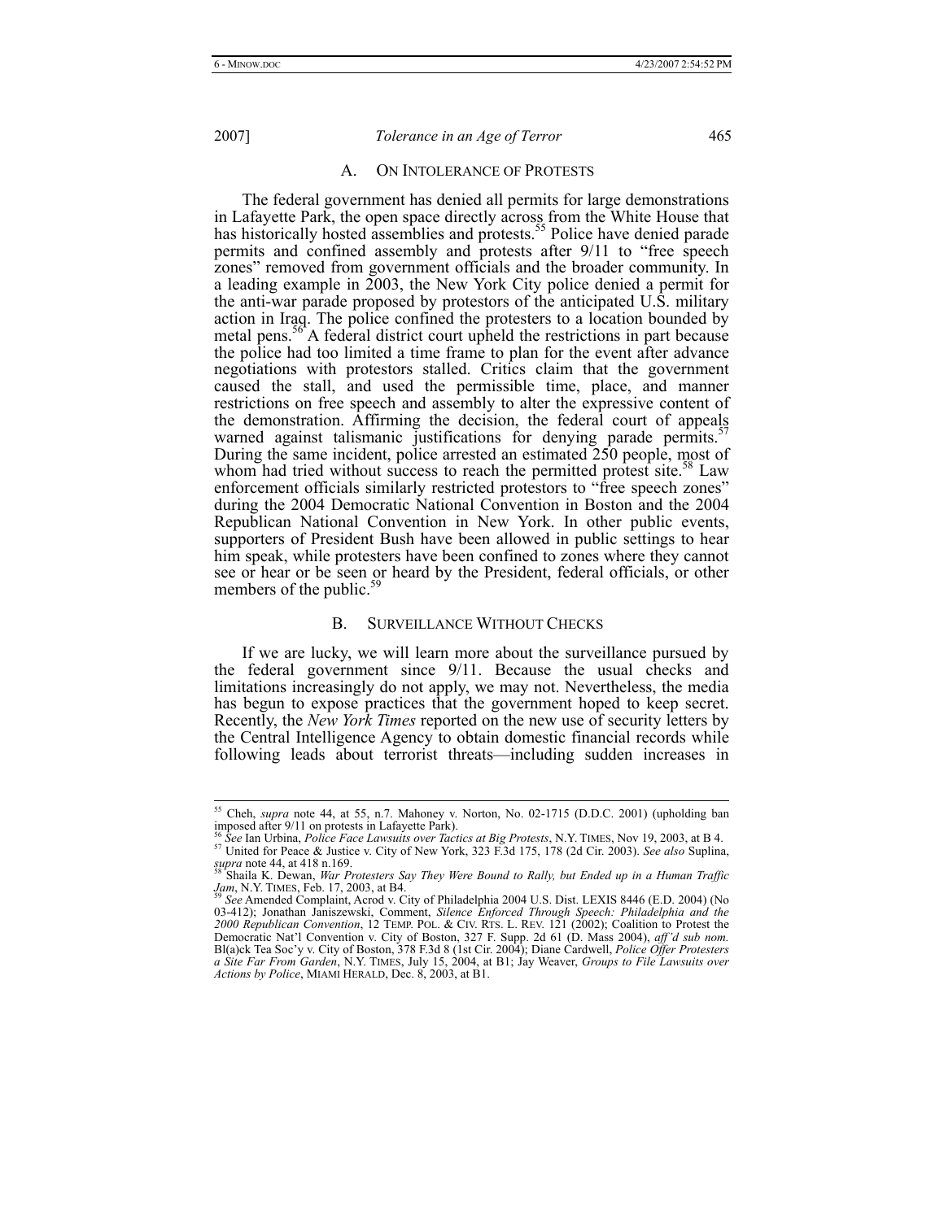## A. On Intolerance of Protests

The federal government has denied all permits for large demonstrations in Lafayette Park, the open space directly across from the White House that has historically hosted assemblies and protests.[55] Police have denied parade permits and confined assembly and protests after 9/11 to "free speech zones" removed from government officials and the broader community. In a leading example in 2003, the New York City police denied a permit for the anti-war parade proposed by protestors of the anticipated U.S. military action in Iraq. The police confined the protesters to a location bounded by metal pens.[56] A federal district court upheld the restrictions in part because the police had too limited a time frame to plan for the event after advance negotiations with protestors stalled. Critics claim that the government caused the stall, and used the permissible time, place, and manner restrictions on free speech and assembly to alter the expressive content of the demonstration. Affirming the decision, the federal court of appeals warned against talismanic justifications for denying parade permits.[57] During the same incident, police arrested an estimated 250 people, most of whom had tried without success to reach the permitted protest site.[58] Law enforcement officials similarly restricted protestors to "free speech zones" during the 2004 Democratic National Convention in Boston and the 2004 Republican National Convention in New York. In other public events, supporters of President Bush have been allowed in public settings to hear him speak, while protesters have been confined to zones where they cannot see or hear or be seen or heard by the President, federal officials, or other members of the public.[59]

## B. Surveillance Without Checks

If we are lucky, we will learn more about the surveillance pursued by the federal government since 9/11. Because the usual checks and limitations increasingly do not apply, we may not. Nevertheless, the media has begun to expose practices that the government hoped to keep secret. Recently, the *New York Times* reported on the new use of security letters by the Central Intelligence Agency to obtain domestic financial records while following leads about terrorist threats—including sudden increases in

---

[55] Cheh, *supra* note 44, at 55, n.7. Mahoney v. Norton, No. 02-1715 (D.D.C. 2001) (upholding ban imposed after 9/11 on protests in Lafayette Park).

[56] *See* Ian Urbina, *Police Face Lawsuits over Tactics at Big Protests*, N.Y. TIMES, Nov 19, 2003, at B 4.

[57] United for Peace & Justice v. City of New York, 323 F.3d 175, 178 (2d Cir. 2003). *See also* Suplina, *supra* note 44, at 418 n.169.

[58] Shaila K. Dewan, *War Protesters Say They Were Bound to Rally, but Ended up in a Human Traffic Jam*, N.Y. TIMES, Feb. 17, 2003, at B4.

[59] *See* Amended Complaint, Acrod v. City of Philadelphia 2004 U.S. Dist. LEXIS 8446 (E.D. 2004) (No 03-412); Jonathan Janiszewski, Comment, *Silence Enforced Through Speech: Philadelphia and the 2000 Republican Convention*, 12 TEMP. POL. & CIV. RTS. L. REV. 121 (2002); Coalition to Protest the Democratic Nat'l Convention v. City of Boston, 327 F. Supp. 2d 61 (D. Mass 2004), *aff'd sub nom.* Bl(a)ck Tea Soc'y v. City of Boston, 378 F.3d 8 (1st Cir. 2004); Diane Cardwell, *Police Offer Protesters a Site Far From Garden*, N.Y. TIMES, July 15, 2004, at B1; Jay Weaver, *Groups to File Lawsuits over Actions by Police*, MIAMI HERALD, Dec. 8, 2003, at B1.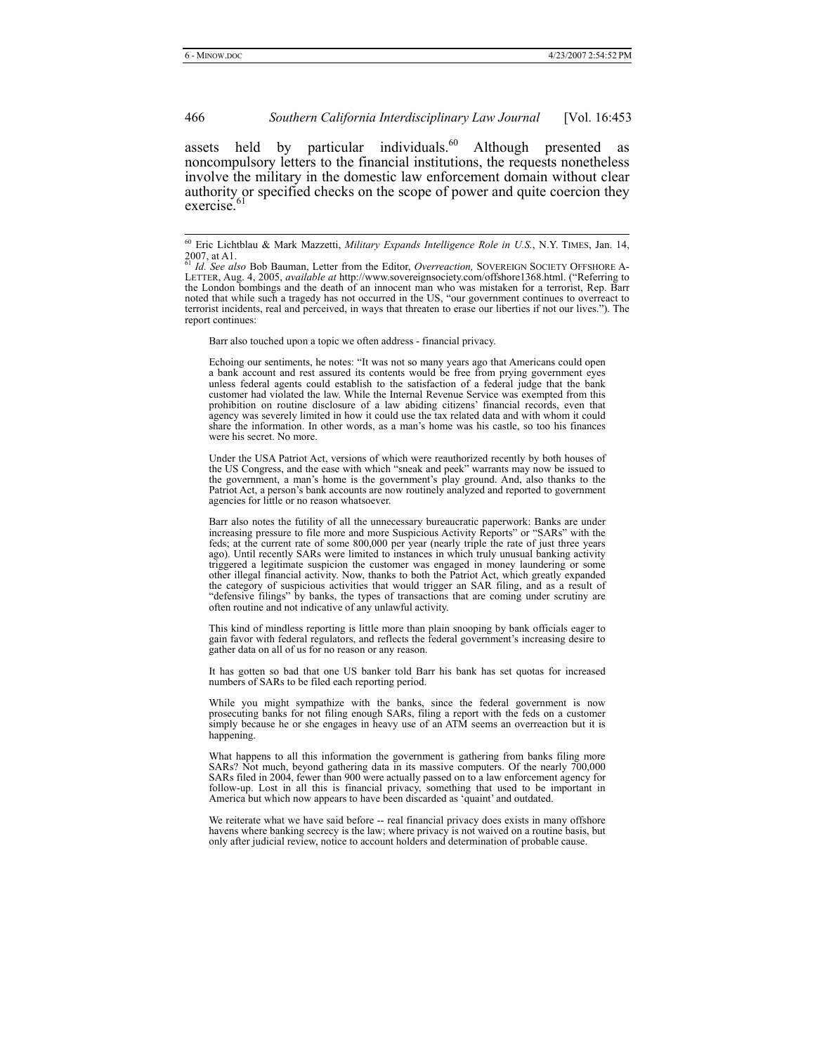assets held by particular individuals.[60] Although presented as noncompulsory letters to the financial institutions, the requests nonetheless involve the military in the domestic law enforcement domain without clear authority or specified checks on the scope of power and quite coercion they exercise.[61]

---

[60] Eric Lichtblau & Mark Mazzetti, *Military Expands Intelligence Role in U.S.*, N.Y. TIMES, Jan. 14, 2007, at A1.

[61] *Id. See also* Bob Bauman, Letter from the Editor, *Overreaction,* SOVEREIGN SOCIETY OFFSHORE A-LETTER, Aug. 4, 2005, *available at* http://www.sovereignsociety.com/offshore1368.html. ("Referring to the London bombings and the death of an innocent man who was mistaken for a terrorist, Rep. Barr noted that while such a tragedy has not occurred in the US, "our government continues to overreact to terrorist incidents, real and perceived, in ways that threaten to erase our liberties if not our lives."). The report continues:

> Barr also touched upon a topic we often address - financial privacy.
>
> Echoing our sentiments, he notes: "It was not so many years ago that Americans could open a bank account and rest assured its contents would be free from prying government eyes unless federal agents could establish to the satisfaction of a federal judge that the bank customer had violated the law. While the Internal Revenue Service was exempted from this prohibition on routine disclosure of a law abiding citizens' financial records, even that agency was severely limited in how it could use the tax related data and with whom it could share the information. In other words, as a man's home was his castle, so too his finances were his secret. No more.
>
> Under the USA Patriot Act, versions of which were reauthorized recently by both houses of the US Congress, and the ease with which "sneak and peek" warrants may now be issued to the government, a man's home is the government's play ground. And, also thanks to the Patriot Act, a person's bank accounts are now routinely analyzed and reported to government agencies for little or no reason whatsoever.
>
> Barr also notes the futility of all the unnecessary bureaucratic paperwork: Banks are under increasing pressure to file more and more Suspicious Activity Reports" or "SARs" with the feds; at the current rate of some 800,000 per year (nearly triple the rate of just three years ago). Until recently SARs were limited to instances in which truly unusual banking activity triggered a legitimate suspicion the customer was engaged in money laundering or some other illegal financial activity. Now, thanks to both the Patriot Act, which greatly expanded the category of suspicious activities that would trigger an SAR filing, and as a result of "defensive filings" by banks, the types of transactions that are coming under scrutiny are often routine and not indicative of any unlawful activity.
>
> This kind of mindless reporting is little more than plain snooping by bank officials eager to gain favor with federal regulators, and reflects the federal government's increasing desire to gather data on all of us for no reason or any reason.
>
> It has gotten so bad that one US banker told Barr his bank has set quotas for increased numbers of SARs to be filed each reporting period.
>
> While you might sympathize with the banks, since the federal government is now prosecuting banks for not filing enough SARs, filing a report with the feds on a customer simply because he or she engages in heavy use of an ATM seems an overreaction but it is happening.
>
> What happens to all this information the government is gathering from banks filing more SARs? Not much, beyond gathering data in its massive computers. Of the nearly 700,000 SARs filed in 2004, fewer than 900 were actually passed on to a law enforcement agency for follow-up. Lost in all this is financial privacy, something that used to be important in America but which now appears to have been discarded as 'quaint' and outdated.
>
> We reiterate what we have said before -- real financial privacy does exists in many offshore havens where banking secrecy is the law; where privacy is not waived on a routine basis, but only after judicial review, notice to account holders and determination of probable cause.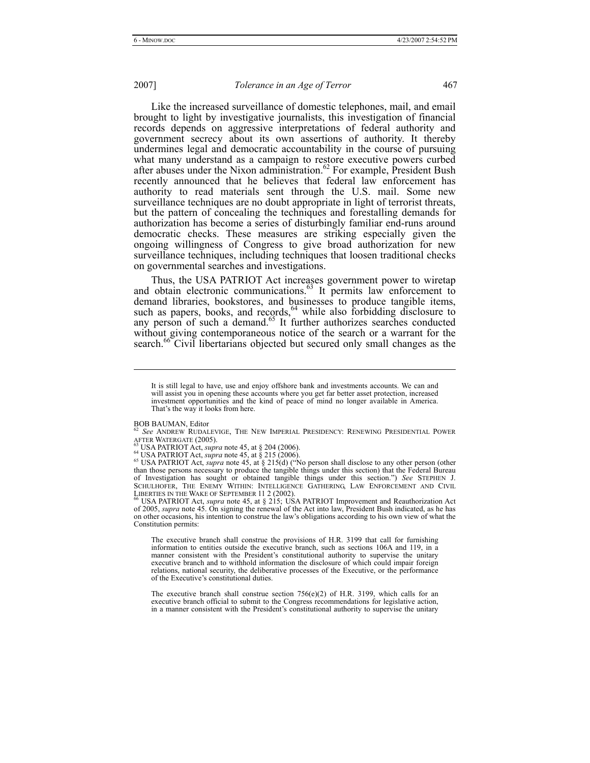Like the increased surveillance of domestic telephones, mail, and email brought to light by investigative journalists, this investigation of financial records depends on aggressive interpretations of federal authority and government secrecy about its own assertions of authority. It thereby undermines legal and democratic accountability in the course of pursuing what many understand as a campaign to restore executive powers curbed after abuses under the Nixon administration.[62] For example, President Bush recently announced that he believes that federal law enforcement has authority to read materials sent through the U.S. mail. Some new surveillance techniques are no doubt appropriate in light of terrorist threats, but the pattern of concealing the techniques and forestalling demands for authorization has become a series of disturbingly familiar end-runs around democratic checks. These measures are striking especially given the ongoing willingness of Congress to give broad authorization for new surveillance techniques, including techniques that loosen traditional checks on governmental searches and investigations.

Thus, the USA PATRIOT Act increases government power to wiretap and obtain electronic communications.[63] It permits law enforcement to demand libraries, bookstores, and businesses to produce tangible items, such as papers, books, and records,[64] while also forbidding disclosure to any person of such a demand.[65] It further authorizes searches conducted without giving contemporaneous notice of the search or a warrant for the search.[66] Civil libertarians objected but secured only small changes as the

---

> It is still legal to have, use and enjoy offshore bank and investments accounts. We can and will assist you in opening these accounts where you get far better asset protection, increased investment opportunities and the kind of peace of mind no longer available in America. That's the way it looks from here.

BOB BAUMAN, Editor

[62] *See* ANDREW RUDALEVIGE, THE NEW IMPERIAL PRESIDENCY: RENEWING PRESIDENTIAL POWER AFTER WATERGATE (2005).

[63] USA PATRIOT Act, *supra* note 45, at § 204 (2006).

[64] USA PATRIOT Act, *supra* note 45, at § 215 (2006).

[65] USA PATRIOT Act, *supra* note 45, at § 215(d) ("No person shall disclose to any other person (other than those persons necessary to produce the tangible things under this section) that the Federal Bureau of Investigation has sought or obtained tangible things under this section.") *See* STEPHEN J. SCHULHOFER, THE ENEMY WITHIN: INTELLIGENCE GATHERING, LAW ENFORCEMENT AND CIVIL LIBERTIES IN THE WAKE OF SEPTEMBER 11 2 (2002).

[66] USA PATRIOT Act, *supra* note 45, at § 215; USA PATRIOT Improvement and Reauthorization Act of 2005, *supra* note 45. On signing the renewal of the Act into law, President Bush indicated, as he has on other occasions, his intention to construe the law's obligations according to his own view of what the Constitution permits:

> The executive branch shall construe the provisions of H.R. 3199 that call for furnishing information to entities outside the executive branch, such as sections 106A and 119, in a manner consistent with the President's constitutional authority to supervise the unitary executive branch and to withhold information the disclosure of which could impair foreign relations, national security, the deliberative processes of the Executive, or the performance of the Executive's constitutional duties.
>
> The executive branch shall construe section 756(e)(2) of H.R. 3199, which calls for an executive branch official to submit to the Congress recommendations for legislative action, in a manner consistent with the President's constitutional authority to supervise the unitary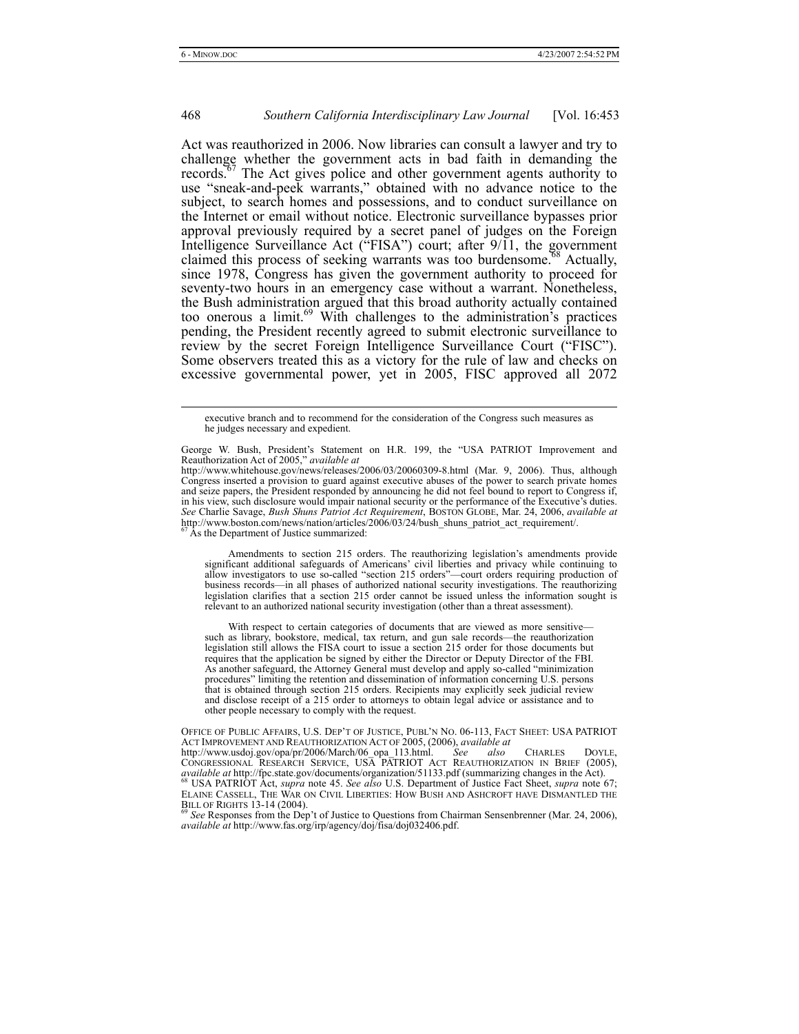Act was reauthorized in 2006. Now libraries can consult a lawyer and try to challenge whether the government acts in bad faith in demanding the records.[67] The Act gives police and other government agents authority to use "sneak-and-peek warrants," obtained with no advance notice to the subject, to search homes and possessions, and to conduct surveillance on the Internet or email without notice. Electronic surveillance bypasses prior approval previously required by a secret panel of judges on the Foreign Intelligence Surveillance Act ("FISA") court; after 9/11, the government claimed this process of seeking warrants was too burdensome.[68] Actually, since 1978, Congress has given the government authority to proceed for seventy-two hours in an emergency case without a warrant. Nonetheless, the Bush administration argued that this broad authority actually contained too onerous a limit.[69] With challenges to the administration's practices pending, the President recently agreed to submit electronic surveillance to review by the secret Foreign Intelligence Surveillance Court ("FISC"). Some observers treated this as a victory for the rule of law and checks on excessive governmental power, yet in 2005, FISC approved all 2072

---

> executive branch and to recommend for the consideration of the Congress such measures as he judges necessary and expedient.

George W. Bush, President's Statement on H.R. 199, the "USA PATRIOT Improvement and Reauthorization Act of 2005," *available at* http://www.whitehouse.gov/news/releases/2006/03/20060309-8.html (Mar. 9, 2006). Thus, although Congress inserted a provision to guard against executive abuses of the power to search private homes and seize papers, the President responded by announcing he did not feel bound to report to Congress if, in his view, such disclosure would impair national security or the performance of the Executive's duties. *See* Charlie Savage, *Bush Shuns Patriot Act Requirement*, BOSTON GLOBE, Mar. 24, 2006, *available at* http://www.boston.com/news/nation/articles/2006/03/24/bush_shuns_patriot_act_requirement/.

[67] As the Department of Justice summarized:

> Amendments to section 215 orders. The reauthorizing legislation's amendments provide significant additional safeguards of Americans' civil liberties and privacy while continuing to allow investigators to use so-called "section 215 orders"—court orders requiring production of business records—in all phases of authorized national security investigations. The reauthorizing legislation clarifies that a section 215 order cannot be issued unless the information sought is relevant to an authorized national security investigation (other than a threat assessment).
>
> With respect to certain categories of documents that are viewed as more sensitive—such as library, bookstore, medical, tax return, and gun sale records—the reauthorization legislation still allows the FISA court to issue a section 215 order for those documents but requires that the application be signed by either the Director or Deputy Director of the FBI. As another safeguard, the Attorney General must develop and apply so-called "minimization procedures" limiting the retention and dissemination of information concerning U.S. persons that is obtained through section 215 orders. Recipients may explicitly seek judicial review and disclose receipt of a 215 order to attorneys to obtain legal advice or assistance and to other people necessary to comply with the request.

OFFICE OF PUBLIC AFFAIRS, U.S. DEP'T OF JUSTICE, PUBL'N NO. 06-113, FACT SHEET: USA PATRIOT ACT IMPROVEMENT AND REAUTHORIZATION ACT OF 2005, (2006), *available at* http://www.usdoj.gov/opa/pr/2006/March/06_opa_113.html. *See also* CHARLES DOYLE, CONGRESSIONAL RESEARCH SERVICE, USA PATRIOT ACT REAUTHORIZATION IN BRIEF (2005), *available at* http://fpc.state.gov/documents/organization/51133.pdf (summarizing changes in the Act).

[68] USA PATRIOT Act, *supra* note 45. *See also* U.S. Department of Justice Fact Sheet, *supra* note 67; ELAINE CASSELL, THE WAR ON CIVIL LIBERTIES: HOW BUSH AND ASHCROFT HAVE DISMANTLED THE BILL OF RIGHTS 13-14 (2004).

[69] *See* Responses from the Dep't of Justice to Questions from Chairman Sensenbrenner (Mar. 24, 2006), *available at* http://www.fas.org/irp/agency/doj/fisa/doj032406.pdf.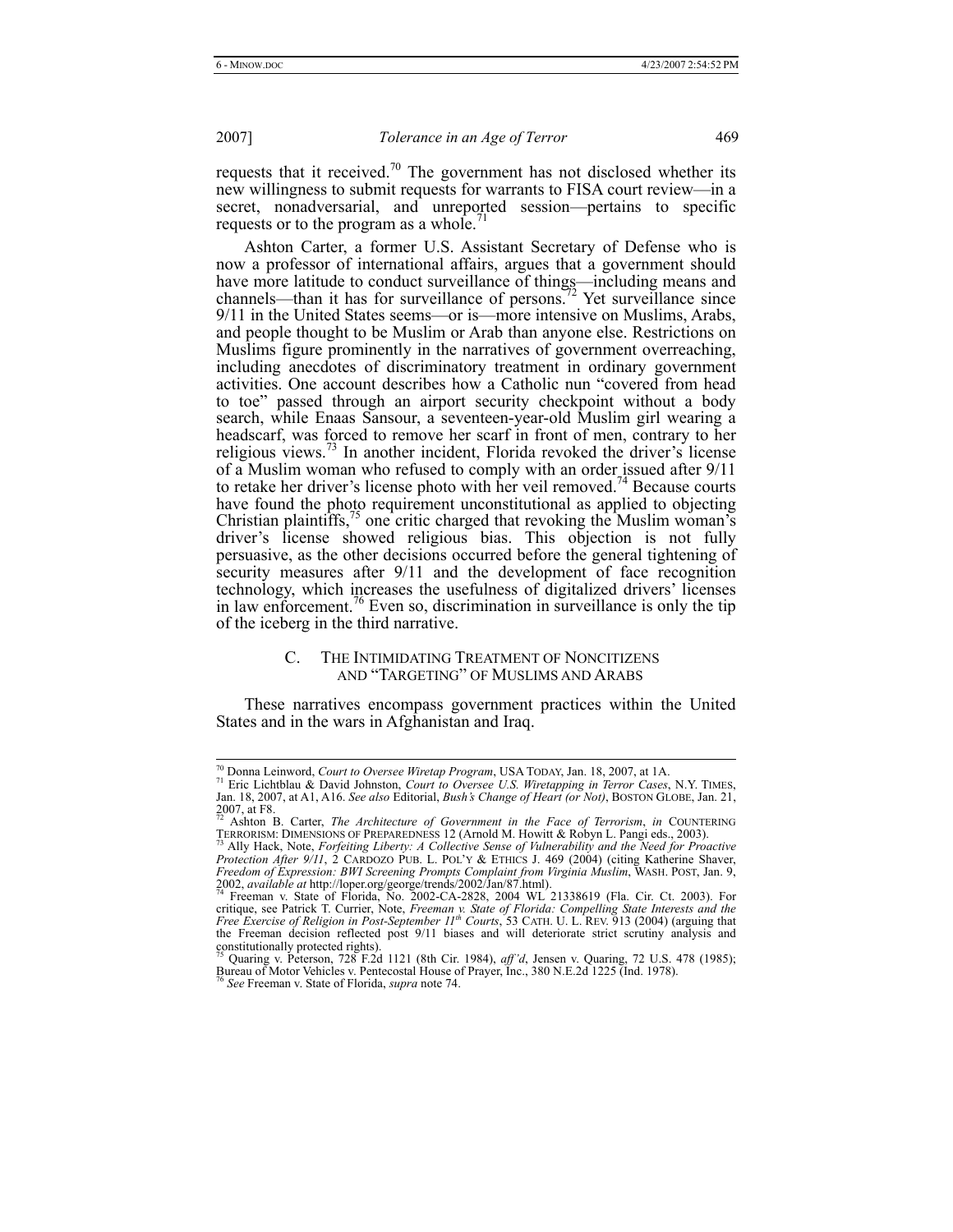requests that it received.[70] The government has not disclosed whether its new willingness to submit requests for warrants to FISA court review—in a secret, nonadversarial, and unreported session—pertains to specific requests or to the program as a whole.[71]

Ashton Carter, a former U.S. Assistant Secretary of Defense who is now a professor of international affairs, argues that a government should have more latitude to conduct surveillance of things—including means and channels—than it has for surveillance of persons.[72] Yet surveillance since 9/11 in the United States seems—or is—more intensive on Muslims, Arabs, and people thought to be Muslim or Arab than anyone else. Restrictions on Muslims figure prominently in the narratives of government overreaching, including anecdotes of discriminatory treatment in ordinary government activities. One account describes how a Catholic nun "covered from head to toe" passed through an airport security checkpoint without a body search, while Enaas Sansour, a seventeen-year-old Muslim girl wearing a headscarf, was forced to remove her scarf in front of men, contrary to her religious views.[73] In another incident, Florida revoked the driver's license of a Muslim woman who refused to comply with an order issued after 9/11 to retake her driver's license photo with her veil removed.[74] Because courts have found the photo requirement unconstitutional as applied to objecting Christian plaintiffs,[75] one critic charged that revoking the Muslim woman's driver's license showed religious bias. This objection is not fully persuasive, as the other decisions occurred before the general tightening of security measures after 9/11 and the development of face recognition technology, which increases the usefulness of digitalized drivers' licenses in law enforcement.[76] Even so, discrimination in surveillance is only the tip of the iceberg in the third narrative.

### C. THE INTIMIDATING TREATMENT OF NONCITIZENS AND "TARGETING" OF MUSLIMS AND ARABS

These narratives encompass government practices within the United States and in the wars in Afghanistan and Iraq.

---

[70] Donna Leinword, *Court to Oversee Wiretap Program*, USA TODAY, Jan. 18, 2007, at 1A.

[71] Eric Lichtblau & David Johnston, *Court to Oversee U.S. Wiretapping in Terror Cases*, N.Y. TIMES, Jan. 18, 2007, at A1, A16. *See also* Editorial, *Bush's Change of Heart (or Not)*, BOSTON GLOBE, Jan. 21, 2007, at F8.

[72] Ashton B. Carter, *The Architecture of Government in the Face of Terrorism*, *in* COUNTERING TERRORISM: DIMENSIONS OF PREPAREDNESS 12 (Arnold M. Howitt & Robyn L. Pangi eds., 2003).

[73] Ally Hack, Note, *Forfeiting Liberty: A Collective Sense of Vulnerability and the Need for Proactive Protection After 9/11*, 2 CARDOZO PUB. L. POL'Y & ETHICS J. 469 (2004) (citing Katherine Shaver, *Freedom of Expression: BWI Screening Prompts Complaint from Virginia Muslim*, WASH. POST, Jan. 9, 2002, *available at* http://loper.org/george/trends/2002/Jan/87.html).

[74] Freeman v. State of Florida, No. 2002-CA-2828, 2004 WL 21338619 (Fla. Cir. Ct. 2003). For critique, see Patrick T. Currier, Note, *Freeman v. State of Florida: Compelling State Interests and the Free Exercise of Religion in Post-September 11th Courts*, 53 CATH. U. L. REV. 913 (2004) (arguing that the Freeman decision reflected post 9/11 biases and will deteriorate strict scrutiny analysis and constitutionally protected rights).

[75] Quaring v. Peterson, 728 F.2d 1121 (8th Cir. 1984), *aff'd*, Jensen v. Quaring, 72 U.S. 478 (1985); Bureau of Motor Vehicles v. Pentecostal House of Prayer, Inc., 380 N.E.2d 1225 (Ind. 1978).

[76] *See* Freeman v. State of Florida, *supra* note 74.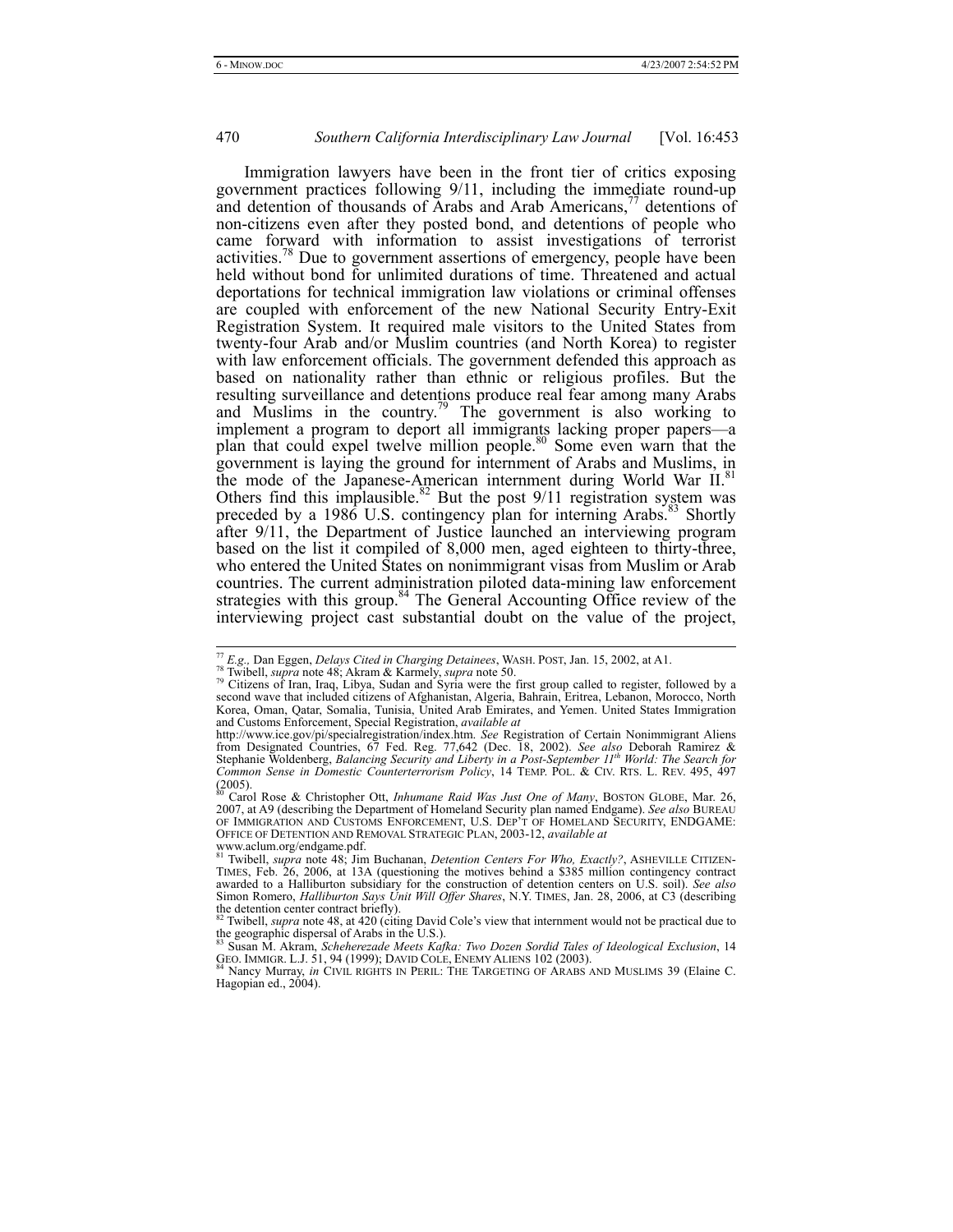Immigration lawyers have been in the front tier of critics exposing government practices following 9/11, including the immediate round-up and detention of thousands of Arabs and Arab Americans,[77] detentions of non-citizens even after they posted bond, and detentions of people who came forward with information to assist investigations of terrorist activities.[78] Due to government assertions of emergency, people have been held without bond for unlimited durations of time. Threatened and actual deportations for technical immigration law violations or criminal offenses are coupled with enforcement of the new National Security Entry-Exit Registration System. It required male visitors to the United States from twenty-four Arab and/or Muslim countries (and North Korea) to register with law enforcement officials. The government defended this approach as based on nationality rather than ethnic or religious profiles. But the resulting surveillance and detentions produce real fear among many Arabs and Muslims in the country.[79] The government is also working to implement a program to deport all immigrants lacking proper papers—a plan that could expel twelve million people.[80] Some even warn that the government is laying the ground for internment of Arabs and Muslims, in the mode of the Japanese-American internment during World War II.[81] Others find this implausible.[82] But the post 9/11 registration system was preceded by a 1986 U.S. contingency plan for interning Arabs.[83] Shortly after 9/11, the Department of Justice launched an interviewing program based on the list it compiled of 8,000 men, aged eighteen to thirty-three, who entered the United States on nonimmigrant visas from Muslim or Arab countries. The current administration piloted data-mining law enforcement strategies with this group.[84] The General Accounting Office review of the interviewing project cast substantial doubt on the value of the project,

---

[77] *E.g.,* Dan Eggen, *Delays Cited in Charging Detainees*, WASH. POST, Jan. 15, 2002, at A1.

[78] Twibell, *supra* note 48; Akram & Karmely, *supra* note 50.

[79] Citizens of Iran, Iraq, Libya, Sudan and Syria were the first group called to register, followed by a second wave that included citizens of Afghanistan, Algeria, Bahrain, Eritrea, Lebanon, Morocco, North Korea, Oman, Qatar, Somalia, Tunisia, United Arab Emirates, and Yemen. United States Immigration and Customs Enforcement, Special Registration, *available at* http://www.ice.gov/pi/specialregistration/index.htm. *See* Registration of Certain Nonimmigrant Aliens from Designated Countries, 67 Fed. Reg. 77,642 (Dec. 18, 2002). *See also* Deborah Ramirez & Stephanie Woldenberg, *Balancing Security and Liberty in a Post-September 11th World: The Search for Common Sense in Domestic Counterterrorism Policy*, 14 TEMP. POL. & CIV. RTS. L. REV. 495, 497 (2005).

[80] Carol Rose & Christopher Ott, *Inhumane Raid Was Just One of Many*, BOSTON GLOBE, Mar. 26, 2007, at A9 (describing the Department of Homeland Security plan named Endgame). *See also* BUREAU OF IMMIGRATION AND CUSTOMS ENFORCEMENT, U.S. DEP'T OF HOMELAND SECURITY, ENDGAME: OFFICE OF DETENTION AND REMOVAL STRATEGIC PLAN, 2003-12, *available at* www.aclum.org/endgame.pdf.

[81] Twibell, *supra* note 48; Jim Buchanan, *Detention Centers For Who, Exactly?*, ASHEVILLE CITIZEN-TIMES, Feb. 26, 2006, at 13A (questioning the motives behind a $385 million contingency contract awarded to a Halliburton subsidiary for the construction of detention centers on U.S. soil). *See also* Simon Romero, *Halliburton Says Unit Will Offer Shares*, N.Y. TIMES, Jan. 28, 2006, at C3 (describing the detention center contract briefly).

[82] Twibell, *supra* note 48, at 420 (citing David Cole's view that internment would not be practical due to the geographic dispersal of Arabs in the U.S.).

[83] Susan M. Akram, *Scheherazade Meets Kafka: Two Dozen Sordid Tales of Ideological Exclusion*, 14 GEO. IMMIGR. L.J. 51, 94 (1999); DAVID COLE, ENEMY ALIENS 102 (2003).

[84] Nancy Murray, *in* CIVIL RIGHTS IN PERIL: THE TARGETING OF ARABS AND MUSLIMS 39 (Elaine C. Hagopian ed., 2004).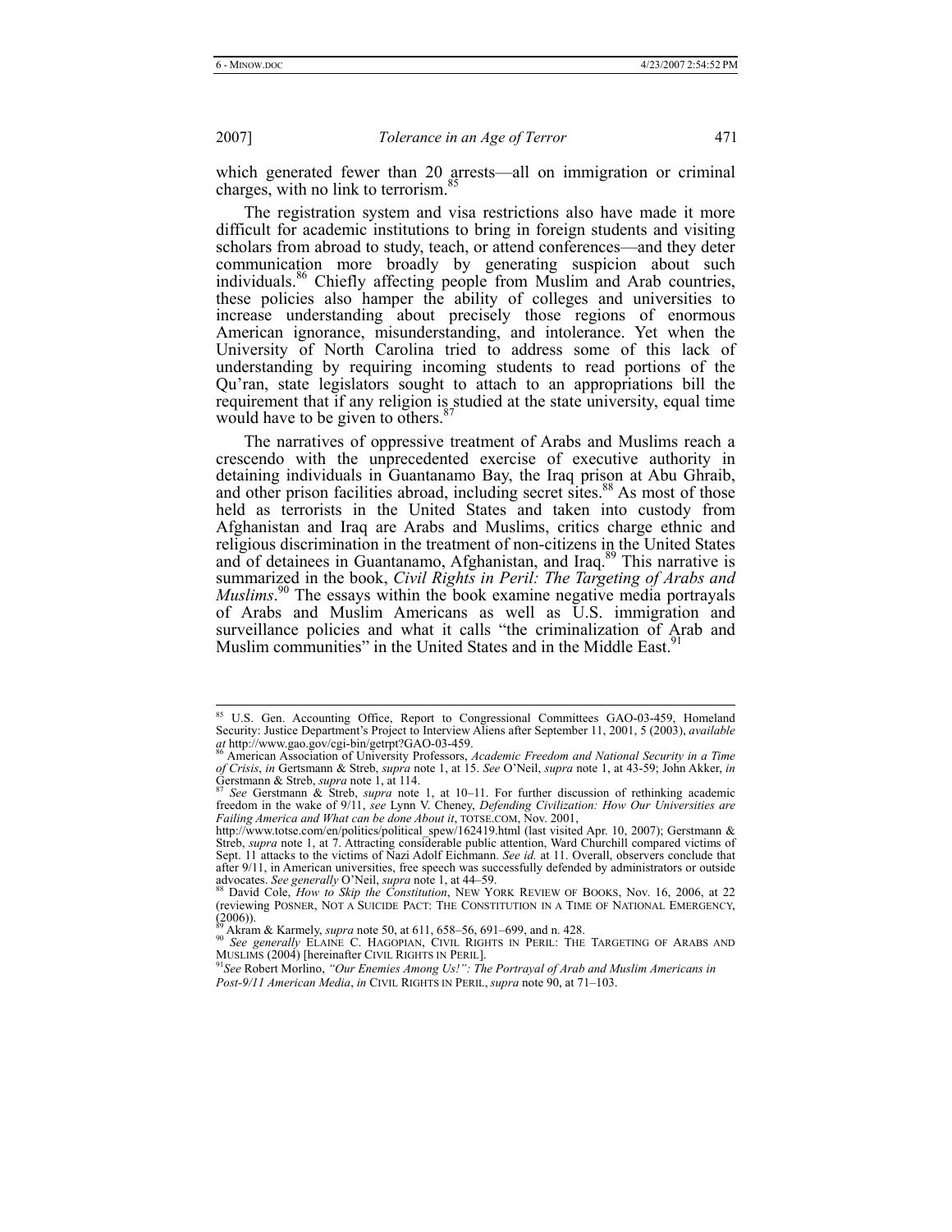which generated fewer than 20 arrests—all on immigration or criminal charges, with no link to terrorism.[85]

The registration system and visa restrictions also have made it more difficult for academic institutions to bring in foreign students and visiting scholars from abroad to study, teach, or attend conferences—and they deter communication more broadly by generating suspicion about such individuals.[86] Chiefly affecting people from Muslim and Arab countries, these policies also hamper the ability of colleges and universities to increase understanding about precisely those regions of enormous American ignorance, misunderstanding, and intolerance. Yet when the University of North Carolina tried to address some of this lack of understanding by requiring incoming students to read portions of the Qu'ran, state legislators sought to attach to an appropriations bill the requirement that if any religion is studied at the state university, equal time would have to be given to others.[87]

The narratives of oppressive treatment of Arabs and Muslims reach a crescendo with the unprecedented exercise of executive authority in detaining individuals in Guantanamo Bay, the Iraq prison at Abu Ghraib, and other prison facilities abroad, including secret sites.[88] As most of those held as terrorists in the United States and taken into custody from Afghanistan and Iraq are Arabs and Muslims, critics charge ethnic and religious discrimination in the treatment of non-citizens in the United States and of detainees in Guantanamo, Afghanistan, and Iraq.[89] This narrative is summarized in the book, *Civil Rights in Peril: The Targeting of Arabs and Muslims*.[90] The essays within the book examine negative media portrayals of Arabs and Muslim Americans as well as U.S. immigration and surveillance policies and what it calls "the criminalization of Arab and Muslim communities" in the United States and in the Middle East.[91]

---

[85] U.S. Gen. Accounting Office, Report to Congressional Committees GAO-03-459, Homeland Security: Justice Department's Project to Interview Aliens after September 11, 2001, 5 (2003), *available at* http://www.gao.gov/cgi-bin/getrpt?GAO-03-459.

[86] American Association of University Professors, *Academic Freedom and National Security in a Time of Crisis*, *in* Gerstmann & Streb, *supra* note 1, at 15. *See* O'Neil, *supra* note 1, at 43-59; John Akker, *in* Gerstmann & Streb, *supra* note 1, at 114.

[87] *See* Gerstmann & Streb, *supra* note 1, at 10–11. For further discussion of rethinking academic freedom in the wake of 9/11, *see* Lynn V. Cheney, *Defending Civilization: How Our Universities are Failing America and What can be done About it*, TOTSE.COM, Nov. 2001, http://www.totse.com/en/politics/political_spew/162419.html (last visited Apr. 10, 2007); Gerstmann & Streb, *supra* note 1, at 7. Attracting considerable public attention, Ward Churchill compared victims of Sept. 11 attacks to the victims of Nazi Adolf Eichmann. *See id.* at 11. Overall, observers conclude that after 9/11, in American universities, free speech was successfully defended by administrators or outside advocates. *See generally* O'Neil, *supra* note 1, at 44–59.

[88] David Cole, *How to Skip the Constitution*, NEW YORK REVIEW OF BOOKS, Nov. 16, 2006, at 22 (reviewing POSNER, NOT A SUICIDE PACT: THE CONSTITUTION IN A TIME OF NATIONAL EMERGENCY, (2006)).

[89] Akram & Karmely, *supra* note 50, at 611, 658–56, 691–699, and n. 428.

[90] *See generally* ELAINE C. HAGOPIAN, CIVIL RIGHTS IN PERIL: THE TARGETING OF ARABS AND MUSLIMS (2004) [hereinafter CIVIL RIGHTS IN PERIL].

[91] *See* Robert Morlino, *"Our Enemies Among Us!": The Portrayal of Arab and Muslim Americans in Post-9/11 American Media*, *in* CIVIL RIGHTS IN PERIL, *supra* note 90, at 71–103.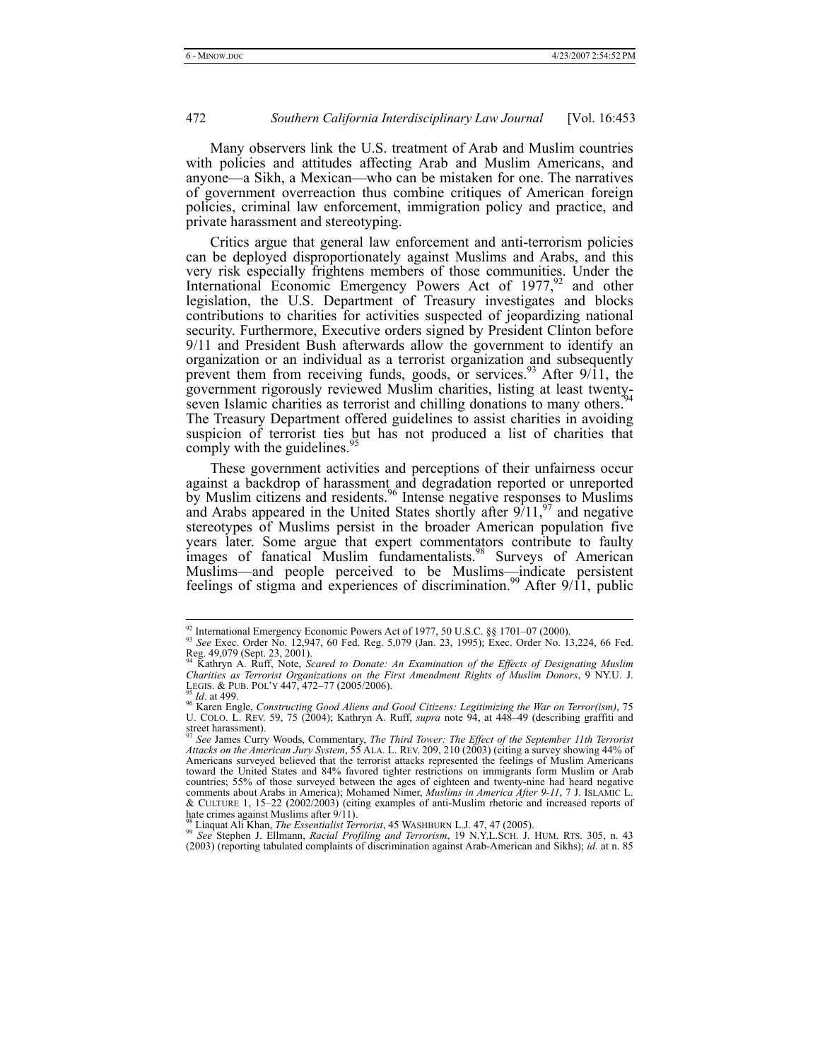Many observers link the U.S. treatment of Arab and Muslim countries with policies and attitudes affecting Arab and Muslim Americans, and anyone—a Sikh, a Mexican—who can be mistaken for one. The narratives of government overreaction thus combine critiques of American foreign policies, criminal law enforcement, immigration policy and practice, and private harassment and stereotyping.

Critics argue that general law enforcement and anti-terrorism policies can be deployed disproportionately against Muslims and Arabs, and this very risk especially frightens members of those communities. Under the International Economic Emergency Powers Act of 1977,[92] and other legislation, the U.S. Department of Treasury investigates and blocks contributions to charities for activities suspected of jeopardizing national security. Furthermore, Executive orders signed by President Clinton before 9/11 and President Bush afterwards allow the government to identify an organization or an individual as a terrorist organization and subsequently prevent them from receiving funds, goods, or services.[93] After 9/11, the government rigorously reviewed Muslim charities, listing at least twenty-seven Islamic charities as terrorist and chilling donations to many others.[94] The Treasury Department offered guidelines to assist charities in avoiding suspicion of terrorist ties but has not produced a list of charities that comply with the guidelines.[95]

These government activities and perceptions of their unfairness occur against a backdrop of harassment and degradation reported or unreported by Muslim citizens and residents.[96] Intense negative responses to Muslims and Arabs appeared in the United States shortly after 9/11,[97] and negative stereotypes of Muslims persist in the broader American population five years later. Some argue that expert commentators contribute to faulty images of fanatical Muslim fundamentalists.[98] Surveys of American Muslims—and people perceived to be Muslims—indicate persistent feelings of stigma and experiences of discrimination.[99] After 9/11, public

---

[92] International Emergency Economic Powers Act of 1977, 50 U.S.C. §§ 1701–07 (2000).

[93] *See* Exec. Order No. 12,947, 60 Fed. Reg. 5,079 (Jan. 23, 1995); Exec. Order No. 13,224, 66 Fed. Reg. 49,079 (Sept. 23, 2001).

[94] Kathryn A. Ruff, Note, *Scared to Donate: An Examination of the Effects of Designating Muslim Charities as Terrorist Organizations on the First Amendment Rights of Muslim Donors*, 9 NY.U. J. LEGIS. & PUB. POL'Y 447, 472–77 (2005/2006).

[95] *Id*. at 499.

[96] Karen Engle, *Constructing Good Aliens and Good Citizens: Legitimizing the War on Terror(ism)*, 75 U. COLO. L. REV. 59, 75 (2004); Kathryn A. Ruff, *supra* note 94, at 448–49 (describing graffiti and street harassment).

[97] *See* James Curry Woods, Commentary, *The Third Tower: The Effect of the September 11th Terrorist Attacks on the American Jury System*, 55 ALA. L. REV. 209, 210 (2003) (citing a survey showing 44% of Americans surveyed believed that the terrorist attacks represented the feelings of Muslim Americans toward the United States and 84% favored tighter restrictions on immigrants form Muslim or Arab countries; 55% of those surveyed between the ages of eighteen and twenty-nine had heard negative comments about Arabs in America); Mohamed Nimer, *Muslims in America After 9-11*, 7 J. ISLAMIC L. & CULTURE 1, 15–22 (2002/2003) (citing examples of anti-Muslim rhetoric and increased reports of hate crimes against Muslims after 9/11).

[98] Liaquat Ali Khan, *The Essentialist Terrorist*, 45 WASHBURN L.J. 47, 47 (2005).

[99] *See* Stephen J. Ellmann, *Racial Profiling and Terrorism*, 19 N.Y.L.SCH. J. HUM. RTS. 305, n. 43 (2003) (reporting tabulated complaints of discrimination against Arab-American and Sikhs); *id.* at n. 85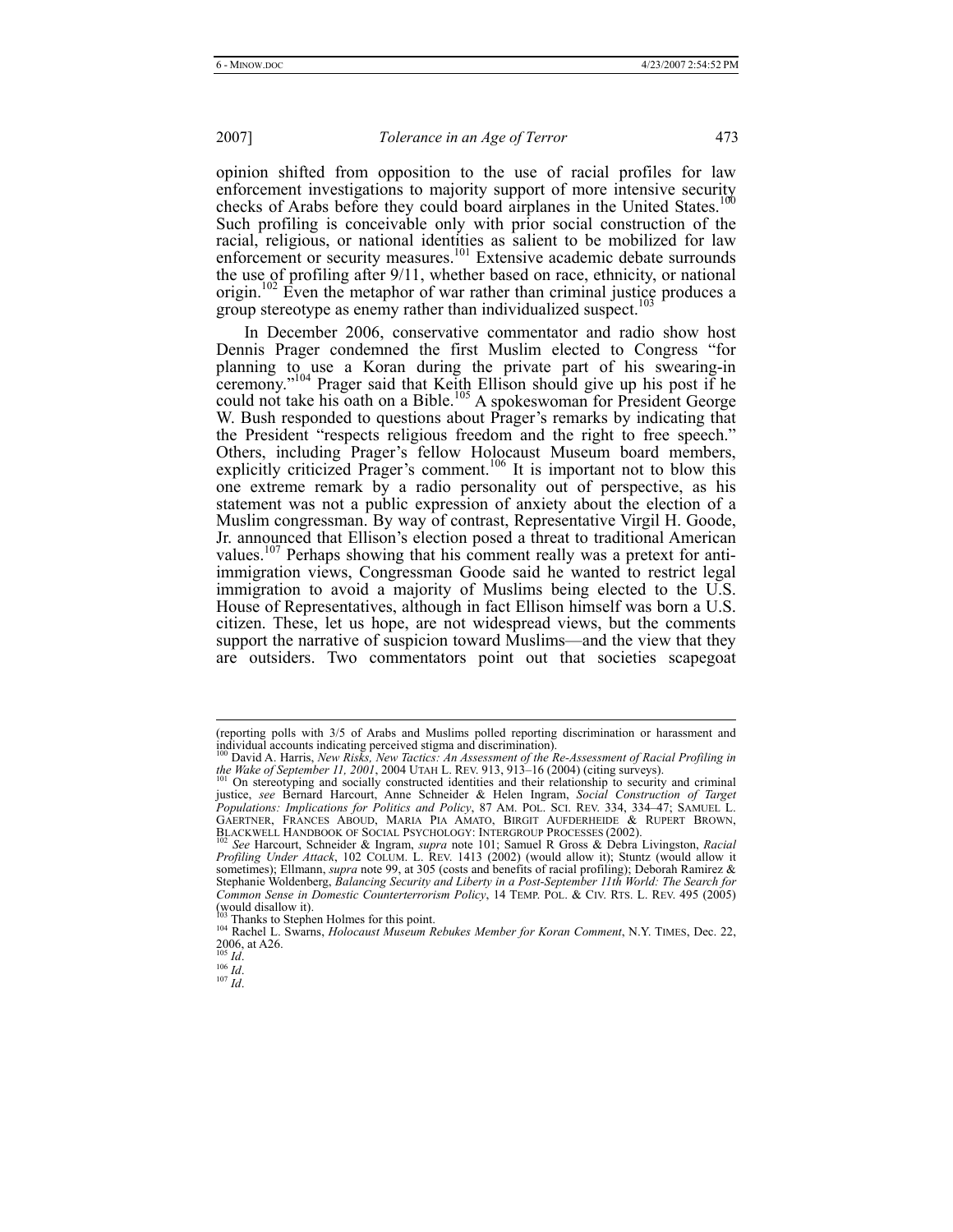opinion shifted from opposition to the use of racial profiles for law enforcement investigations to majority support of more intensive security checks of Arabs before they could board airplanes in the United States.[100] Such profiling is conceivable only with prior social construction of the racial, religious, or national identities as salient to be mobilized for law enforcement or security measures.[101] Extensive academic debate surrounds the use of profiling after 9/11, whether based on race, ethnicity, or national origin.[102] Even the metaphor of war rather than criminal justice produces a group stereotype as enemy rather than individualized suspect.[103]

In December 2006, conservative commentator and radio show host Dennis Prager condemned the first Muslim elected to Congress "for planning to use a Koran during the private part of his swearing-in ceremony."[104] Prager said that Keith Ellison should give up his post if he could not take his oath on a Bible.[105] A spokeswoman for President George W. Bush responded to questions about Prager's remarks by indicating that the President "respects religious freedom and the right to free speech." Others, including Prager's fellow Holocaust Museum board members, explicitly criticized Prager's comment.[106] It is important not to blow this one extreme remark by a radio personality out of perspective, as his statement was not a public expression of anxiety about the election of a Muslim congressman. By way of contrast, Representative Virgil H. Goode, Jr. announced that Ellison's election posed a threat to traditional American values.[107] Perhaps showing that his comment really was a pretext for anti-immigration views, Congressman Goode said he wanted to restrict legal immigration to avoid a majority of Muslims being elected to the U.S. House of Representatives, although in fact Ellison himself was born a U.S. citizen. These, let us hope, are not widespread views, but the comments support the narrative of suspicion toward Muslims—and the view that they are outsiders. Two commentators point out that societies scapegoat

---

(reporting polls with 3/5 of Arabs and Muslims polled reporting discrimination or harassment and individual accounts indicating perceived stigma and discrimination).

[100] David A. Harris, *New Risks, New Tactics: An Assessment of the Re-Assessment of Racial Profiling in the Wake of September 11, 2001*, 2004 UTAH L. REV. 913, 913–16 (2004) (citing surveys).

[101] On stereotyping and socially constructed identities and their relationship to security and criminal justice, *see* Bernard Harcourt, Anne Schneider & Helen Ingram, *Social Construction of Target Populations: Implications for Politics and Policy*, 87 AM. POL. SCI. REV. 334, 334–47; SAMUEL L. GAERTNER, FRANCES ABOUD, MARIA PIA AMATO, BIRGIT AUFDERHEIDE & RUPERT BROWN, BLACKWELL HANDBOOK OF SOCIAL PSYCHOLOGY: INTERGROUP PROCESSES (2002).

[102] *See* Harcourt, Schneider & Ingram, *supra* note 101; Samuel R Gross & Debra Livingston, *Racial Profiling Under Attack*, 102 COLUM. L. REV. 1413 (2002) (would allow it); Stuntz (would allow it sometimes); Ellmann, *supra* note 99, at 305 (costs and benefits of racial profiling); Deborah Ramirez & Stephanie Woldenberg, *Balancing Security and Liberty in a Post-September 11th World: The Search for Common Sense in Domestic Counterterrorism Policy*, 14 TEMP. POL. & CIV. RTS. L. REV. 495 (2005) (would disallow it).

[103] Thanks to Stephen Holmes for this point.

[104] Rachel L. Swarns, *Holocaust Museum Rebukes Member for Koran Comment*, N.Y. TIMES, Dec. 22, 2006, at A26.

[105] *Id*.

[106] *Id*.

[107] *Id*.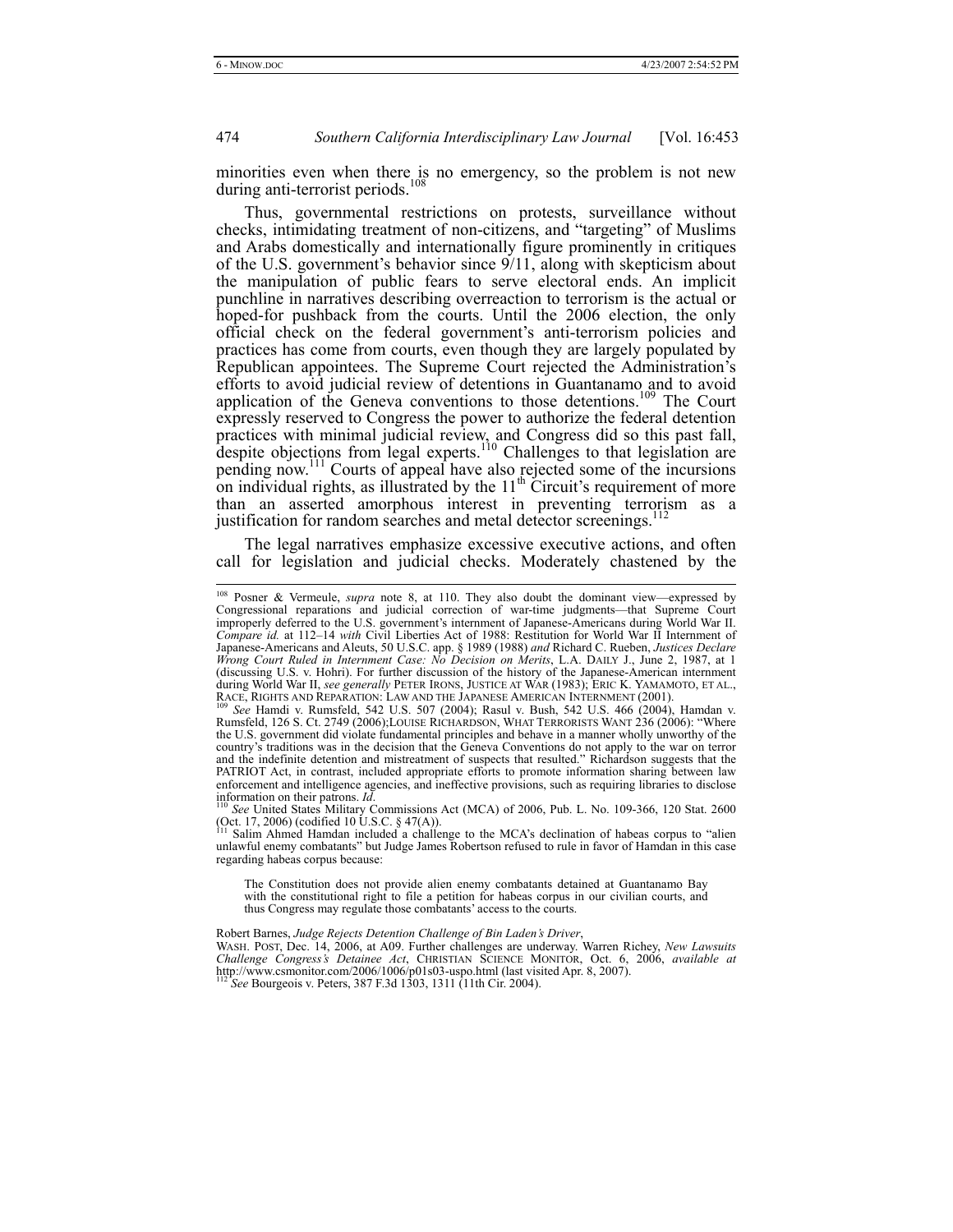minorities even when there is no emergency, so the problem is not new during anti-terrorist periods.[108]

Thus, governmental restrictions on protests, surveillance without checks, intimidating treatment of non-citizens, and "targeting" of Muslims and Arabs domestically and internationally figure prominently in critiques of the U.S. government's behavior since 9/11, along with skepticism about the manipulation of public fears to serve electoral ends. An implicit punchline in narratives describing overreaction to terrorism is the actual or hoped-for pushback from the courts. Until the 2006 election, the only official check on the federal government's anti-terrorism policies and practices has come from courts, even though they are largely populated by Republican appointees. The Supreme Court rejected the Administration's efforts to avoid judicial review of detentions in Guantanamo and to avoid application of the Geneva conventions to those detentions.[109] The Court expressly reserved to Congress the power to authorize the federal detention practices with minimal judicial review, and Congress did so this past fall, despite objections from legal experts.[110] Challenges to that legislation are pending now.[111] Courts of appeal have also rejected some of the incursions on individual rights, as illustrated by the 11th Circuit's requirement of more than an asserted amorphous interest in preventing terrorism as a justification for random searches and metal detector screenings.[112]

The legal narratives emphasize excessive executive actions, and often call for legislation and judicial checks. Moderately chastened by the

---

[108] Posner & Vermeule, *supra* note 8, at 110. They also doubt the dominant view—expressed by Congressional reparations and judicial correction of war-time judgments—that Supreme Court improperly deferred to the U.S. government's internment of Japanese-Americans during World War II. *Compare id.* at 112–14 *with* Civil Liberties Act of 1988: Restitution for World War II Internment of Japanese-Americans and Aleuts, 50 U.S.C. app. § 1989 (1988) *and* Richard C. Rueben, *Justices Declare Wrong Court Ruled in Internment Case: No Decision on Merits*, L.A. DAILY J., June 2, 1987, at 1 (discussing U.S. v. Hohri). For further discussion of the history of the Japanese-American internment during World War II, *see generally* PETER IRONS, JUSTICE AT WAR (1983); ERIC K. YAMAMOTO, ET AL., RACE, RIGHTS AND REPARATION: LAW AND THE JAPANESE AMERICAN INTERNMENT (2001).

[109] *See* Hamdi v. Rumsfeld, 542 U.S. 507 (2004); Rasul v. Bush, 542 U.S. 466 (2004), Hamdan v. Rumsfeld, 126 S. Ct. 2749 (2006);LOUISE RICHARDSON, WHAT TERRORISTS WANT 236 (2006): "Where the U.S. government did violate fundamental principles and behave in a manner wholly unworthy of the country's traditions was in the decision that the Geneva Conventions do not apply to the war on terror and the indefinite detention and mistreatment of suspects that resulted." Richardson suggests that the PATRIOT Act, in contrast, included appropriate efforts to promote information sharing between law enforcement and intelligence agencies, and ineffective provisions, such as requiring libraries to disclose information on their patrons. *Id.*

[110] *See* United States Military Commissions Act (MCA) of 2006, Pub. L. No. 109-366, 120 Stat. 2600 (Oct. 17, 2006) (codified 10 U.S.C. § 47(A)).

[111] Salim Ahmed Hamdan included a challenge to the MCA's declination of habeas corpus to "alien unlawful enemy combatants" but Judge James Robertson refused to rule in favor of Hamdan in this case regarding habeas corpus because:

> The Constitution does not provide alien enemy combatants detained at Guantanamo Bay with the constitutional right to file a petition for habeas corpus in our civilian courts, and thus Congress may regulate those combatants' access to the courts.

Robert Barnes, *Judge Rejects Detention Challenge of Bin Laden's Driver*, WASH. POST, Dec. 14, 2006, at A09. Further challenges are underway. Warren Richey, *New Lawsuits Challenge Congress's Detainee Act*, CHRISTIAN SCIENCE MONITOR, Oct. 6, 2006, *available at* http://www.csmonitor.com/2006/1006/p01s03-uspo.html (last visited Apr. 8, 2007).

[112] *See* Bourgeois v. Peters, 387 F.3d 1303, 1311 (11th Cir. 2004).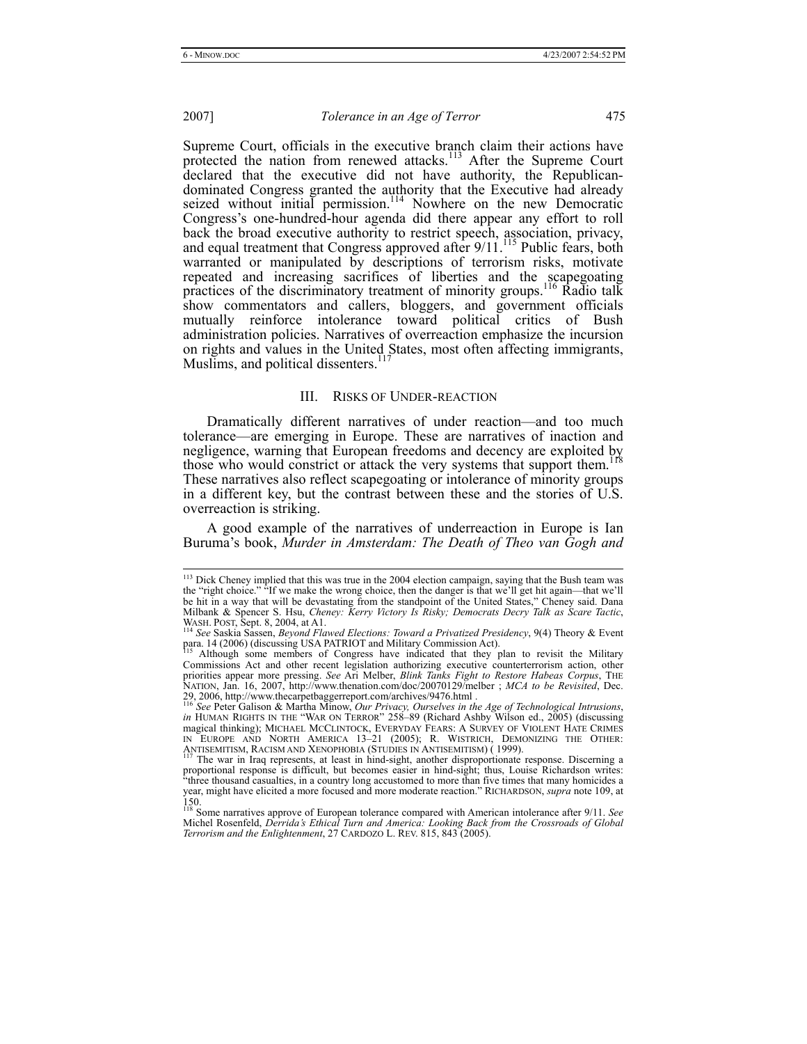Supreme Court, officials in the executive branch claim their actions have protected the nation from renewed attacks.[113] After the Supreme Court declared that the executive did not have authority, the Republican-dominated Congress granted the authority that the Executive had already seized without initial permission.[114] Nowhere on the new Democratic Congress's one-hundred-hour agenda did there appear any effort to roll back the broad executive authority to restrict speech, association, privacy, and equal treatment that Congress approved after 9/11.[115] Public fears, both warranted or manipulated by descriptions of terrorism risks, motivate repeated and increasing sacrifices of liberties and the scapegoating practices of the discriminatory treatment of minority groups.[116] Radio talk show commentators and callers, bloggers, and government officials mutually reinforce intolerance toward political critics of Bush administration policies. Narratives of overreaction emphasize the incursion on rights and values in the United States, most often affecting immigrants, Muslims, and political dissenters.[117]

## III. Risks of Under-reaction

Dramatically different narratives of under reaction—and too much tolerance—are emerging in Europe. These are narratives of inaction and negligence, warning that European freedoms and decency are exploited by those who would constrict or attack the very systems that support them.[118] These narratives also reflect scapegoating or intolerance of minority groups in a different key, but the contrast between these and the stories of U.S. overreaction is striking.

A good example of the narratives of underreaction in Europe is Ian Buruma's book, *Murder in Amsterdam: The Death of Theo van Gogh and*

---

[113] Dick Cheney implied that this was true in the 2004 election campaign, saying that the Bush team was the "right choice." "If we make the wrong choice, then the danger is that we'll get hit again—that we'll be hit in a way that will be devastating from the standpoint of the United States," Cheney said. Dana Milbank & Spencer S. Hsu, *Cheney: Kerry Victory Is Risky; Democrats Decry Talk as Scare Tactic*, WASH. POST, Sept. 8, 2004, at A1.

[114] *See* Saskia Sassen, *Beyond Flawed Elections: Toward a Privatized Presidency*, 9(4) Theory & Event para. 14 (2006) (discussing USA PATRIOT and Military Commission Act).

[115] Although some members of Congress have indicated that they plan to revisit the Military Commissions Act and other recent legislation authorizing executive counterterrorism action, other priorities appear more pressing. *See* Ari Melber, *Blink Tanks Fight to Restore Habeas Corpus*, THE NATION, Jan. 16, 2007, http://www.thenation.com/doc/20070129/melber ; *MCA to be Revisited*, Dec. 29, 2006, http://www.thecarpetbaggerreport.com/archives/9476.html .

[116] *See* Peter Galison & Martha Minow, *Our Privacy, Ourselves in the Age of Technological Intrusions*, *in* HUMAN RIGHTS IN THE "WAR ON TERROR" 258–89 (Richard Ashby Wilson ed., 2005) (discussing magical thinking); MICHAEL MCCLINTOCK, EVERYDAY FEARS: A SURVEY OF VIOLENT HATE CRIMES IN EUROPE AND NORTH AMERICA 13–21 (2005); R. WISTRICH, DEMONIZING THE OTHER: ANTISEMITISM, RACISM AND XENOPHOBIA (STUDIES IN ANTISEMITISM) ( 1999).

[117] The war in Iraq represents, at least in hind-sight, another disproportionate response. Discerning a proportional response is difficult, but becomes easier in hind-sight; thus, Louise Richardson writes: "three thousand casualties, in a country long accustomed to more than five times that many homicides a year, might have elicited a more focused and more moderate reaction." RICHARDSON, *supra* note 109, at 150.

[118] Some narratives approve of European tolerance compared with American intolerance after 9/11. *See* Michel Rosenfeld, *Derrida's Ethical Turn and America: Looking Back from the Crossroads of Global Terrorism and the Enlightenment*, 27 CARDOZO L. REV. 815, 843 (2005).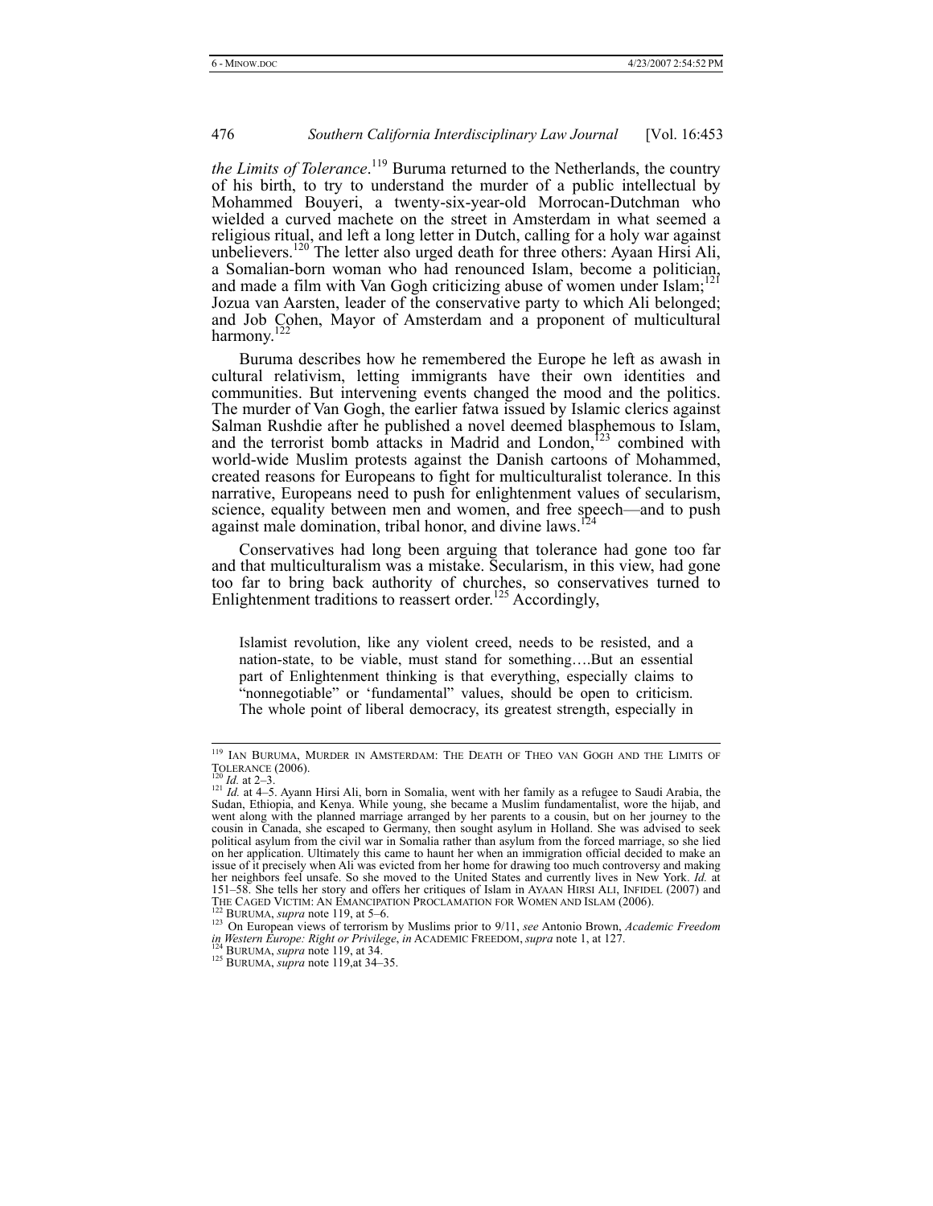*the Limits of Tolerance*.[119] Buruma returned to the Netherlands, the country of his birth, to try to understand the murder of a public intellectual by Mohammed Bouyeri, a twenty-six-year-old Morrocan-Dutchman who wielded a curved machete on the street in Amsterdam in what seemed a religious ritual, and left a long letter in Dutch, calling for a holy war against unbelievers.[120] The letter also urged death for three others: Ayaan Hirsi Ali, a Somalian-born woman who had renounced Islam, become a politician, and made a film with Van Gogh criticizing abuse of women under Islam;[121] Jozua van Aarsten, leader of the conservative party to which Ali belonged; and Job Cohen, Mayor of Amsterdam and a proponent of multicultural harmony.[122]

Buruma describes how he remembered the Europe he left as awash in cultural relativism, letting immigrants have their own identities and communities. But intervening events changed the mood and the politics. The murder of Van Gogh, the earlier fatwa issued by Islamic clerics against Salman Rushdie after he published a novel deemed blasphemous to Islam, and the terrorist bomb attacks in Madrid and London,[123] combined with world-wide Muslim protests against the Danish cartoons of Mohammed, created reasons for Europeans to fight for multiculturalist tolerance. In this narrative, Europeans need to push for enlightenment values of secularism, science, equality between men and women, and free speech—and to push against male domination, tribal honor, and divine laws.[124]

Conservatives had long been arguing that tolerance had gone too far and that multiculturalism was a mistake. Secularism, in this view, had gone too far to bring back authority of churches, so conservatives turned to Enlightenment traditions to reassert order.[125] Accordingly,

> Islamist revolution, like any violent creed, needs to be resisted, and a nation-state, to be viable, must stand for something….But an essential part of Enlightenment thinking is that everything, especially claims to "nonnegotiable" or 'fundamental" values, should be open to criticism. The whole point of liberal democracy, its greatest strength, especially in

---

[119] IAN BURUMA, MURDER IN AMSTERDAM: THE DEATH OF THEO VAN GOGH AND THE LIMITS OF TOLERANCE (2006).

[120] *Id.* at 2–3.

[121] *Id.* at 4–5. Ayann Hirsi Ali, born in Somalia, went with her family as a refugee to Saudi Arabia, the Sudan, Ethiopia, and Kenya. While young, she became a Muslim fundamentalist, wore the hijab, and went along with the planned marriage arranged by her parents to a cousin, but on her journey to the cousin in Canada, she escaped to Germany, then sought asylum in Holland. She was advised to seek political asylum from the civil war in Somalia rather than asylum from the forced marriage, so she lied on her application. Ultimately this came to haunt her when an immigration official decided to make an issue of it precisely when Ali was evicted from her home for drawing too much controversy and making her neighbors feel unsafe. So she moved to the United States and currently lives in New York. *Id.* at 151–58. She tells her story and offers her critiques of Islam in AYAAN HIRSI ALI, INFIDEL (2007) and THE CAGED VICTIM: AN EMANCIPATION PROCLAMATION FOR WOMEN AND ISLAM (2006).

[122] BURUMA, *supra* note 119, at 5–6.

[123] On European views of terrorism by Muslims prior to 9/11, *see* Antonio Brown, *Academic Freedom in Western Europe: Right or Privilege*, *in* ACADEMIC FREEDOM, *supra* note 1, at 127.

[124] BURUMA, *supra* note 119, at 34.

[125] BURUMA, *supra* note 119,at 34–35.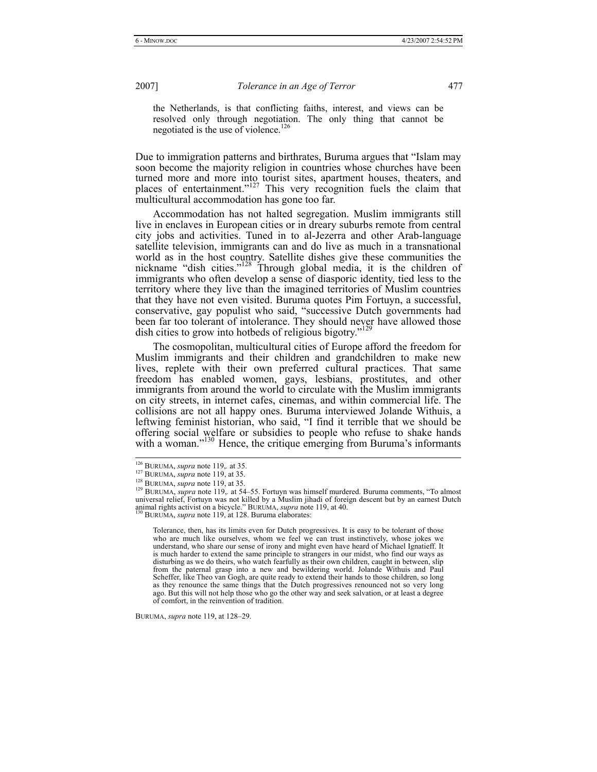the Netherlands, is that conflicting faiths, interest, and views can be resolved only through negotiation. The only thing that cannot be negotiated is the use of violence.[126]

Due to immigration patterns and birthrates, Buruma argues that "Islam may soon become the majority religion in countries whose churches have been turned more and more into tourist sites, apartment houses, theaters, and places of entertainment."[127] This very recognition fuels the claim that multicultural accommodation has gone too far.

Accommodation has not halted segregation. Muslim immigrants still live in enclaves in European cities or in dreary suburbs remote from central city jobs and activities. Tuned in to al-Jezerra and other Arab-language satellite television, immigrants can and do live as much in a transnational world as in the host country. Satellite dishes give these communities the nickname "dish cities."[128] Through global media, it is the children of immigrants who often develop a sense of diasporic identity, tied less to the territory where they live than the imagined territories of Muslim countries that they have not even visited. Buruma quotes Pim Fortuyn, a successful, conservative, gay populist who said, "successive Dutch governments had been far too tolerant of intolerance. They should never have allowed those dish cities to grow into hotbeds of religious bigotry."[129]

The cosmopolitan, multicultural cities of Europe afford the freedom for Muslim immigrants and their children and grandchildren to make new lives, replete with their own preferred cultural practices. That same freedom has enabled women, gays, lesbians, prostitutes, and other immigrants from around the world to circulate with the Muslim immigrants on city streets, in internet cafes, cinemas, and within commercial life. The collisions are not all happy ones. Buruma interviewed Jolande Withuis, a leftwing feminist historian, who said, "I find it terrible that we should be offering social welfare or subsidies to people who refuse to shake hands with a woman."[130] Hence, the critique emerging from Buruma's informants

---

[126] BURUMA, *supra* note 119,. at 35.

[127] BURUMA, *supra* note 119, at 35.

[128] BURUMA, *supra* note 119, at 35.

[129] BURUMA, *supra* note 119,. at 54–55. Fortuyn was himself murdered. Buruma comments, "To almost universal relief, Fortuyn was not killed by a Muslim jihadi of foreign descent but by an earnest Dutch animal rights activist on a bicycle." BURUMA, *supra* note 119, at 40.

[130] BURUMA, *supra* note 119, at 128. Buruma elaborates:

> Tolerance, then, has its limits even for Dutch progressives. It is easy to be tolerant of those who are much like ourselves, whom we feel we can trust instinctively, whose jokes we understand, who share our sense of irony and might even have heard of Michael Ignatieff. It is much harder to extend the same principle to strangers in our midst, who find our ways as disturbing as we do theirs, who watch fearfully as their own children, caught in between, slip from the paternal grasp into a new and bewildering world. Jolande Withuis and Paul Scheffer, like Theo van Gogh, are quite ready to extend their hands to those children, so long as they renounce the same things that the Dutch progressives renounced not so very long ago. But this will not help those who go the other way and seek salvation, or at least a degree of comfort, in the reinvention of tradition.

BURUMA, *supra* note 119, at 128–29.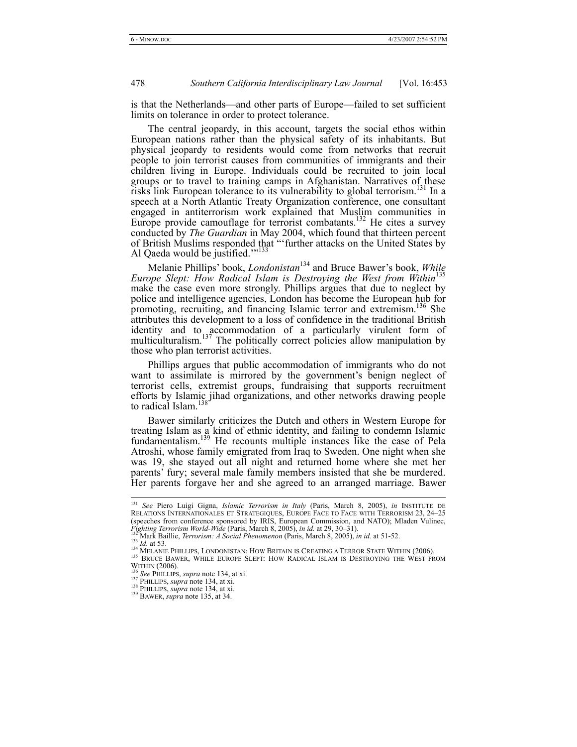is that the Netherlands—and other parts of Europe—failed to set sufficient limits on tolerance in order to protect tolerance.

The central jeopardy, in this account, targets the social ethos within European nations rather than the physical safety of its inhabitants. But physical jeopardy to residents would come from networks that recruit people to join terrorist causes from communities of immigrants and their children living in Europe. Individuals could be recruited to join local groups or to travel to training camps in Afghanistan. Narratives of these risks link European tolerance to its vulnerability to global terrorism.[131] In a speech at a North Atlantic Treaty Organization conference, one consultant engaged in antiterrorism work explained that Muslim communities in Europe provide camouflage for terrorist combatants.[132] He cites a survey conducted by *The Guardian* in May 2004, which found that thirteen percent of British Muslims responded that "'further attacks on the United States by Al Qaeda would be justified.'"[133]

Melanie Phillips' book, *Londonistan*[134] and Bruce Bawer's book, *While Europe Slept: How Radical Islam is Destroying the West from Within*[135] make the case even more strongly. Phillips argues that due to neglect by police and intelligence agencies, London has become the European hub for promoting, recruiting, and financing Islamic terror and extremism.[136] She attributes this development to a loss of confidence in the traditional British identity and to accommodation of a particularly virulent form of multiculturalism.[137] The politically correct policies allow manipulation by those who plan terrorist activities.

Phillips argues that public accommodation of immigrants who do not want to assimilate is mirrored by the government's benign neglect of terrorist cells, extremist groups, fundraising that supports recruitment efforts by Islamic jihad organizations, and other networks drawing people to radical Islam.[138]

Bawer similarly criticizes the Dutch and others in Western Europe for treating Islam as a kind of ethnic identity, and failing to condemn Islamic fundamentalism.[139] He recounts multiple instances like the case of Pela Atroshi, whose family emigrated from Iraq to Sweden. One night when she was 19, she stayed out all night and returned home where she met her parents' fury; several male family members insisted that she be murdered. Her parents forgave her and she agreed to an arranged marriage. Bawer

---

[131] *See* Piero Luigi Gigna, *Islamic Terrorism in Italy* (Paris, March 8, 2005), *in* INSTITUTE DE RELATIONS INTERNATIONALES ET STRATEGIQUES, EUROPE FACE TO FACE WITH TERRORISM 23, 24–25 (speeches from conference sponsored by IRIS, European Commission, and NATO); Mladen Vulinec, *Fighting Terrorism World-Wide* (Paris, March 8, 2005), *in id.* at 29, 30–31).

[132] Mark Baillie, *Terrorism: A Social Phenomenon* (Paris, March 8, 2005), *in id.* at 51-52.

[133] *Id.* at 53.

[134] MELANIE PHILLIPS, LONDONISTAN: HOW BRITAIN IS CREATING A TERROR STATE WITHIN (2006).

[135] BRUCE BAWER, WHILE EUROPE SLEPT: HOW RADICAL ISLAM IS DESTROYING THE WEST FROM WITHIN (2006).

[136] *See* PHILLIPS, *supra* note 134, at xi.

[137] PHILLIPS, *supra* note 134, at xi.

[138] PHILLIPS, *supra* note 134, at xi.

[139] BAWER, *supra* note 135, at 34.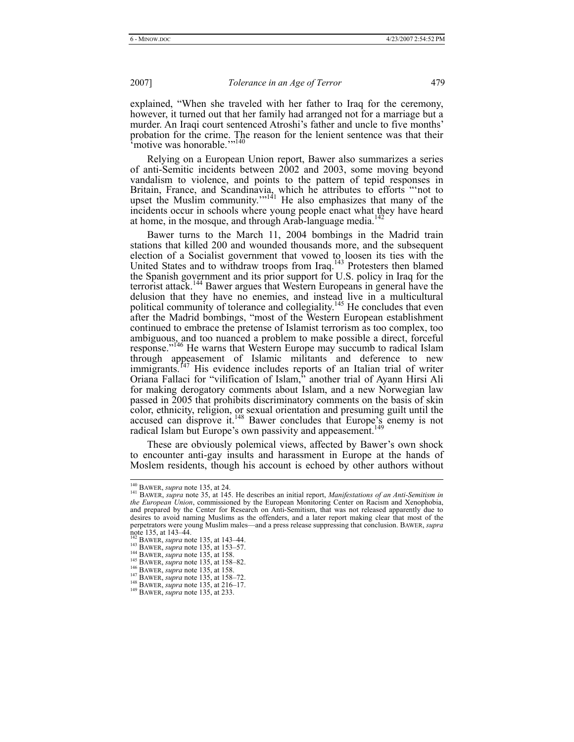explained, "When she traveled with her father to Iraq for the ceremony, however, it turned out that her family had arranged not for a marriage but a murder. An Iraqi court sentenced Atroshi's father and uncle to five months' probation for the crime. The reason for the lenient sentence was that their 'motive was honorable.'"[140]

Relying on a European Union report, Bawer also summarizes a series of anti-Semitic incidents between 2002 and 2003, some moving beyond vandalism to violence, and points to the pattern of tepid responses in Britain, France, and Scandinavia, which he attributes to efforts "'not to upset the Muslim community.'"[141] He also emphasizes that many of the incidents occur in schools where young people enact what they have heard at home, in the mosque, and through Arab-language media.[142]

Bawer turns to the March 11, 2004 bombings in the Madrid train stations that killed 200 and wounded thousands more, and the subsequent election of a Socialist government that vowed to loosen its ties with the United States and to withdraw troops from Iraq.[143] Protesters then blamed the Spanish government and its prior support for U.S. policy in Iraq for the terrorist attack.[144] Bawer argues that Western Europeans in general have the delusion that they have no enemies, and instead live in a multicultural political community of tolerance and collegiality.[145] He concludes that even after the Madrid bombings, "most of the Western European establishment continued to embrace the pretense of Islamist terrorism as too complex, too ambiguous, and too nuanced a problem to make possible a direct, forceful response."[146] He warns that Western Europe may succumb to radical Islam through appeasement of Islamic militants and deference to new immigrants.[147] His evidence includes reports of an Italian trial of writer Oriana Fallaci for "vilification of Islam," another trial of Ayann Hirsi Ali for making derogatory comments about Islam, and a new Norwegian law passed in 2005 that prohibits discriminatory comments on the basis of skin color, ethnicity, religion, or sexual orientation and presuming guilt until the accused can disprove it.[148] Bawer concludes that Europe's enemy is not radical Islam but Europe's own passivity and appeasement.[149]

These are obviously polemical views, affected by Bawer's own shock to encounter anti-gay insults and harassment in Europe at the hands of Moslem residents, though his account is echoed by other authors without

---

[140] BAWER, *supra* note 135, at 24.

[141] BAWER, *supra* note 35, at 145. He describes an initial report, *Manifestations of an Anti-Semitism in the European Union*, commissioned by the European Monitoring Center on Racism and Xenophobia, and prepared by the Center for Research on Anti-Semitism, that was not released apparently due to desires to avoid naming Muslims as the offenders, and a later report making clear that most of the perpetrators were young Muslim males—and a press release suppressing that conclusion. BAWER, *supra* note 135, at 143–44.

[142] BAWER, *supra* note 135, at 143–44.

[143] BAWER, *supra* note 135, at 153–57.

[144] BAWER, *supra* note 135, at 158.

[145] BAWER, *supra* note 135, at 158–82.

[146] BAWER, *supra* note 135, at 158.

[147] BAWER, *supra* note 135, at 158–72.

[148] BAWER, *supra* note 135, at 216–17.

[149] BAWER, *supra* note 135, at 233.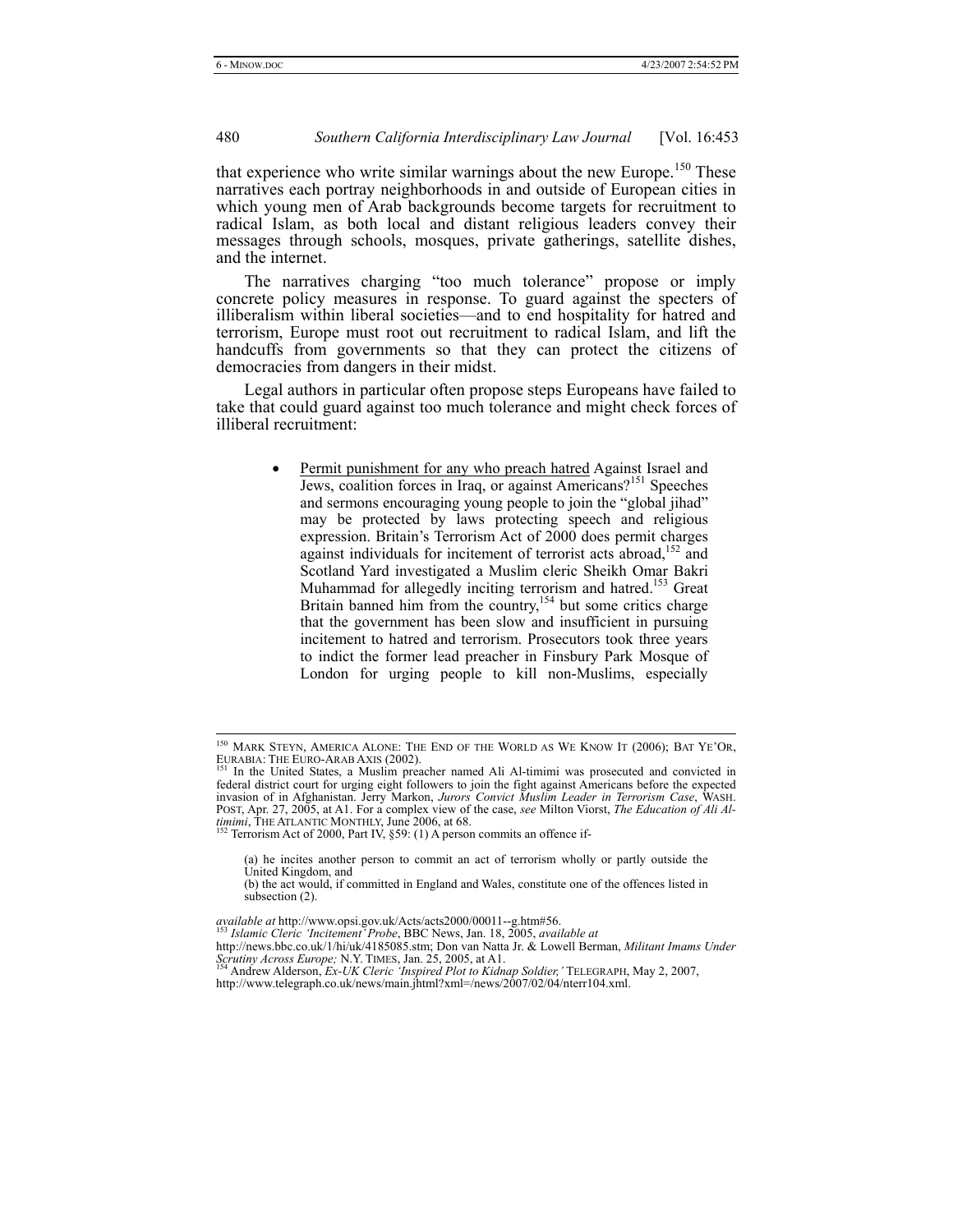that experience who write similar warnings about the new Europe.[150] These narratives each portray neighborhoods in and outside of European cities in which young men of Arab backgrounds become targets for recruitment to radical Islam, as both local and distant religious leaders convey their messages through schools, mosques, private gatherings, satellite dishes, and the internet.

The narratives charging "too much tolerance" propose or imply concrete policy measures in response. To guard against the specters of illiberalism within liberal societies—and to end hospitality for hatred and terrorism, Europe must root out recruitment to radical Islam, and lift the handcuffs from governments so that they can protect the citizens of democracies from dangers in their midst.

Legal authors in particular often propose steps Europeans have failed to take that could guard against too much tolerance and might check forces of illiberal recruitment:

- <u>Permit punishment for any who preach hatred</u> Against Israel and Jews, coalition forces in Iraq, or against Americans?[151] Speeches and sermons encouraging young people to join the "global jihad" may be protected by laws protecting speech and religious expression. Britain's Terrorism Act of 2000 does permit charges against individuals for incitement of terrorist acts abroad,[152] and Scotland Yard investigated a Muslim cleric Sheikh Omar Bakri Muhammad for allegedly inciting terrorism and hatred.[153] Great Britain banned him from the country,[154] but some critics charge that the government has been slow and insufficient in pursuing incitement to hatred and terrorism. Prosecutors took three years to indict the former lead preacher in Finsbury Park Mosque of London for urging people to kill non-Muslims, especially

---

[150] MARK STEYN, AMERICA ALONE: THE END OF THE WORLD AS WE KNOW IT (2006); BAT YE'OR, EURABIA: THE EURO-ARAB AXIS (2002).

[151] In the United States, a Muslim preacher named Ali Al-timimi was prosecuted and convicted in federal district court for urging eight followers to join the fight against Americans before the expected invasion of in Afghanistan. Jerry Markon, *Jurors Convict Muslim Leader in Terrorism Case*, WASH. POST, Apr. 27, 2005, at A1. For a complex view of the case, *see* Milton Viorst, *The Education of Ali Al-timimi*, THE ATLANTIC MONTHLY, June 2006, at 68.

[152] Terrorism Act of 2000, Part IV, §59: (1) A person commits an offence if-

> (a) he incites another person to commit an act of terrorism wholly or partly outside the United Kingdom, and
> (b) the act would, if committed in England and Wales, constitute one of the offences listed in subsection (2).

*available at* http://www.opsi.gov.uk/Acts/acts2000/00011--g.htm#56.

[153] *Islamic Cleric 'Incitement' Probe*, BBC News, Jan. 18, 2005, *available at* http://news.bbc.co.uk/1/hi/uk/4185085.stm; Don van Natta Jr. & Lowell Berman, *Militant Imams Under Scrutiny Across Europe;* N.Y. TIMES, Jan. 25, 2005, at A1.

[154] Andrew Alderson, *Ex-UK Cleric 'Inspired Plot to Kidnap Soldier,'* TELEGRAPH, May 2, 2007, http://www.telegraph.co.uk/news/main.jhtml?xml=/news/2007/02/04/nterr104.xml.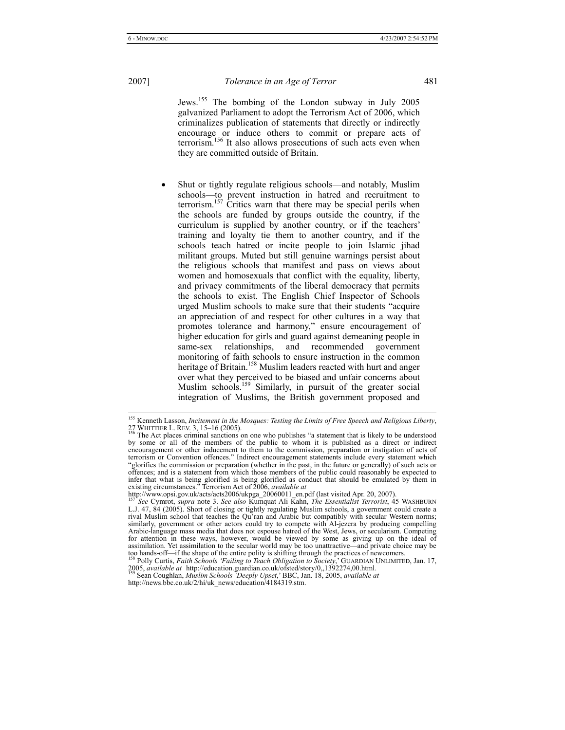Jews.[155] The bombing of the London subway in July 2005 galvanized Parliament to adopt the Terrorism Act of 2006, which criminalizes publication of statements that directly or indirectly encourage or induce others to commit or prepare acts of terrorism.[156] It also allows prosecutions of such acts even when they are committed outside of Britain.

- Shut or tightly regulate religious schools—and notably, Muslim schools—to prevent instruction in hatred and recruitment to terrorism.[157] Critics warn that there may be special perils when the schools are funded by groups outside the country, if the curriculum is supplied by another country, or if the teachers' training and loyalty tie them to another country, and if the schools teach hatred or incite people to join Islamic jihad militant groups. Muted but still genuine warnings persist about the religious schools that manifest and pass on views about women and homosexuals that conflict with the equality, liberty, and privacy commitments of the liberal democracy that permits the schools to exist. The English Chief Inspector of Schools urged Muslim schools to make sure that their students "acquire an appreciation of and respect for other cultures in a way that promotes tolerance and harmony," ensure encouragement of higher education for girls and guard against demeaning people in same-sex relationships, and recommended government monitoring of faith schools to ensure instruction in the common heritage of Britain.[158] Muslim leaders reacted with hurt and anger over what they perceived to be biased and unfair concerns about Muslim schools.[159] Similarly, in pursuit of the greater social integration of Muslims, the British government proposed and

---

[155] Kenneth Lasson, *Incitement in the Mosques: Testing the Limits of Free Speech and Religious Liberty*, 27 WHITTIER L. REV. 3, 15–16 (2005).

[156] The Act places criminal sanctions on one who publishes "a statement that is likely to be understood by some or all of the members of the public to whom it is published as a direct or indirect encouragement or other inducement to them to the commission, preparation or instigation of acts of terrorism or Convention offences." Indirect encouragement statements include every statement which "glorifies the commission or preparation (whether in the past, in the future or generally) of such acts or offences; and is a statement from which those members of the public could reasonably be expected to infer that what is being glorified is being glorified as conduct that should be emulated by them in existing circumstances." Terrorism Act of 2006, *available at* http://www.opsi.gov.uk/acts/acts2006/ukpga_20060011_en.pdf (last visited Apr. 20, 2007).

[157] *See* Cymrot, *supra* note 3. *See also* Kumquat Ali Kahn, *The Essentialist Terrorist*, 45 WASHBURN L.J. 47, 84 (2005). Short of closing or tightly regulating Muslim schools, a government could create a rival Muslim school that teaches the Qu'ran and Arabic but compatibly with secular Western norms; similarly, government or other actors could try to compete with Al-jezera by producing compelling Arabic-language mass media that does not espouse hatred of the West, Jews, or secularism. Competing for attention in these ways, however, would be viewed by some as giving up on the ideal of assimilation. Yet assimilation to the secular world may be too unattractive—and private choice may be too hands-off—if the shape of the entire polity is shifting through the practices of newcomers.

[158] Polly Curtis, *Faith Schools 'Failing to Teach Obligation to Society*,' GUARDIAN UNLIMITED, Jan. 17, 2005, *available at* http://education.guardian.co.uk/ofsted/story/0,,1392274,00.html.

[159] Sean Coughlan, *Muslim Schools 'Deeply Upset*,' BBC, Jan. 18, 2005, *available at* http://news.bbc.co.uk/2/hi/uk_news/education/4184319.stm.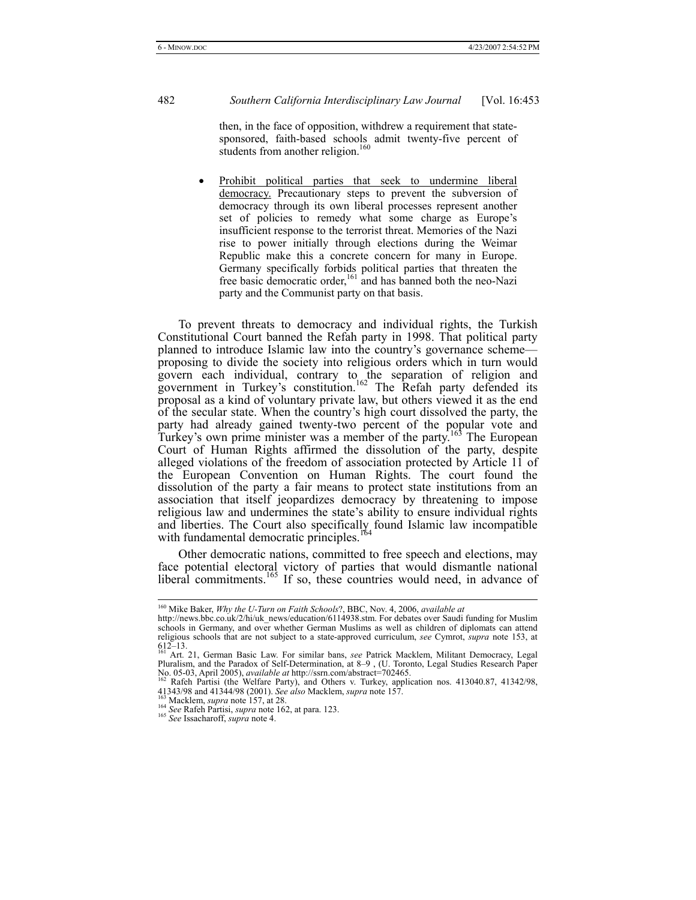then, in the face of opposition, withdrew a requirement that state-sponsored, faith-based schools admit twenty-five percent of students from another religion.[160]

- Prohibit political parties that seek to undermine liberal democracy. Precautionary steps to prevent the subversion of democracy through its own liberal processes represent another set of policies to remedy what some charge as Europe's insufficient response to the terrorist threat. Memories of the Nazi rise to power initially through elections during the Weimar Republic make this a concrete concern for many in Europe. Germany specifically forbids political parties that threaten the free basic democratic order,[161] and has banned both the neo-Nazi party and the Communist party on that basis.

To prevent threats to democracy and individual rights, the Turkish Constitutional Court banned the Refah party in 1998. That political party planned to introduce Islamic law into the country's governance scheme—proposing to divide the society into religious orders which in turn would govern each individual, contrary to the separation of religion and government in Turkey's constitution.[162] The Refah party defended its proposal as a kind of voluntary private law, but others viewed it as the end of the secular state. When the country's high court dissolved the party, the party had already gained twenty-two percent of the popular vote and Turkey's own prime minister was a member of the party.[163] The European Court of Human Rights affirmed the dissolution of the party, despite alleged violations of the freedom of association protected by Article 11 of the European Convention on Human Rights. The court found the dissolution of the party a fair means to protect state institutions from an association that itself jeopardizes democracy by threatening to impose religious law and undermines the state's ability to ensure individual rights and liberties. The Court also specifically found Islamic law incompatible with fundamental democratic principles.[164]

Other democratic nations, committed to free speech and elections, may face potential electoral victory of parties that would dismantle national liberal commitments.[165] If so, these countries would need, in advance of

---

[160] Mike Baker, *Why the U-Turn on Faith Schools*?, BBC, Nov. 4, 2006, *available at* http://news.bbc.co.uk/2/hi/uk_news/education/6114938.stm. For debates over Saudi funding for Muslim schools in Germany, and over whether German Muslims as well as children of diplomats can attend religious schools that are not subject to a state-approved curriculum, *see* Cymrot, *supra* note 153, at 612–13.

[161] Art. 21, German Basic Law. For similar bans, *see* Patrick Macklem, Militant Democracy, Legal Pluralism, and the Paradox of Self-Determination, at 8–9 , (U. Toronto, Legal Studies Research Paper No. 05-03, April 2005), *available at* http://ssrn.com/abstract=702465.

[162] Rafeh Partisi (the Welfare Party), and Others v. Turkey, application nos. 413040.87, 41342/98, 41343/98 and 41344/98 (2001). *See also* Macklem, *supra* note 157.

[163] Macklem, *supra* note 157, at 28.

[164] *See* Rafeh Partisi, *supra* note 162, at para. 123.

[165] *See* Issacharoff, *supra* note 4.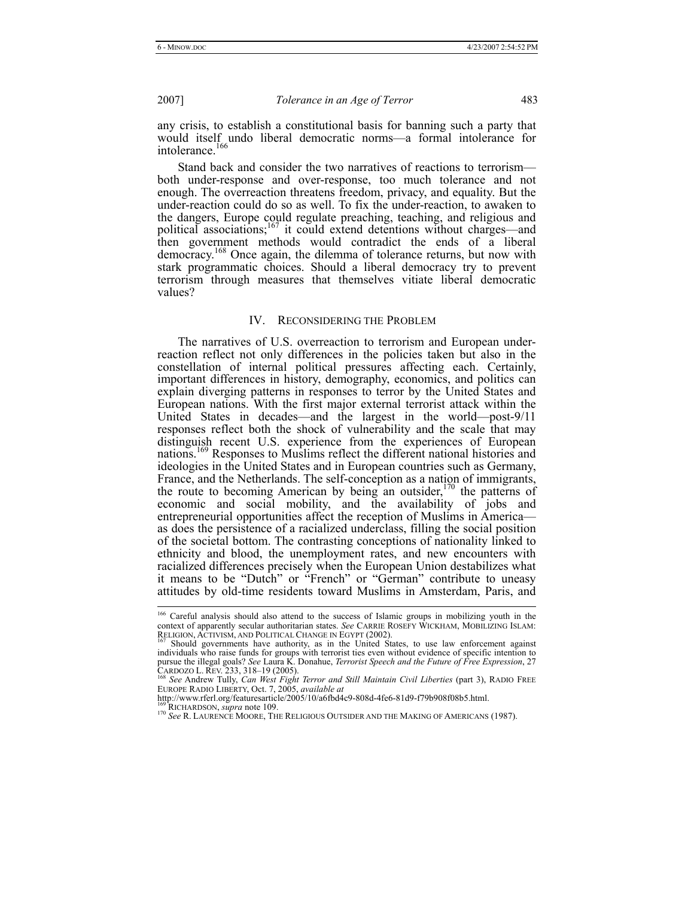any crisis, to establish a constitutional basis for banning such a party that would itself undo liberal democratic norms—a formal intolerance for intolerance.[166]

Stand back and consider the two narratives of reactions to terrorism—both under-response and over-response, too much tolerance and not enough. The overreaction threatens freedom, privacy, and equality. But the under-reaction could do so as well. To fix the under-reaction, to awaken to the dangers, Europe could regulate preaching, teaching, and religious and political associations;[167] it could extend detentions without charges—and then government methods would contradict the ends of a liberal democracy.[168] Once again, the dilemma of tolerance returns, but now with stark programmatic choices. Should a liberal democracy try to prevent terrorism through measures that themselves vitiate liberal democratic values?

## IV. Reconsidering the Problem

The narratives of U.S. overreaction to terrorism and European under-reaction reflect not only differences in the policies taken but also in the constellation of internal political pressures affecting each. Certainly, important differences in history, demography, economics, and politics can explain diverging patterns in responses to terror by the United States and European nations. With the first major external terrorist attack within the United States in decades—and the largest in the world—post-9/11 responses reflect both the shock of vulnerability and the scale that may distinguish recent U.S. experience from the experiences of European nations.[169] Responses to Muslims reflect the different national histories and ideologies in the United States and in European countries such as Germany, France, and the Netherlands. The self-conception as a nation of immigrants, the route to becoming American by being an outsider,[170] the patterns of economic and social mobility, and the availability of jobs and entrepreneurial opportunities affect the reception of Muslims in America—as does the persistence of a racialized underclass, filling the social position of the societal bottom. The contrasting conceptions of nationality linked to ethnicity and blood, the unemployment rates, and new encounters with racialized differences precisely when the European Union destabilizes what it means to be "Dutch" or "French" or "German" contribute to uneasy attitudes by old-time residents toward Muslims in Amsterdam, Paris, and

---

[166] Careful analysis should also attend to the success of Islamic groups in mobilizing youth in the context of apparently secular authoritarian states. *See* Carrie Rosefy Wickham, Mobilizing Islam: Religion, Activism, and Political Change in Egypt (2002).

[167] Should governments have authority, as in the United States, to use law enforcement against individuals who raise funds for groups with terrorist ties even without evidence of specific intention to pursue the illegal goals? *See* Laura K. Donahue, *Terrorist Speech and the Future of Free Expression*, 27 Cardozo L. Rev. 233, 318–19 (2005).

[168] *See* Andrew Tully, *Can West Fight Terror and Still Maintain Civil Liberties* (part 3), Radio Free Europe Radio Liberty, Oct. 7, 2005, *available at* http://www.rferl.org/featuresarticle/2005/10/a6fbd4c9-808d-4fe6-81d9-f79b908f08b5.html.

[169] Richardson, *supra* note 109.

[170] *See* R. Laurence Moore, The Religious Outsider and the Making of Americans (1987).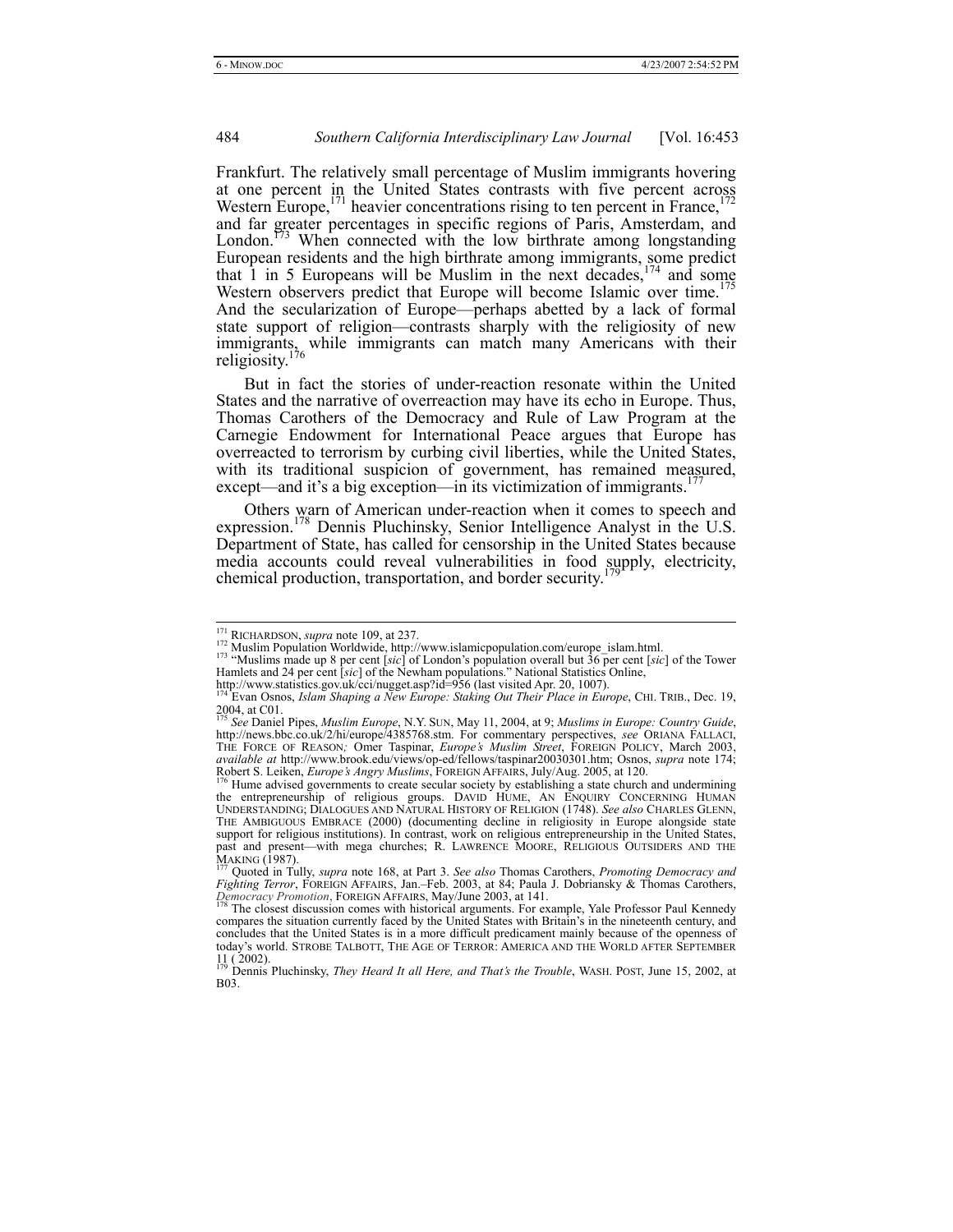Frankfurt. The relatively small percentage of Muslim immigrants hovering at one percent in the United States contrasts with five percent across Western Europe,[171] heavier concentrations rising to ten percent in France,[172] and far greater percentages in specific regions of Paris, Amsterdam, and London.[173] When connected with the low birthrate among longstanding European residents and the high birthrate among immigrants, some predict that 1 in 5 Europeans will be Muslim in the next decades,[174] and some Western observers predict that Europe will become Islamic over time.[175] And the secularization of Europe—perhaps abetted by a lack of formal state support of religion—contrasts sharply with the religiosity of new immigrants, while immigrants can match many Americans with their religiosity.[176]

But in fact the stories of under-reaction resonate within the United States and the narrative of overreaction may have its echo in Europe. Thus, Thomas Carothers of the Democracy and Rule of Law Program at the Carnegie Endowment for International Peace argues that Europe has overreacted to terrorism by curbing civil liberties, while the United States, with its traditional suspicion of government, has remained measured, except—and it's a big exception—in its victimization of immigrants.[177]

Others warn of American under-reaction when it comes to speech and expression.[178] Dennis Pluchinsky, Senior Intelligence Analyst in the U.S. Department of State, has called for censorship in the United States because media accounts could reveal vulnerabilities in food supply, electricity, chemical production, transportation, and border security.[179]

---

[171] RICHARDSON, *supra* note 109, at 237.

[172] Muslim Population Worldwide, http://www.islamicpopulation.com/europe_islam.html.

[173] "Muslims made up 8 per cent [*sic*] of London's population overall but 36 per cent [*sic*] of the Tower Hamlets and 24 per cent [*sic*] of the Newham populations." National Statistics Online, http://www.statistics.gov.uk/cci/nugget.asp?id=956 (last visited Apr. 20, 1007).

[174] Evan Osnos, *Islam Shaping a New Europe: Staking Out Their Place in Europe*, CHI. TRIB., Dec. 19, 2004, at C01.

[175] *See* Daniel Pipes, *Muslim Europe*, N.Y. SUN, May 11, 2004, at 9; *Muslims in Europe: Country Guide*, http://news.bbc.co.uk/2/hi/europe/4385768.stm. For commentary perspectives, *see* ORIANA FALLACI, THE FORCE OF REASON*;* Omer Taspinar, *Europe's Muslim Street*, FOREIGN POLICY, March 2003, *available at* http://www.brook.edu/views/op-ed/fellows/taspinar20030301.htm; Osnos, *supra* note 174; Robert S. Leiken, *Europe's Angry Muslims*, FOREIGN AFFAIRS, July/Aug. 2005, at 120.

[176] Hume advised governments to create secular society by establishing a state church and undermining the entrepreneurship of religious groups. DAVID HUME, AN ENQUIRY CONCERNING HUMAN UNDERSTANDING; DIALOGUES AND NATURAL HISTORY OF RELIGION (1748). *See also* CHARLES GLENN, THE AMBIGUOUS EMBRACE (2000) (documenting decline in religiosity in Europe alongside state support for religious institutions). In contrast, work on religious entrepreneurship in the United States, past and present—with mega churches; R. LAWRENCE MOORE, RELIGIOUS OUTSIDERS AND THE MAKING (1987).

[177] Quoted in Tully, *supra* note 168, at Part 3. *See also* Thomas Carothers, *Promoting Democracy and Fighting Terror*, FOREIGN AFFAIRS, Jan.–Feb. 2003, at 84; Paula J. Dobriansky & Thomas Carothers, *Democracy Promotion*, FOREIGN AFFAIRS, May/June 2003, at 141.

[178] The closest discussion comes with historical arguments. For example, Yale Professor Paul Kennedy compares the situation currently faced by the United States with Britain's in the nineteenth century, and concludes that the United States is in a more difficult predicament mainly because of the openness of today's world. STROBE TALBOTT, THE AGE OF TERROR: AMERICA AND THE WORLD AFTER SEPTEMBER 11 ( 2002).

[179] Dennis Pluchinsky, *They Heard It all Here, and That's the Trouble*, WASH. POST, June 15, 2002, at B03.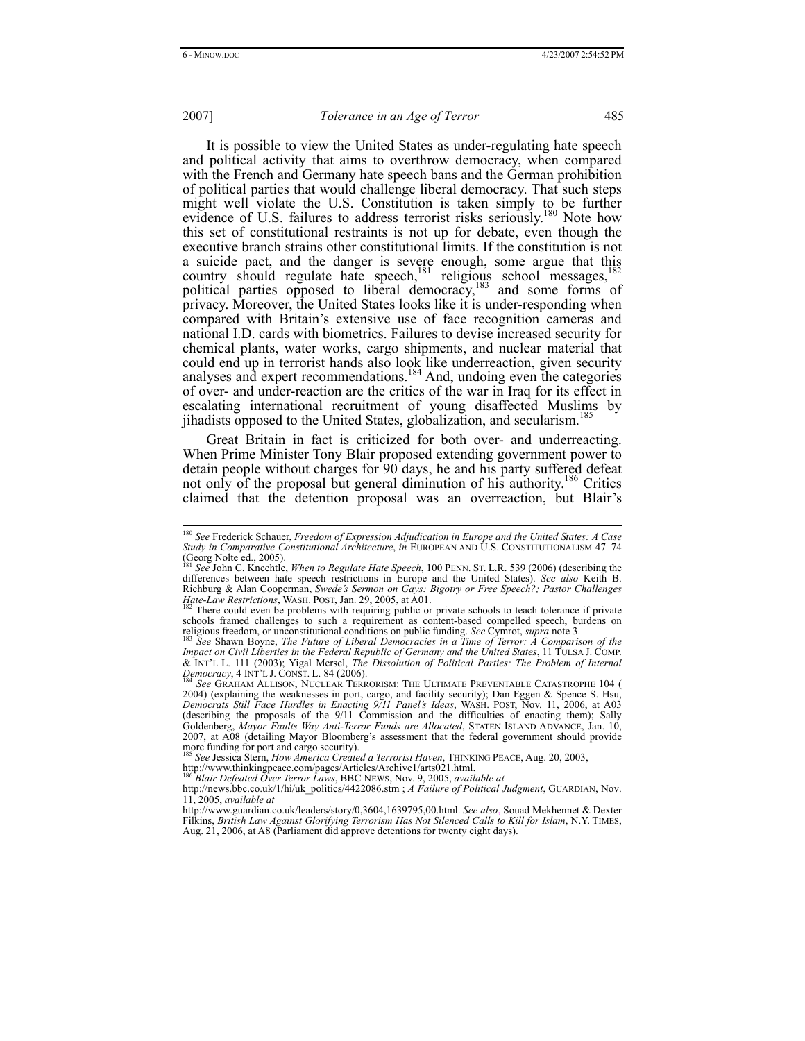It is possible to view the United States as under-regulating hate speech and political activity that aims to overthrow democracy, when compared with the French and Germany hate speech bans and the German prohibition of political parties that would challenge liberal democracy. That such steps might well violate the U.S. Constitution is taken simply to be further evidence of U.S. failures to address terrorist risks seriously.[180] Note how this set of constitutional restraints is not up for debate, even though the executive branch strains other constitutional limits. If the constitution is not a suicide pact, and the danger is severe enough, some argue that this country should regulate hate speech,[181] religious school messages,[182] political parties opposed to liberal democracy,[183] and some forms of privacy. Moreover, the United States looks like it is under-responding when compared with Britain's extensive use of face recognition cameras and national I.D. cards with biometrics. Failures to devise increased security for chemical plants, water works, cargo shipments, and nuclear material that could end up in terrorist hands also look like underreaction, given security analyses and expert recommendations.[184] And, undoing even the categories of over- and under-reaction are the critics of the war in Iraq for its effect in escalating international recruitment of young disaffected Muslims by jihadists opposed to the United States, globalization, and secularism.[185]

Great Britain in fact is criticized for both over- and underreacting. When Prime Minister Tony Blair proposed extending government power to detain people without charges for 90 days, he and his party suffered defeat not only of the proposal but general diminution of his authority.[186] Critics claimed that the detention proposal was an overreaction, but Blair's

---

[180] *See* Frederick Schauer, *Freedom of Expression Adjudication in Europe and the United States: A Case Study in Comparative Constitutional Architecture*, *in* EUROPEAN AND U.S. CONSTITUTIONALISM 47–74 (Georg Nolte ed., 2005).

[181] *See* John C. Knechtle, *When to Regulate Hate Speech*, 100 PENN. ST. L.R. 539 (2006) (describing the differences between hate speech restrictions in Europe and the United States). *See also* Keith B. Richburg & Alan Cooperman, *Swede's Sermon on Gays: Bigotry or Free Speech?; Pastor Challenges Hate-Law Restrictions*, WASH. POST, Jan. 29, 2005, at A01.

[182] There could even be problems with requiring public or private schools to teach tolerance if private schools framed challenges to such a requirement as content-based compelled speech, burdens on religious freedom, or unconstitutional conditions on public funding. *See* Cymrot, *supra* note 3.

[183] *See* Shawn Boyne, *The Future of Liberal Democracies in a Time of Terror: A Comparison of the Impact on Civil Liberties in the Federal Republic of Germany and the United States*, 11 TULSA J. COMP. & INT'L L. 111 (2003); Yigal Mersel, *The Dissolution of Political Parties: The Problem of Internal Democracy*, 4 INT'L J. CONST. L. 84 (2006).

[184] *See* GRAHAM ALLISON, NUCLEAR TERRORISM: THE ULTIMATE PREVENTABLE CATASTROPHE 104 ( 2004) (explaining the weaknesses in port, cargo, and facility security); Dan Eggen & Spence S. Hsu, *Democrats Still Face Hurdles in Enacting 9/11 Panel's Ideas*, WASH. POST, Nov. 11, 2006, at A03 (describing the proposals of the 9/11 Commission and the difficulties of enacting them); Sally Goldenberg, *Mayor Faults Way Anti-Terror Funds are Allocated*, STATEN ISLAND ADVANCE, Jan. 10, 2007, at A08 (detailing Mayor Bloomberg's assessment that the federal government should provide more funding for port and cargo security).

[185] *See* Jessica Stern, *How America Created a Terrorist Haven*, THINKING PEACE, Aug. 20, 2003, http://www.thinkingpeace.com/pages/Articles/Archive1/arts021.html.

[186] *Blair Defeated Over Terror Laws*, BBC NEWS, Nov. 9, 2005, *available at* http://news.bbc.co.uk/1/hi/uk_politics/4422086.stm ; *A Failure of Political Judgment*, GUARDIAN, Nov. 11, 2005, *available at* http://www.guardian.co.uk/leaders/story/0,3604,1639795,00.html. *See also*, Souad Mekhennet & Dexter Filkins, *British Law Against Glorifying Terrorism Has Not Silenced Calls to Kill for Islam*, N.Y. TIMES, Aug. 21, 2006, at A8 (Parliament did approve detentions for twenty eight days).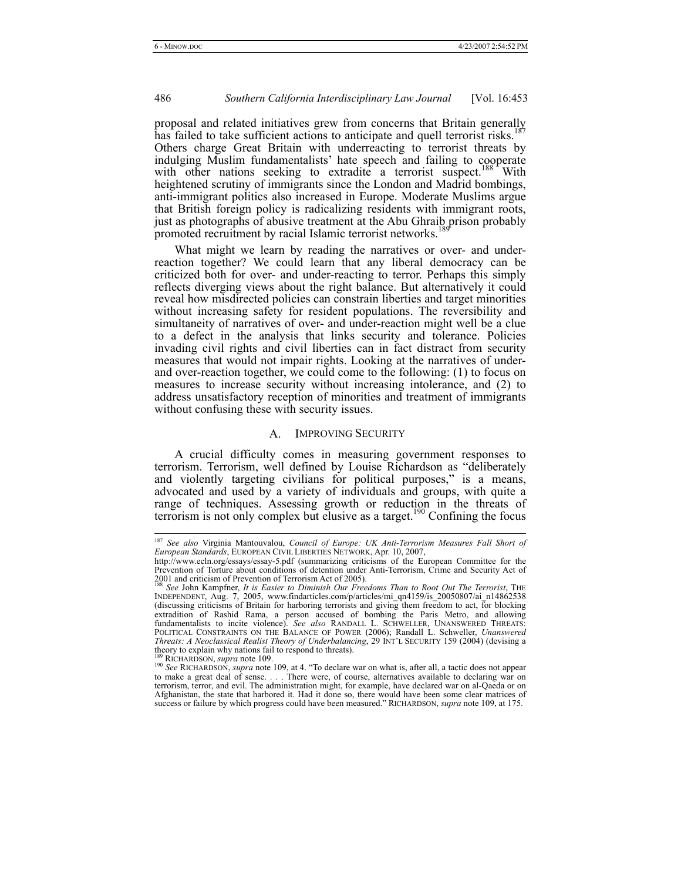proposal and related initiatives grew from concerns that Britain generally has failed to take sufficient actions to anticipate and quell terrorist risks.[187] Others charge Great Britain with underreacting to terrorist threats by indulging Muslim fundamentalists' hate speech and failing to cooperate with other nations seeking to extradite a terrorist suspect.[188] With heightened scrutiny of immigrants since the London and Madrid bombings, anti-immigrant politics also increased in Europe. Moderate Muslims argue that British foreign policy is radicalizing residents with immigrant roots, just as photographs of abusive treatment at the Abu Ghraib prison probably promoted recruitment by racial Islamic terrorist networks.[189]

What might we learn by reading the narratives or over- and under-reaction together? We could learn that any liberal democracy can be criticized both for over- and under-reacting to terror. Perhaps this simply reflects diverging views about the right balance. But alternatively it could reveal how misdirected policies can constrain liberties and target minorities without increasing safety for resident populations. The reversibility and simultaneity of narratives of over- and under-reaction might well be a clue to a defect in the analysis that links security and tolerance. Policies invading civil rights and civil liberties can in fact distract from security measures that would not impair rights. Looking at the narratives of under- and over-reaction together, we could come to the following: (1) to focus on measures to increase security without increasing intolerance, and (2) to address unsatisfactory reception of minorities and treatment of immigrants without confusing these with security issues.

## A. IMPROVING SECURITY

A crucial difficulty comes in measuring government responses to terrorism. Terrorism, well defined by Louise Richardson as "deliberately and violently targeting civilians for political purposes," is a means, advocated and used by a variety of individuals and groups, with quite a range of techniques. Assessing growth or reduction in the threats of terrorism is not only complex but elusive as a target.[190] Confining the focus

---

[187] *See also* Virginia Mantouvalou, *Council of Europe: UK Anti-Terrorism Measures Fall Short of European Standards*, EUROPEAN CIVIL LIBERTIES NETWORK, Apr. 10, 2007, http://www.ecln.org/essays/essay-5.pdf (summarizing criticisms of the European Committee for the Prevention of Torture about conditions of detention under Anti-Terrorism, Crime and Security Act of 2001 and criticism of Prevention of Terrorism Act of 2005).

[188] *See* John Kampfner, *It is Easier to Diminish Our Freedoms Than to Root Out The Terrorist*, THE INDEPENDENT, Aug. 7, 2005, www.findarticles.com/p/articles/mi_qn4159/is_20050807/ai_n14862538 (discussing criticisms of Britain for harboring terrorists and giving them freedom to act, for blocking extradition of Rashid Rama, a person accused of bombing the Paris Metro, and allowing fundamentalists to incite violence). *See also* RANDALL L. SCHWELLER, UNANSWERED THREATS: POLITICAL CONSTRAINTS ON THE BALANCE OF POWER (2006); Randall L. Schweller, *Unanswered Threats: A Neoclassical Realist Theory of Underbalancing*, 29 INT'L SECURITY 159 (2004) (devising a theory to explain why nations fail to respond to threats).

[189] RICHARDSON, *supra* note 109.

[190] *See* RICHARDSON, *supra* note 109, at 4. "To declare war on what is, after all, a tactic does not appear to make a great deal of sense. . . . There were, of course, alternatives available to declaring war on terrorism, terror, and evil. The administration might, for example, have declared war on al-Qaeda or on Afghanistan, the state that harbored it. Had it done so, there would have been some clear matrices of success or failure by which progress could have been measured." RICHARDSON, *supra* note 109, at 175.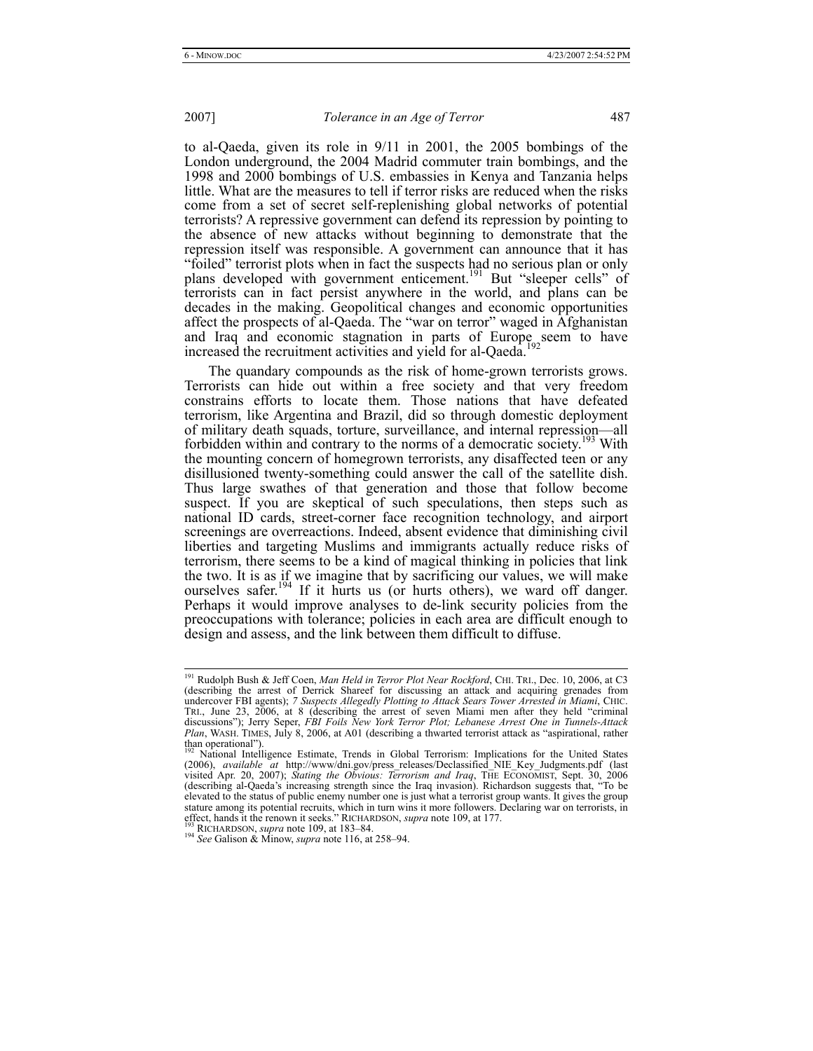to al-Qaeda, given its role in 9/11 in 2001, the 2005 bombings of the London underground, the 2004 Madrid commuter train bombings, and the 1998 and 2000 bombings of U.S. embassies in Kenya and Tanzania helps little. What are the measures to tell if terror risks are reduced when the risks come from a set of secret self-replenishing global networks of potential terrorists? A repressive government can defend its repression by pointing to the absence of new attacks without beginning to demonstrate that the repression itself was responsible. A government can announce that it has "foiled" terrorist plots when in fact the suspects had no serious plan or only plans developed with government enticement.[191] But "sleeper cells" of terrorists can in fact persist anywhere in the world, and plans can be decades in the making. Geopolitical changes and economic opportunities affect the prospects of al-Qaeda. The "war on terror" waged in Afghanistan and Iraq and economic stagnation in parts of Europe seem to have increased the recruitment activities and yield for al-Qaeda.[192]

The quandary compounds as the risk of home-grown terrorists grows. Terrorists can hide out within a free society and that very freedom constrains efforts to locate them. Those nations that have defeated terrorism, like Argentina and Brazil, did so through domestic deployment of military death squads, torture, surveillance, and internal repression—all forbidden within and contrary to the norms of a democratic society.[193] With the mounting concern of homegrown terrorists, any disaffected teen or any disillusioned twenty-something could answer the call of the satellite dish. Thus large swathes of that generation and those that follow become suspect. If you are skeptical of such speculations, then steps such as national ID cards, street-corner face recognition technology, and airport screenings are overreactions. Indeed, absent evidence that diminishing civil liberties and targeting Muslims and immigrants actually reduce risks of terrorism, there seems to be a kind of magical thinking in policies that link the two. It is as if we imagine that by sacrificing our values, we will make ourselves safer.[194] If it hurts us (or hurts others), we ward off danger. Perhaps it would improve analyses to de-link security policies from the preoccupations with tolerance; policies in each area are difficult enough to design and assess, and the link between them difficult to diffuse.

---

[191] Rudolph Bush & Jeff Coen, *Man Held in Terror Plot Near Rockford*, CHI. TRI., Dec. 10, 2006, at C3 (describing the arrest of Derrick Shareef for discussing an attack and acquiring grenades from undercover FBI agents); *7 Suspects Allegedly Plotting to Attack Sears Tower Arrested in Miami*, CHIC. TRI., June 23, 2006, at 8 (describing the arrest of seven Miami men after they held "criminal discussions"); Jerry Seper, *FBI Foils New York Terror Plot; Lebanese Arrest One in Tunnels-Attack Plan*, WASH. TIMES, July 8, 2006, at A01 (describing a thwarted terrorist attack as "aspirational, rather than operational").

[192] National Intelligence Estimate, Trends in Global Terrorism: Implications for the United States (2006), *available at* http://www/dni.gov/press_releases/Declassified_NIE_Key_Judgments.pdf (last visited Apr. 20, 2007); *Stating the Obvious: Terrorism and Iraq*, THE ECONOMIST, Sept. 30, 2006 (describing al-Qaeda's increasing strength since the Iraq invasion). Richardson suggests that, "To be elevated to the status of public enemy number one is just what a terrorist group wants. It gives the group stature among its potential recruits, which in turn wins it more followers. Declaring war on terrorists, in effect, hands it the renown it seeks." RICHARDSON, *supra* note 109, at 177.

[193] RICHARDSON, *supra* note 109, at 183–84.

[194] *See* Galison & Minow, *supra* note 116, at 258–94.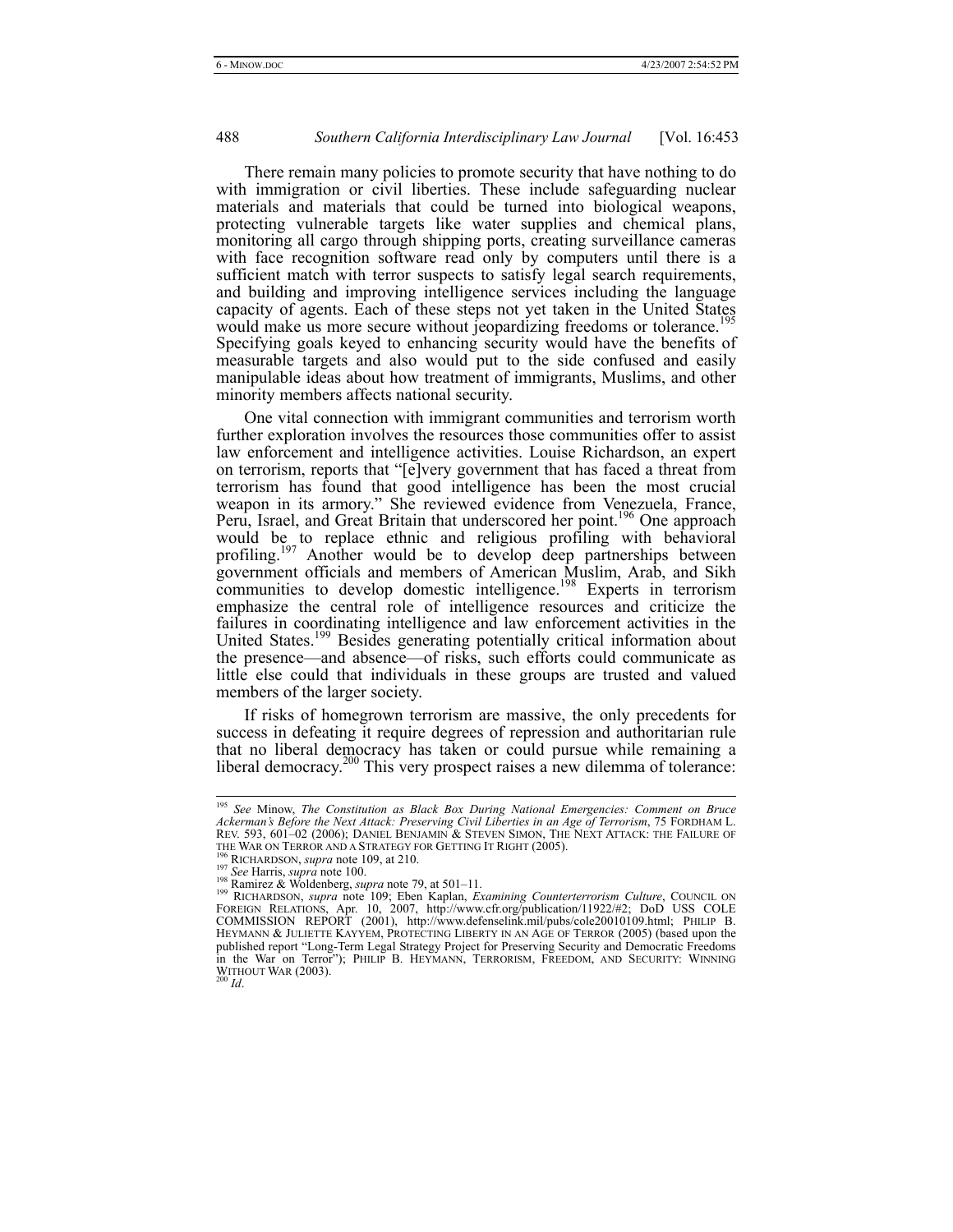There remain many policies to promote security that have nothing to do with immigration or civil liberties. These include safeguarding nuclear materials and materials that could be turned into biological weapons, protecting vulnerable targets like water supplies and chemical plans, monitoring all cargo through shipping ports, creating surveillance cameras with face recognition software read only by computers until there is a sufficient match with terror suspects to satisfy legal search requirements, and building and improving intelligence services including the language capacity of agents. Each of these steps not yet taken in the United States would make us more secure without jeopardizing freedoms or tolerance.[195] Specifying goals keyed to enhancing security would have the benefits of measurable targets and also would put to the side confused and easily manipulable ideas about how treatment of immigrants, Muslims, and other minority members affects national security.

One vital connection with immigrant communities and terrorism worth further exploration involves the resources those communities offer to assist law enforcement and intelligence activities. Louise Richardson, an expert on terrorism, reports that "[e]very government that has faced a threat from terrorism has found that good intelligence has been the most crucial weapon in its armory." She reviewed evidence from Venezuela, France, Peru, Israel, and Great Britain that underscored her point.[196] One approach would be to replace ethnic and religious profiling with behavioral profiling.[197] Another would be to develop deep partnerships between government officials and members of American Muslim, Arab, and Sikh communities to develop domestic intelligence.[198] Experts in terrorism emphasize the central role of intelligence resources and criticize the failures in coordinating intelligence and law enforcement activities in the United States.[199] Besides generating potentially critical information about the presence—and absence—of risks, such efforts could communicate as little else could that individuals in these groups are trusted and valued members of the larger society.

If risks of homegrown terrorism are massive, the only precedents for success in defeating it require degrees of repression and authoritarian rule that no liberal democracy has taken or could pursue while remaining a liberal democracy.[200] This very prospect raises a new dilemma of tolerance:

---

[195] *See* Minow, *The Constitution as Black Box During National Emergencies: Comment on Bruce Ackerman's Before the Next Attack: Preserving Civil Liberties in an Age of Terrorism*, 75 FORDHAM L. REV. 593, 601–02 (2006); DANIEL BENJAMIN & STEVEN SIMON, THE NEXT ATTACK: THE FAILURE OF THE WAR ON TERROR AND A STRATEGY FOR GETTING IT RIGHT (2005).

[196] RICHARDSON, *supra* note 109, at 210.

[197] *See* Harris, *supra* note 100.

[198] Ramirez & Woldenberg, *supra* note 79, at 501–11.

[199] RICHARDSON, *supra* note 109; Eben Kaplan, *Examining Counterterrorism Culture*, COUNCIL ON FOREIGN RELATIONS, Apr. 10, 2007, http://www.cfr.org/publication/11922/#2; DoD USS COLE COMMISSION REPORT (2001), http://www.defenselink.mil/pubs/cole20010109.html; PHILIP B. HEYMANN & JULIETTE KAYYEM, PROTECTING LIBERTY IN AN AGE OF TERROR (2005) (based upon the published report "Long-Term Legal Strategy Project for Preserving Security and Democratic Freedoms in the War on Terror"); PHILIP B. HEYMANN, TERRORISM, FREEDOM, AND SECURITY: WINNING WITHOUT WAR (2003).

[200] *Id*.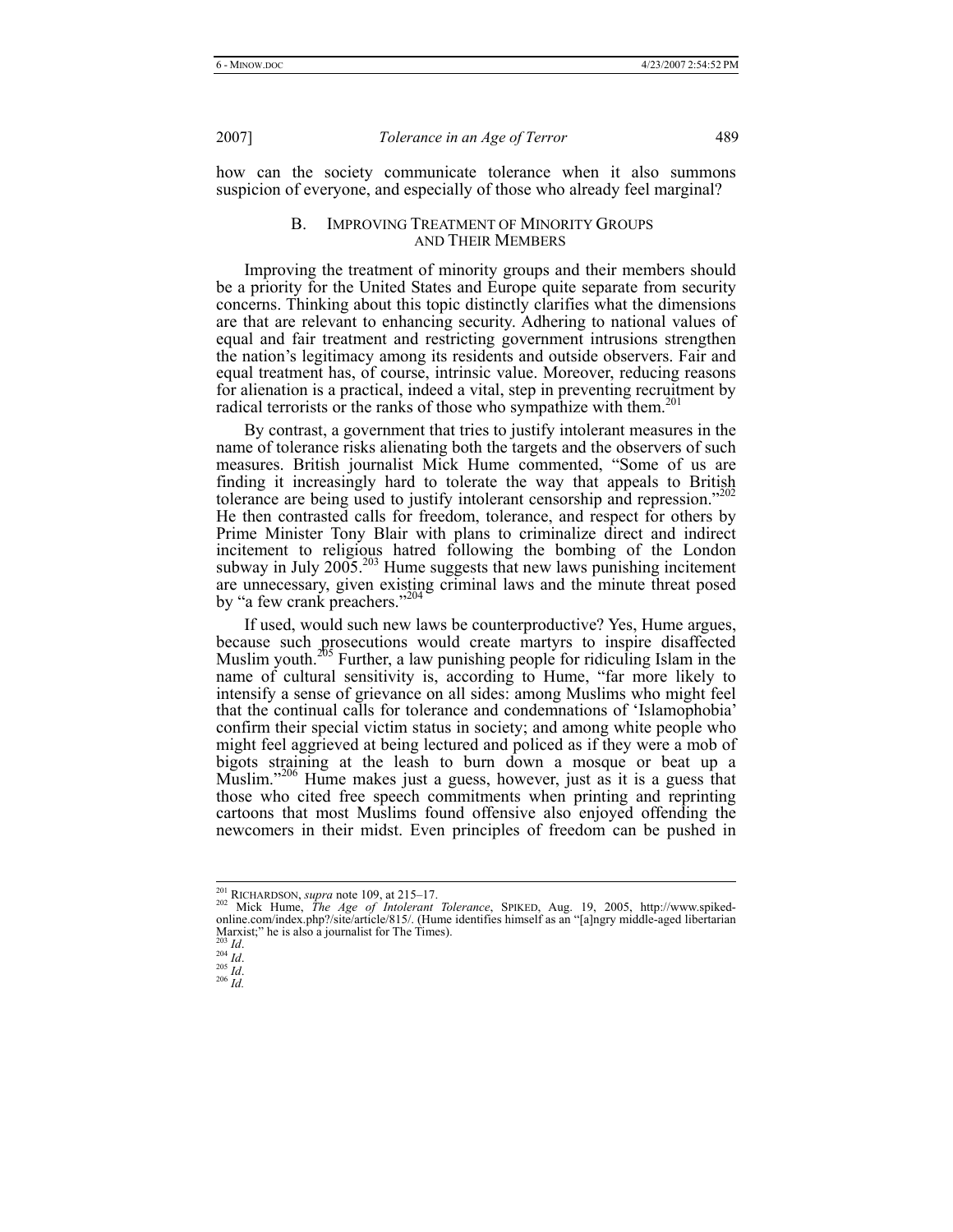how can the society communicate tolerance when it also summons suspicion of everyone, and especially of those who already feel marginal?

### B. IMPROVING TREATMENT OF MINORITY GROUPS AND THEIR MEMBERS

Improving the treatment of minority groups and their members should be a priority for the United States and Europe quite separate from security concerns. Thinking about this topic distinctly clarifies what the dimensions are that are relevant to enhancing security. Adhering to national values of equal and fair treatment and restricting government intrusions strengthen the nation's legitimacy among its residents and outside observers. Fair and equal treatment has, of course, intrinsic value. Moreover, reducing reasons for alienation is a practical, indeed a vital, step in preventing recruitment by radical terrorists or the ranks of those who sympathize with them.[201]

By contrast, a government that tries to justify intolerant measures in the name of tolerance risks alienating both the targets and the observers of such measures. British journalist Mick Hume commented, "Some of us are finding it increasingly hard to tolerate the way that appeals to British tolerance are being used to justify intolerant censorship and repression."[202] He then contrasted calls for freedom, tolerance, and respect for others by Prime Minister Tony Blair with plans to criminalize direct and indirect incitement to religious hatred following the bombing of the London subway in July 2005.[203] Hume suggests that new laws punishing incitement are unnecessary, given existing criminal laws and the minute threat posed by "a few crank preachers."[204]

If used, would such new laws be counterproductive? Yes, Hume argues, because such prosecutions would create martyrs to inspire disaffected Muslim youth.[205] Further, a law punishing people for ridiculing Islam in the name of cultural sensitivity is, according to Hume, "far more likely to intensify a sense of grievance on all sides: among Muslims who might feel that the continual calls for tolerance and condemnations of 'Islamophobia' confirm their special victim status in society; and among white people who might feel aggrieved at being lectured and policed as if they were a mob of bigots straining at the leash to burn down a mosque or beat up a Muslim."[206] Hume makes just a guess, however, just as it is a guess that those who cited free speech commitments when printing and reprinting cartoons that most Muslims found offensive also enjoyed offending the newcomers in their midst. Even principles of freedom can be pushed in

---

[201] RICHARDSON, *supra* note 109, at 215–17.

[202] Mick Hume, *The Age of Intolerant Tolerance*, SPIKED, Aug. 19, 2005, http://www.spiked-online.com/index.php?/site/article/815/. (Hume identifies himself as an "[a]ngry middle-aged libertarian Marxist;" he is also a journalist for The Times).

[203] *Id*.

[204] *Id*.

[205] *Id*.

[206] *Id.*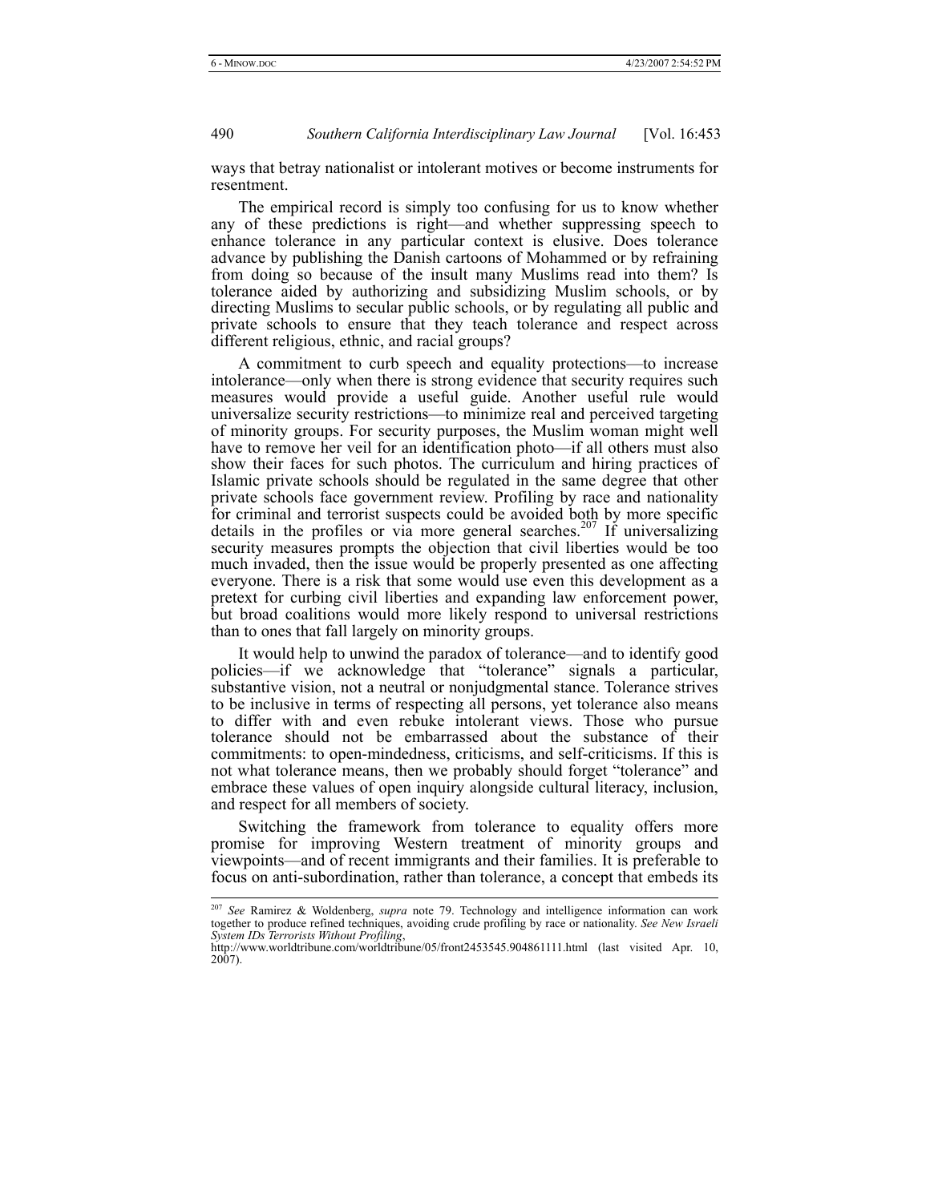ways that betray nationalist or intolerant motives or become instruments for resentment.

The empirical record is simply too confusing for us to know whether any of these predictions is right—and whether suppressing speech to enhance tolerance in any particular context is elusive. Does tolerance advance by publishing the Danish cartoons of Mohammed or by refraining from doing so because of the insult many Muslims read into them? Is tolerance aided by authorizing and subsidizing Muslim schools, or by directing Muslims to secular public schools, or by regulating all public and private schools to ensure that they teach tolerance and respect across different religious, ethnic, and racial groups?

A commitment to curb speech and equality protections—to increase intolerance—only when there is strong evidence that security requires such measures would provide a useful guide. Another useful rule would universalize security restrictions—to minimize real and perceived targeting of minority groups. For security purposes, the Muslim woman might well have to remove her veil for an identification photo—if all others must also show their faces for such photos. The curriculum and hiring practices of Islamic private schools should be regulated in the same degree that other private schools face government review. Profiling by race and nationality for criminal and terrorist suspects could be avoided both by more specific details in the profiles or via more general searches.[207] If universalizing security measures prompts the objection that civil liberties would be too much invaded, then the issue would be properly presented as one affecting everyone. There is a risk that some would use even this development as a pretext for curbing civil liberties and expanding law enforcement power, but broad coalitions would more likely respond to universal restrictions than to ones that fall largely on minority groups.

It would help to unwind the paradox of tolerance—and to identify good policies—if we acknowledge that "tolerance" signals a particular, substantive vision, not a neutral or nonjudgmental stance. Tolerance strives to be inclusive in terms of respecting all persons, yet tolerance also means to differ with and even rebuke intolerant views. Those who pursue tolerance should not be embarrassed about the substance of their commitments: to open-mindedness, criticisms, and self-criticisms. If this is not what tolerance means, then we probably should forget "tolerance" and embrace these values of open inquiry alongside cultural literacy, inclusion, and respect for all members of society.

Switching the framework from tolerance to equality offers more promise for improving Western treatment of minority groups and viewpoints—and of recent immigrants and their families. It is preferable to focus on anti-subordination, rather than tolerance, a concept that embeds its

---

[207] *See* Ramirez & Woldenberg, *supra* note 79. Technology and intelligence information can work together to produce refined techniques, avoiding crude profiling by race or nationality. *See New Israeli System IDs Terrorists Without Profiling*, http://www.worldtribune.com/worldtribune/05/front2453545.904861111.html (last visited Apr. 10, 2007).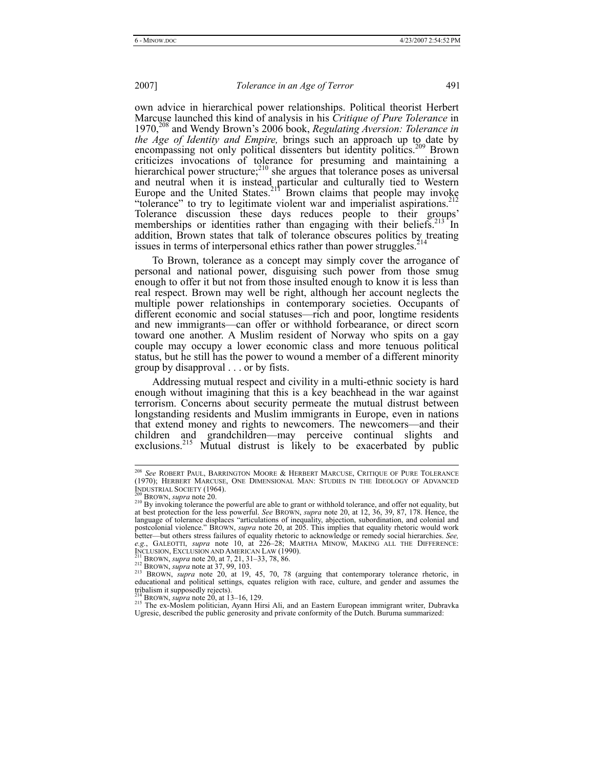own advice in hierarchical power relationships. Political theorist Herbert Marcuse launched this kind of analysis in his *Critique of Pure Tolerance* in 1970,[208] and Wendy Brown's 2006 book, *Regulating Aversion: Tolerance in the Age of Identity and Empire,* brings such an approach up to date by encompassing not only political dissenters but identity politics.[209] Brown criticizes invocations of tolerance for presuming and maintaining a hierarchical power structure;[210] she argues that tolerance poses as universal and neutral when it is instead particular and culturally tied to Western Europe and the United States.[211] Brown claims that people may invoke "tolerance" to try to legitimate violent war and imperialist aspirations.[212] Tolerance discussion these days reduces people to their groups' memberships or identities rather than engaging with their beliefs.[213] In addition, Brown states that talk of tolerance obscures politics by treating issues in terms of interpersonal ethics rather than power struggles.[214]

To Brown, tolerance as a concept may simply cover the arrogance of personal and national power, disguising such power from those smug enough to offer it but not from those insulted enough to know it is less than real respect. Brown may well be right, although her account neglects the multiple power relationships in contemporary societies. Occupants of different economic and social statuses—rich and poor, longtime residents and new immigrants—can offer or withhold forbearance, or direct scorn toward one another. A Muslim resident of Norway who spits on a gay couple may occupy a lower economic class and more tenuous political status, but he still has the power to wound a member of a different minority group by disapproval . . . or by fists.

Addressing mutual respect and civility in a multi-ethnic society is hard enough without imagining that this is a key beachhead in the war against terrorism. Concerns about security permeate the mutual distrust between longstanding residents and Muslim immigrants in Europe, even in nations that extend money and rights to newcomers. The newcomers—and their children and grandchildren—may perceive continual slights and exclusions.[215] Mutual distrust is likely to be exacerbated by public

---

[208] *See* ROBERT PAUL, BARRINGTON MOORE & HERBERT MARCUSE, CRITIQUE OF PURE TOLERANCE (1970); HERBERT MARCUSE, ONE DIMENSIONAL MAN: STUDIES IN THE IDEOLOGY OF ADVANCED INDUSTRIAL SOCIETY (1964).

[209] BROWN, *supra* note 20.

[210] By invoking tolerance the powerful are able to grant or withhold tolerance, and offer not equality, but at best protection for the less powerful. *See* BROWN, *supra* note 20, at 12, 36, 39, 87, 178. Hence, the language of tolerance displaces "articulations of inequality, abjection, subordination, and colonial and postcolonial violence." BROWN, *supra* note 20, at 205. This implies that equality rhetoric would work better—but others stress failures of equality rhetoric to acknowledge or remedy social hierarchies. *See, e.g.*, GALEOTTI, *supra* note 10, at 226–28; MARTHA MINOW, MAKING ALL THE DIFFERENCE: INCLUSION, EXCLUSION AND AMERICAN LAW (1990).

[211] BROWN, *supra* note 20, at 7, 21, 31–33, 78, 86.

[212] BROWN, *supra* note at 37, 99, 103.

[213] BROWN, *supra* note 20, at 19, 45, 70, 78 (arguing that contemporary tolerance rhetoric, in educational and political settings, equates religion with race, culture, and gender and assumes the tribalism it supposedly rejects).

[214] BROWN, *supra* note 20, at 13–16, 129.

[215] The ex-Moslem politician, Ayann Hirsi Ali, and an Eastern European immigrant writer, Dubravka Ugresic, described the public generosity and private conformity of the Dutch. Buruma summarized: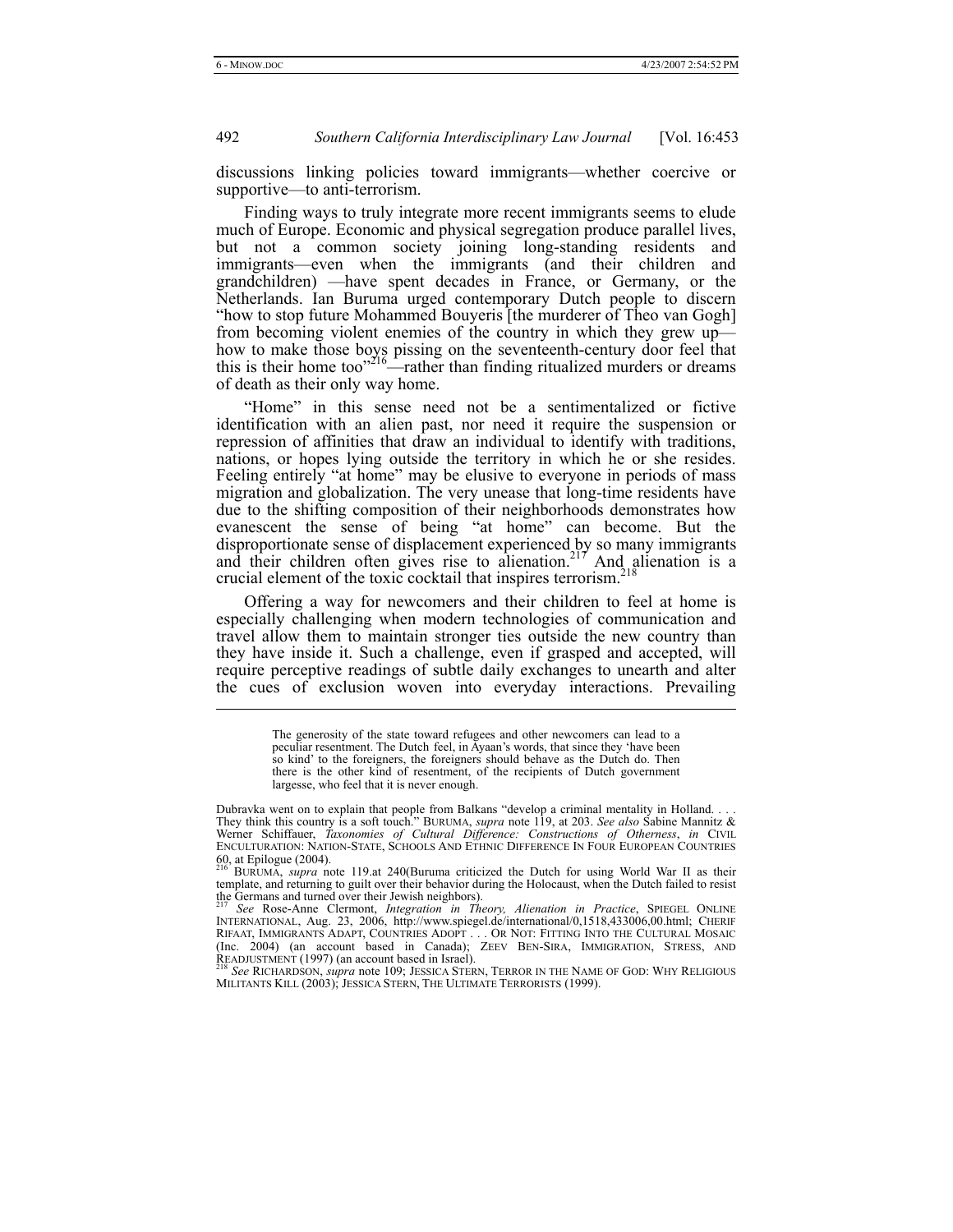discussions linking policies toward immigrants—whether coercive or supportive—to anti-terrorism.

Finding ways to truly integrate more recent immigrants seems to elude much of Europe. Economic and physical segregation produce parallel lives, but not a common society joining long-standing residents and immigrants—even when the immigrants (and their children and grandchildren) —have spent decades in France, or Germany, or the Netherlands. Ian Buruma urged contemporary Dutch people to discern "how to stop future Mohammed Bouyeris [the murderer of Theo van Gogh] from becoming violent enemies of the country in which they grew up—how to make those boys pissing on the seventeenth-century door feel that this is their home too"[216]—rather than finding ritualized murders or dreams of death as their only way home.

"Home" in this sense need not be a sentimentalized or fictive identification with an alien past, nor need it require the suspension or repression of affinities that draw an individual to identify with traditions, nations, or hopes lying outside the territory in which he or she resides. Feeling entirely "at home" may be elusive to everyone in periods of mass migration and globalization. The very unease that long-time residents have due to the shifting composition of their neighborhoods demonstrates how evanescent the sense of being "at home" can become. But the disproportionate sense of displacement experienced by so many immigrants and their children often gives rise to alienation.[217] And alienation is a crucial element of the toxic cocktail that inspires terrorism.[218]

Offering a way for newcomers and their children to feel at home is especially challenging when modern technologies of communication and travel allow them to maintain stronger ties outside the new country than they have inside it. Such a challenge, even if grasped and accepted, will require perceptive readings of subtle daily exchanges to unearth and alter the cues of exclusion woven into everyday interactions. Prevailing

---

> The generosity of the state toward refugees and other newcomers can lead to a peculiar resentment. The Dutch feel, in Ayaan's words, that since they 'have been so kind' to the foreigners, the foreigners should behave as the Dutch do. Then there is the other kind of resentment, of the recipients of Dutch government largesse, who feel that it is never enough.

Dubravka went on to explain that people from Balkans "develop a criminal mentality in Holland. . . . They think this country is a soft touch." BURUMA, *supra* note 119, at 203. *See also* Sabine Mannitz & Werner Schiffauer, *Taxonomies of Cultural Difference: Constructions of Otherness*, *in* CIVIL ENCULTURATION: NATION-STATE, SCHOOLS AND ETHNIC DIFFERENCE IN FOUR EUROPEAN COUNTRIES 60, at Epilogue (2004).

[216] BURUMA, *supra* note 119.at 240(Buruma criticized the Dutch for using World War II as their template, and returning to guilt over their behavior during the Holocaust, when the Dutch failed to resist the Germans and turned over their Jewish neighbors).

[217] *See* Rose-Anne Clermont, *Integration in Theory, Alienation in Practice*, SPIEGEL ONLINE INTERNATIONAL, Aug. 23, 2006, http://www.spiegel.de/international/0,1518,433006,00.html; CHERIF RIFAAT, IMMIGRANTS ADAPT, COUNTRIES ADOPT . . . OR NOT: FITTING INTO THE CULTURAL MOSAIC (Inc. 2004) (an account based in Canada); ZEEV BEN-SIRA, IMMIGRATION, STRESS, AND READJUSTMENT (1997) (an account based in Israel).

[218] *See* RICHARDSON, *supra* note 109; JESSICA STERN, TERROR IN THE NAME OF GOD: WHY RELIGIOUS MILITANTS KILL (2003); JESSICA STERN, THE ULTIMATE TERRORISTS (1999).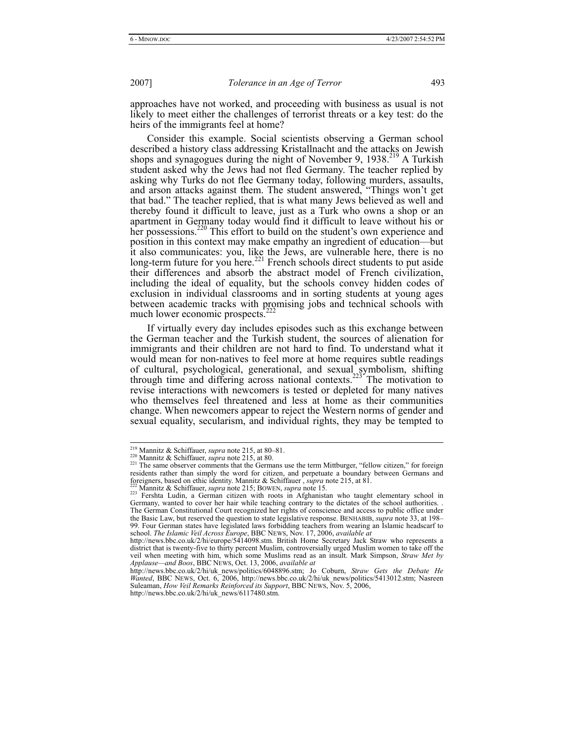approaches have not worked, and proceeding with business as usual is not likely to meet either the challenges of terrorist threats or a key test: do the heirs of the immigrants feel at home?

Consider this example. Social scientists observing a German school described a history class addressing Kristallnacht and the attacks on Jewish shops and synagogues during the night of November 9, 1938.[219] A Turkish student asked why the Jews had not fled Germany. The teacher replied by asking why Turks do not flee Germany today, following murders, assaults, and arson attacks against them. The student answered, "Things won't get that bad." The teacher replied, that is what many Jews believed as well and thereby found it difficult to leave, just as a Turk who owns a shop or an apartment in Germany today would find it difficult to leave without his or her possessions.[220] This effort to build on the student's own experience and position in this context may make empathy an ingredient of education—but it also communicates: you, like the Jews, are vulnerable here, there is no long-term future for you here.[221] French schools direct students to put aside their differences and absorb the abstract model of French civilization, including the ideal of equality, but the schools convey hidden codes of exclusion in individual classrooms and in sorting students at young ages between academic tracks with promising jobs and technical schools with much lower economic prospects.[222]

If virtually every day includes episodes such as this exchange between the German teacher and the Turkish student, the sources of alienation for immigrants and their children are not hard to find. To understand what it would mean for non-natives to feel more at home requires subtle readings of cultural, psychological, generational, and sexual symbolism, shifting through time and differing across national contexts.[223] The motivation to revise interactions with newcomers is tested or depleted for many natives who themselves feel threatened and less at home as their communities change. When newcomers appear to reject the Western norms of gender and sexual equality, secularism, and individual rights, they may be tempted to

---

[219] Mannitz & Schiffauer, *supra* note 215, at 80–81.

[220] Mannitz & Schiffauer, *supra* note 215, at 80.

[221] The same observer comments that the Germans use the term Mittburger, "fellow citizen," for foreign residents rather than simply the word for citizen, and perpetuate a boundary between Germans and foreigners, based on ethic identity. Mannitz & Schiffauer , *supra* note 215, at 81.

[222] Mannitz & Schiffauer, *supra* note 215; BOWEN, *supra* note 15.

[223] Fershta Ludin, a German citizen with roots in Afghanistan who taught elementary school in Germany, wanted to cover her hair while teaching contrary to the dictates of the school authorities. . The German Constitutional Court recognized her rights of conscience and access to public office under the Basic Law, but reserved the question to state legislative response. BENHABIB, *supra* note 33, at 198–99. Four German states have legislated laws forbidding teachers from wearing an Islamic headscarf to school. *The Islamic Veil Across Europe*, BBC NEWS, Nov. 17, 2006, *available at* http://news.bbc.co.uk/2/hi/europe/5414098.stm. British Home Secretary Jack Straw who represents a district that is twenty-five to thirty percent Muslim, controversially urged Muslim women to take off the veil when meeting with him, which some Muslims read as an insult. Mark Simpson, *Straw Met by Applause—and Boos*, BBC NEWS, Oct. 13, 2006, *available at* http://news.bbc.co.uk/2/hi/uk_news/politics/6048896.stm; Jo Coburn, *Straw Gets the Debate He Wanted*, BBC NEWS, Oct. 6, 2006, http://news.bbc.co.uk/2/hi/uk_news/politics/5413012.stm; Nasreen Suleaman, *How Veil Remarks Reinforced its Support*, BBC NEWS, Nov. 5, 2006, http://news.bbc.co.uk/2/hi/uk_news/6117480.stm.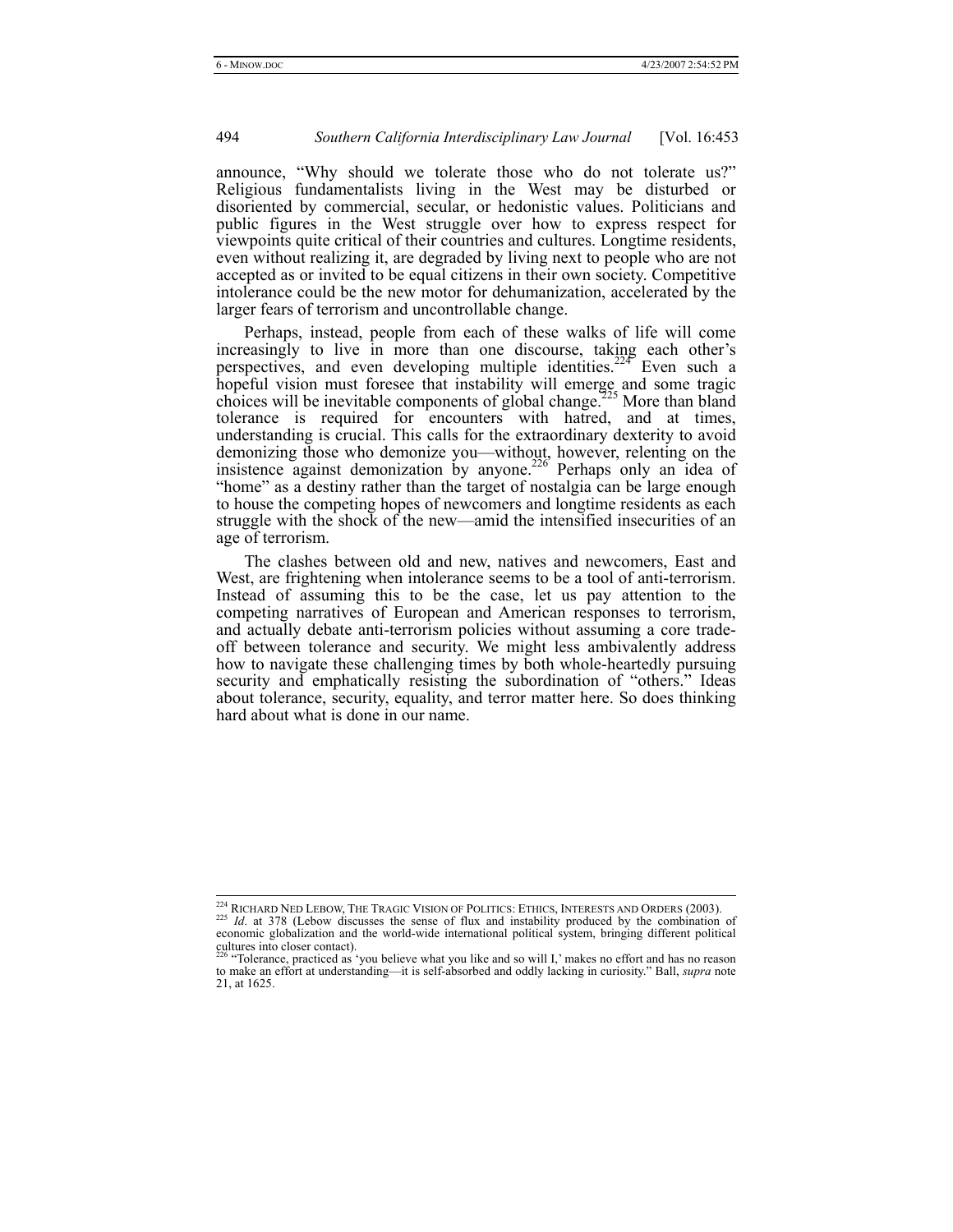announce, "Why should we tolerate those who do not tolerate us?" Religious fundamentalists living in the West may be disturbed or disoriented by commercial, secular, or hedonistic values. Politicians and public figures in the West struggle over how to express respect for viewpoints quite critical of their countries and cultures. Longtime residents, even without realizing it, are degraded by living next to people who are not accepted as or invited to be equal citizens in their own society. Competitive intolerance could be the new motor for dehumanization, accelerated by the larger fears of terrorism and uncontrollable change.

Perhaps, instead, people from each of these walks of life will come increasingly to live in more than one discourse, taking each other's perspectives, and even developing multiple identities.[224] Even such a hopeful vision must foresee that instability will emerge and some tragic choices will be inevitable components of global change.[225] More than bland tolerance is required for encounters with hatred, and at times, understanding is crucial. This calls for the extraordinary dexterity to avoid demonizing those who demonize you—without, however, relenting on the insistence against demonization by anyone.[226] Perhaps only an idea of "home" as a destiny rather than the target of nostalgia can be large enough to house the competing hopes of newcomers and longtime residents as each struggle with the shock of the new—amid the intensified insecurities of an age of terrorism.

The clashes between old and new, natives and newcomers, East and West, are frightening when intolerance seems to be a tool of anti-terrorism. Instead of assuming this to be the case, let us pay attention to the competing narratives of European and American responses to terrorism, and actually debate anti-terrorism policies without assuming a core trade-off between tolerance and security. We might less ambivalently address how to navigate these challenging times by both whole-heartedly pursuing security and emphatically resisting the subordination of "others." Ideas about tolerance, security, equality, and terror matter here. So does thinking hard about what is done in our name.

---

[224] RICHARD NED LEBOW, THE TRAGIC VISION OF POLITICS: ETHICS, INTERESTS AND ORDERS (2003).

[225] *Id*. at 378 (Lebow discusses the sense of flux and instability produced by the combination of economic globalization and the world-wide international political system, bringing different political cultures into closer contact).

[226] "Tolerance, practiced as 'you believe what you like and so will I,' makes no effort and has no reason to make an effort at understanding—it is self-absorbed and oddly lacking in curiosity." Ball, *supra* note 21, at 1625.